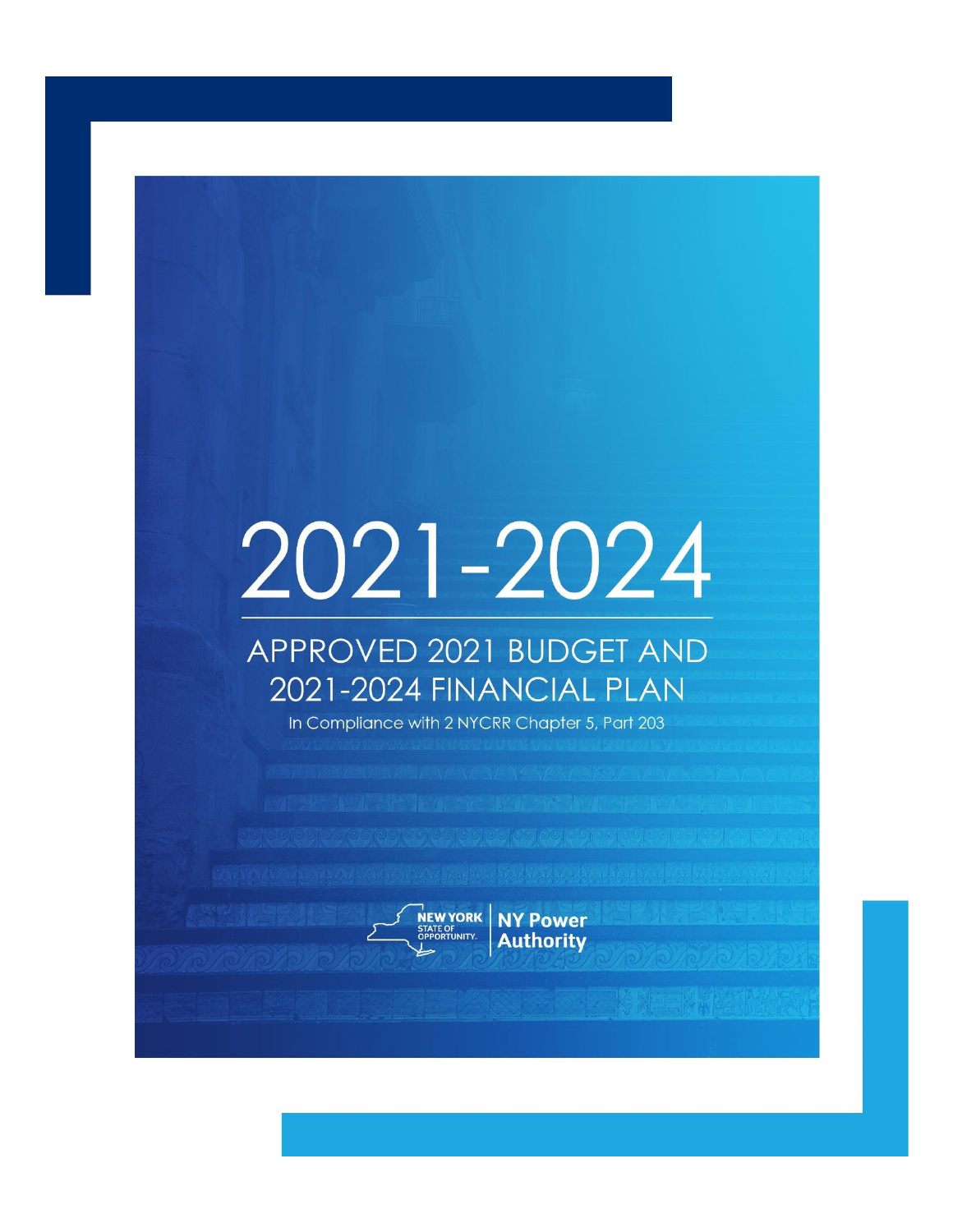# 2021-2024

## APPROVED 2021 BUDGET AND 2021-2024 FINANCIAL PLAN

In Compliance with 2 NYCRR Chapter 5, Part 203

NEW YORK STATE OF OPPORTUNITY. | NY Power Authority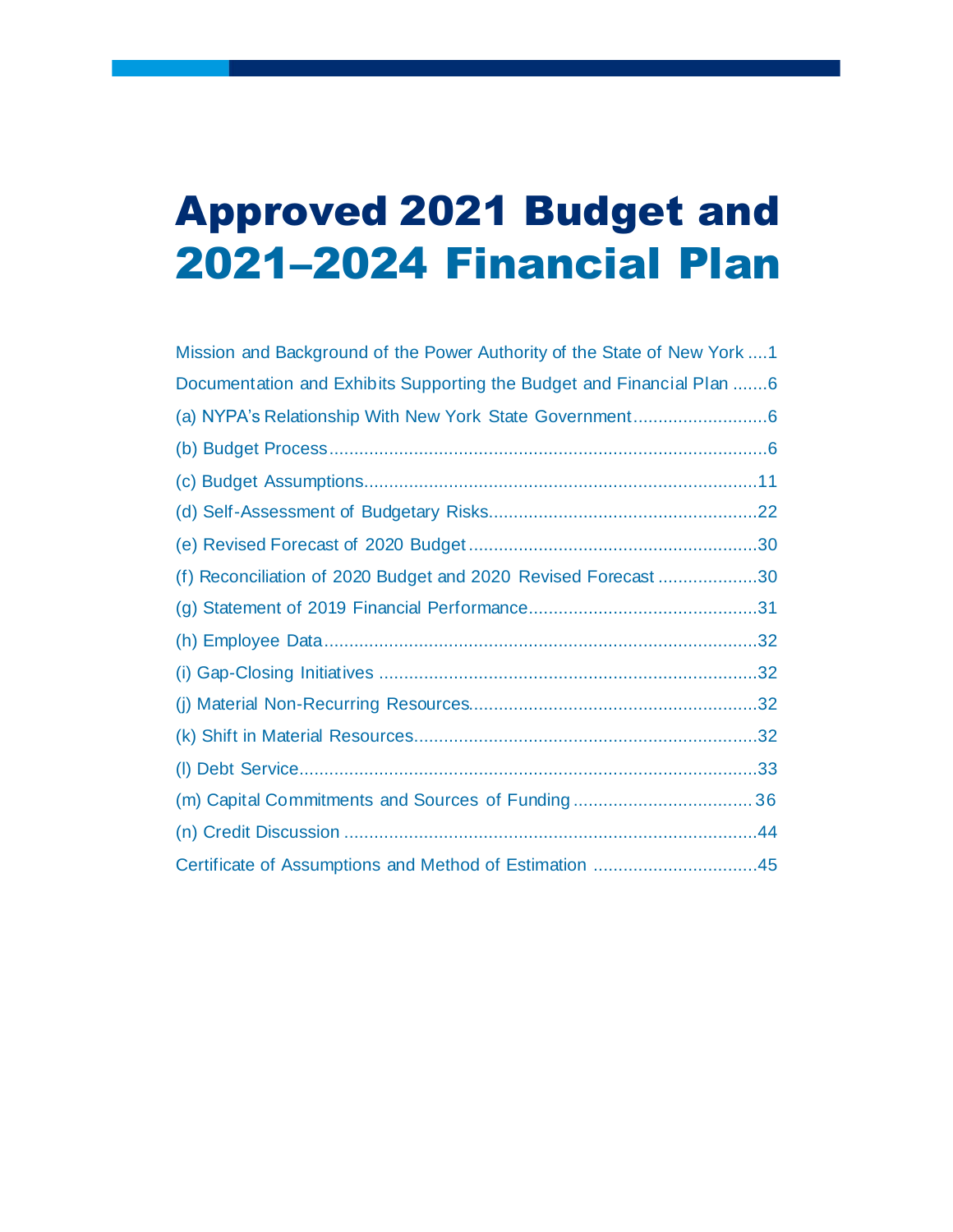# Approved 2021 Budget and 2021–2024 Financial Plan

Mission and Background of the Power Authority of the State of New York .... 1

Documentation and Exhibits Supporting the Budget and Financial Plan ....... 6

(a) NYPA's Relationship With New York State Government ........................... 6

(b) Budget Process ....................................................................................... 6

(c) Budget Assumptions .............................................................................. 11

(d) Self-Assessment of Budgetary Risks ..................................................... 22

(e) Revised Forecast of 2020 Budget ......................................................... 30

(f) Reconciliation of 2020 Budget and 2020 Revised Forecast .................... 30

(g) Statement of 2019 Financial Performance ............................................. 31

(h) Employee Data ...................................................................................... 32

(i) Gap-Closing Initiatives ........................................................................... 32

(j) Material Non-Recurring Resources ......................................................... 32

(k) Shift in Material Resources .................................................................... 32

(l) Debt Service ........................................................................................... 33

(m) Capital Commitments and Sources of Funding .................................... 36

(n) Credit Discussion .................................................................................. 44

Certificate of Assumptions and Method of Estimation ................................. 45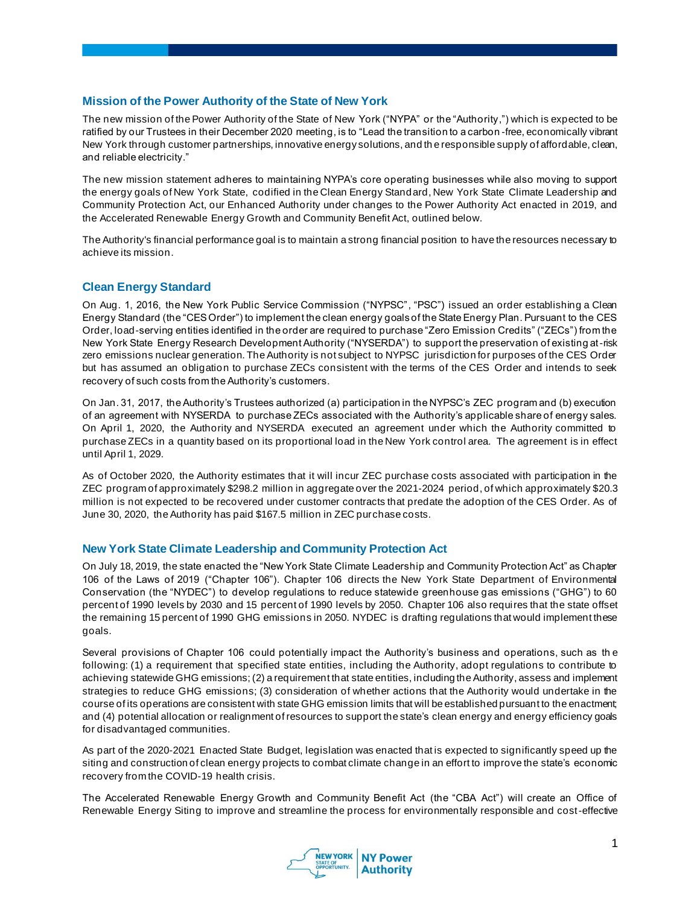## Mission of the Power Authority of the State of New York

The new mission of the Power Authority of the State of New York ("NYPA" or the "Authority,") which is expected to be ratified by our Trustees in their December 2020 meeting, is to "Lead the transition to a carbon-free, economically vibrant New York through customer partnerships, innovative energy solutions, and the responsible supply of affordable, clean, and reliable electricity."

The new mission statement adheres to maintaining NYPA's core operating businesses while also moving to support the energy goals of New York State, codified in the Clean Energy Standard, New York State Climate Leadership and Community Protection Act, our Enhanced Authority under changes to the Power Authority Act enacted in 2019, and the Accelerated Renewable Energy Growth and Community Benefit Act, outlined below.

The Authority's financial performance goal is to maintain a strong financial position to have the resources necessary to achieve its mission.

## Clean Energy Standard

On Aug. 1, 2016, the New York Public Service Commission ("NYPSC", "PSC") issued an order establishing a Clean Energy Standard (the "CES Order") to implement the clean energy goals of the State Energy Plan. Pursuant to the CES Order, load-serving entities identified in the order are required to purchase "Zero Emission Credits" ("ZECs") from the New York State Energy Research Development Authority ("NYSERDA") to support the preservation of existing at-risk zero emissions nuclear generation. The Authority is not subject to NYPSC jurisdiction for purposes of the CES Order but has assumed an obligation to purchase ZECs consistent with the terms of the CES Order and intends to seek recovery of such costs from the Authority's customers.

On Jan. 31, 2017, the Authority's Trustees authorized (a) participation in the NYPSC's ZEC program and (b) execution of an agreement with NYSERDA to purchase ZECs associated with the Authority's applicable share of energy sales. On April 1, 2020, the Authority and NYSERDA executed an agreement under which the Authority committed to purchase ZECs in a quantity based on its proportional load in the New York control area. The agreement is in effect until April 1, 2029.

As of October 2020, the Authority estimates that it will incur ZEC purchase costs associated with participation in the ZEC program of approximately $298.2 million in aggregate over the 2021-2024 period, of which approximately $20.3 million is not expected to be recovered under customer contracts that predate the adoption of the CES Order. As of June 30, 2020, the Authority has paid $167.5 million in ZEC purchase costs.

## New York State Climate Leadership and Community Protection Act

On July 18, 2019, the state enacted the "New York State Climate Leadership and Community Protection Act" as Chapter 106 of the Laws of 2019 ("Chapter 106"). Chapter 106 directs the New York State Department of Environmental Conservation (the "NYDEC") to develop regulations to reduce statewide greenhouse gas emissions ("GHG") to 60 percent of 1990 levels by 2030 and 15 percent of 1990 levels by 2050. Chapter 106 also requires that the state offset the remaining 15 percent of 1990 GHG emissions in 2050. NYDEC is drafting regulations that would implement these goals.

Several provisions of Chapter 106 could potentially impact the Authority's business and operations, such as the following: (1) a requirement that specified state entities, including the Authority, adopt regulations to contribute to achieving statewide GHG emissions; (2) a requirement that state entities, including the Authority, assess and implement strategies to reduce GHG emissions; (3) consideration of whether actions that the Authority would undertake in the course of its operations are consistent with state GHG emission limits that will be established pursuant to the enactment; and (4) potential allocation or realignment of resources to support the state's clean energy and energy efficiency goals for disadvantaged communities.

As part of the 2020-2021 Enacted State Budget, legislation was enacted that is expected to significantly speed up the siting and construction of clean energy projects to combat climate change in an effort to improve the state's economic recovery from the COVID-19 health crisis.

The Accelerated Renewable Energy Growth and Community Benefit Act (the "CBA Act") will create an Office of Renewable Energy Siting to improve and streamline the process for environmentally responsible and cost-effective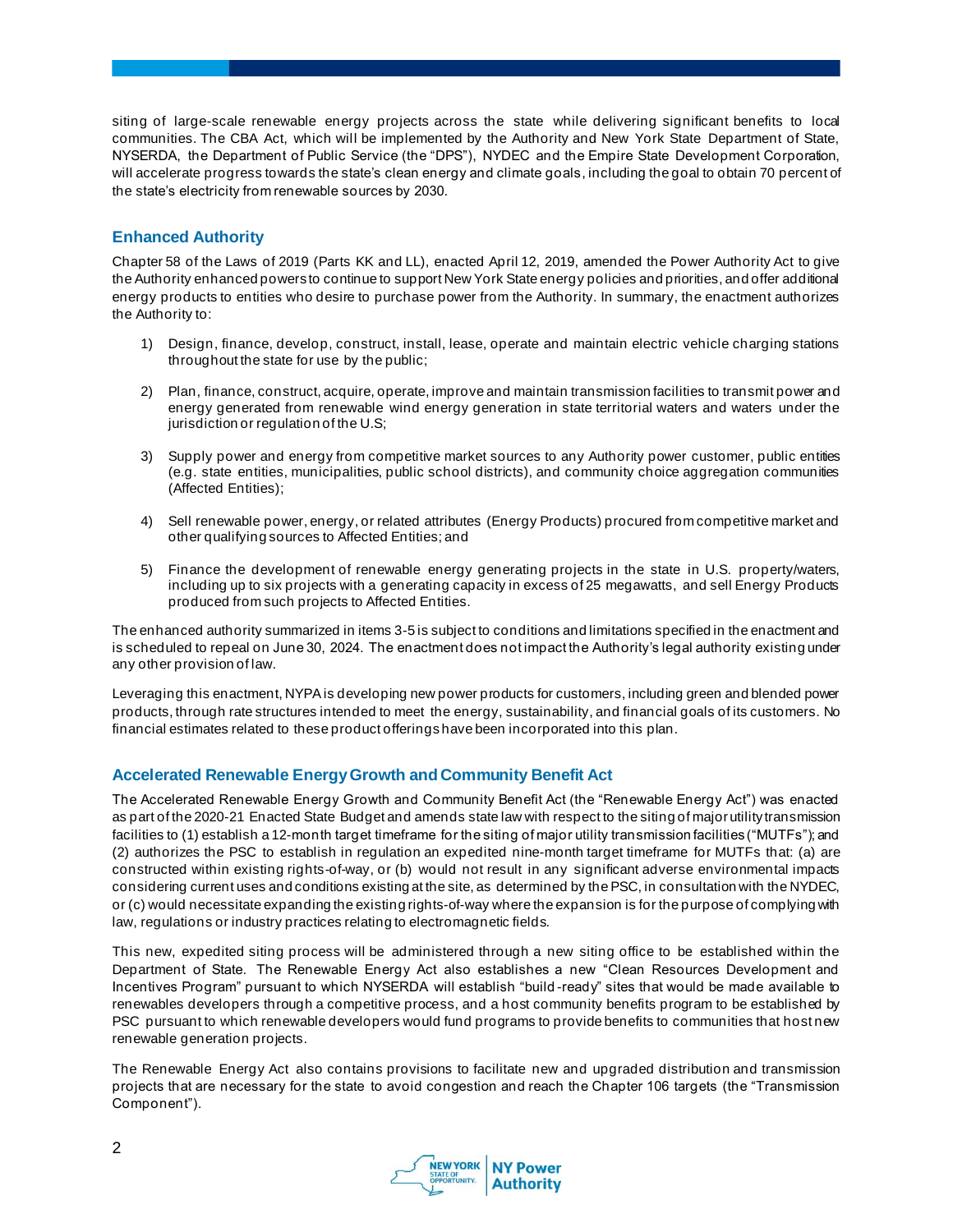siting of large-scale renewable energy projects across the state while delivering significant benefits to local communities. The CBA Act, which will be implemented by the Authority and New York State Department of State, NYSERDA, the Department of Public Service (the "DPS"), NYDEC and the Empire State Development Corporation, will accelerate progress towards the state's clean energy and climate goals, including the goal to obtain 70 percent of the state's electricity from renewable sources by 2030.

## Enhanced Authority

Chapter 58 of the Laws of 2019 (Parts KK and LL), enacted April 12, 2019, amended the Power Authority Act to give the Authority enhanced powers to continue to support New York State energy policies and priorities, and offer additional energy products to entities who desire to purchase power from the Authority. In summary, the enactment authorizes the Authority to:

1) Design, finance, develop, construct, install, lease, operate and maintain electric vehicle charging stations throughout the state for use by the public;

2) Plan, finance, construct, acquire, operate, improve and maintain transmission facilities to transmit power and energy generated from renewable wind energy generation in state territorial waters and waters under the jurisdiction or regulation of the U.S;

3) Supply power and energy from competitive market sources to any Authority power customer, public entities (e.g. state entities, municipalities, public school districts), and community choice aggregation communities (Affected Entities);

4) Sell renewable power, energy, or related attributes (Energy Products) procured from competitive market and other qualifying sources to Affected Entities; and

5) Finance the development of renewable energy generating projects in the state in U.S. property/waters, including up to six projects with a generating capacity in excess of 25 megawatts, and sell Energy Products produced from such projects to Affected Entities.

The enhanced authority summarized in items 3-5 is subject to conditions and limitations specified in the enactment and is scheduled to repeal on June 30, 2024. The enactment does not impact the Authority's legal authority existing under any other provision of law.

Leveraging this enactment, NYPA is developing new power products for customers, including green and blended power products, through rate structures intended to meet the energy, sustainability, and financial goals of its customers. No financial estimates related to these product offerings have been incorporated into this plan.

## Accelerated Renewable Energy Growth and Community Benefit Act

The Accelerated Renewable Energy Growth and Community Benefit Act (the "Renewable Energy Act") was enacted as part of the 2020-21 Enacted State Budget and amends state law with respect to the siting of major utility transmission facilities to (1) establish a 12-month target timeframe for the siting of major utility transmission facilities ("MUTFs"); and (2) authorizes the PSC to establish in regulation an expedited nine-month target timeframe for MUTFs that: (a) are constructed within existing rights-of-way, or (b) would not result in any significant adverse environmental impacts considering current uses and conditions existing at the site, as determined by the PSC, in consultation with the NYDEC, or (c) would necessitate expanding the existing rights-of-way where the expansion is for the purpose of complying with law, regulations or industry practices relating to electromagnetic fields.

This new, expedited siting process will be administered through a new siting office to be established within the Department of State. The Renewable Energy Act also establishes a new "Clean Resources Development and Incentives Program" pursuant to which NYSERDA will establish "build-ready" sites that would be made available to renewables developers through a competitive process, and a host community benefits program to be established by PSC pursuant to which renewable developers would fund programs to provide benefits to communities that host new renewable generation projects.

The Renewable Energy Act also contains provisions to facilitate new and upgraded distribution and transmission projects that are necessary for the state to avoid congestion and reach the Chapter 106 targets (the "Transmission Component").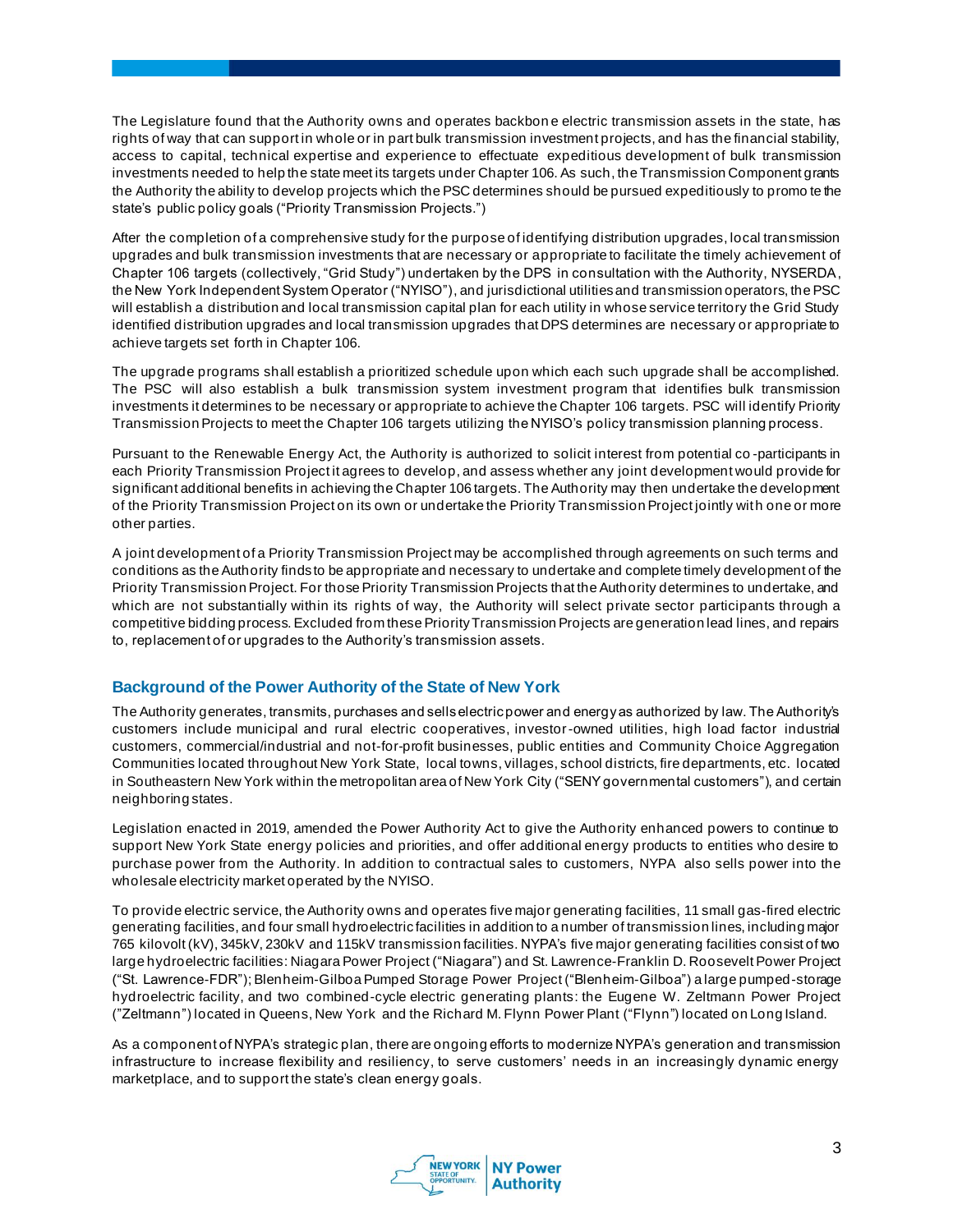The Legislature found that the Authority owns and operates backbone electric transmission assets in the state, has rights of way that can support in whole or in part bulk transmission investment projects, and has the financial stability, access to capital, technical expertise and experience to effectuate expeditious development of bulk transmission investments needed to help the state meet its targets under Chapter 106. As such, the Transmission Component grants the Authority the ability to develop projects which the PSC determines should be pursued expeditiously to promote the state's public policy goals ("Priority Transmission Projects.")

After the completion of a comprehensive study for the purpose of identifying distribution upgrades, local transmission upgrades and bulk transmission investments that are necessary or appropriate to facilitate the timely achievement of Chapter 106 targets (collectively, "Grid Study") undertaken by the DPS in consultation with the Authority, NYSERDA, the New York Independent System Operator ("NYISO"), and jurisdictional utilities and transmission operators, the PSC will establish a distribution and local transmission capital plan for each utility in whose service territory the Grid Study identified distribution upgrades and local transmission upgrades that DPS determines are necessary or appropriate to achieve targets set forth in Chapter 106.

The upgrade programs shall establish a prioritized schedule upon which each such upgrade shall be accomplished. The PSC will also establish a bulk transmission system investment program that identifies bulk transmission investments it determines to be necessary or appropriate to achieve the Chapter 106 targets. PSC will identify Priority Transmission Projects to meet the Chapter 106 targets utilizing the NYISO's policy transmission planning process.

Pursuant to the Renewable Energy Act, the Authority is authorized to solicit interest from potential co-participants in each Priority Transmission Project it agrees to develop, and assess whether any joint development would provide for significant additional benefits in achieving the Chapter 106 targets. The Authority may then undertake the development of the Priority Transmission Project on its own or undertake the Priority Transmission Project jointly with one or more other parties.

A joint development of a Priority Transmission Project may be accomplished through agreements on such terms and conditions as the Authority finds to be appropriate and necessary to undertake and complete timely development of the Priority Transmission Project. For those Priority Transmission Projects that the Authority determines to undertake, and which are not substantially within its rights of way, the Authority will select private sector participants through a competitive bidding process. Excluded from these Priority Transmission Projects are generation lead lines, and repairs to, replacement of or upgrades to the Authority's transmission assets.

## Background of the Power Authority of the State of New York

The Authority generates, transmits, purchases and sells electric power and energy as authorized by law. The Authority's customers include municipal and rural electric cooperatives, investor-owned utilities, high load factor industrial customers, commercial/industrial and not-for-profit businesses, public entities and Community Choice Aggregation Communities located throughout New York State, local towns, villages, school districts, fire departments, etc. located in Southeastern New York within the metropolitan area of New York City ("SENY governmental customers"), and certain neighboring states.

Legislation enacted in 2019, amended the Power Authority Act to give the Authority enhanced powers to continue to support New York State energy policies and priorities, and offer additional energy products to entities who desire to purchase power from the Authority. In addition to contractual sales to customers, NYPA also sells power into the wholesale electricity market operated by the NYISO.

To provide electric service, the Authority owns and operates five major generating facilities, 11 small gas-fired electric generating facilities, and four small hydroelectric facilities in addition to a number of transmission lines, including major 765 kilovolt (kV), 345kV, 230kV and 115kV transmission facilities. NYPA's five major generating facilities consist of two large hydroelectric facilities: Niagara Power Project ("Niagara") and St. Lawrence-Franklin D. Roosevelt Power Project ("St. Lawrence-FDR"); Blenheim-Gilboa Pumped Storage Power Project ("Blenheim-Gilboa") a large pumped-storage hydroelectric facility, and two combined-cycle electric generating plants: the Eugene W. Zeltmann Power Project ("Zeltmann") located in Queens, New York and the Richard M. Flynn Power Plant ("Flynn") located on Long Island.

As a component of NYPA's strategic plan, there are ongoing efforts to modernize NYPA's generation and transmission infrastructure to increase flexibility and resiliency, to serve customers' needs in an increasingly dynamic energy marketplace, and to support the state's clean energy goals.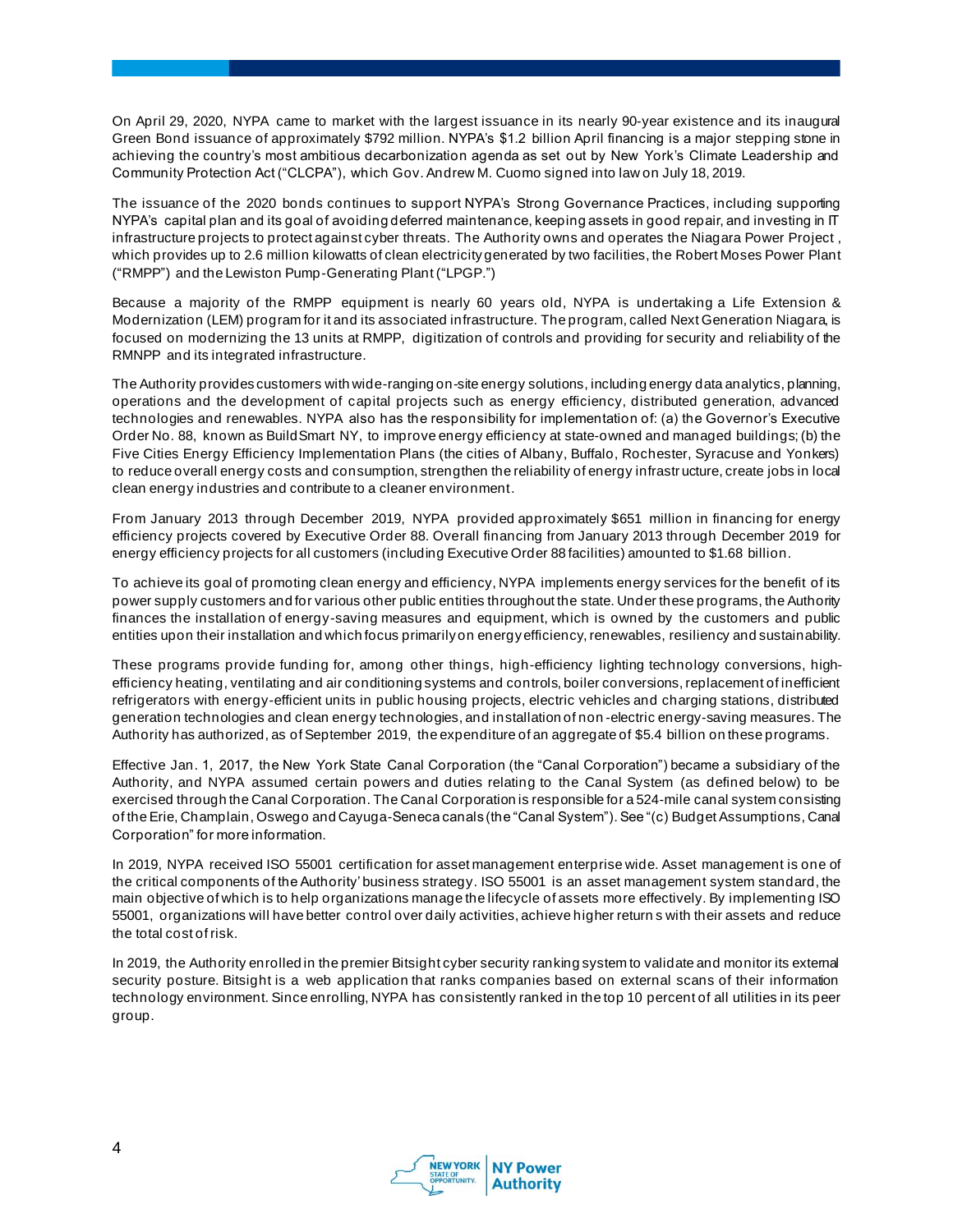On April 29, 2020, NYPA came to market with the largest issuance in its nearly 90-year existence and its inaugural Green Bond issuance of approximately $792 million. NYPA's $1.2 billion April financing is a major stepping stone in achieving the country's most ambitious decarbonization agenda as set out by New York's Climate Leadership and Community Protection Act ("CLCPA"), which Gov. Andrew M. Cuomo signed into law on July 18, 2019.

The issuance of the 2020 bonds continues to support NYPA's Strong Governance Practices, including supporting NYPA's capital plan and its goal of avoiding deferred maintenance, keeping assets in good repair, and investing in IT infrastructure projects to protect against cyber threats. The Authority owns and operates the Niagara Power Project , which provides up to 2.6 million kilowatts of clean electricity generated by two facilities, the Robert Moses Power Plant ("RMPP") and the Lewiston Pump-Generating Plant ("LPGP.")

Because a majority of the RMPP equipment is nearly 60 years old, NYPA is undertaking a Life Extension & Modernization (LEM) program for it and its associated infrastructure. The program, called Next Generation Niagara, is focused on modernizing the 13 units at RMPP, digitization of controls and providing for security and reliability of the RMNPP and its integrated infrastructure.

The Authority provides customers with wide-ranging on-site energy solutions, including energy data analytics, planning, operations and the development of capital projects such as energy efficiency, distributed generation, advanced technologies and renewables. NYPA also has the responsibility for implementation of: (a) the Governor's Executive Order No. 88, known as BuildSmart NY, to improve energy efficiency at state-owned and managed buildings; (b) the Five Cities Energy Efficiency Implementation Plans (the cities of Albany, Buffalo, Rochester, Syracuse and Yonkers) to reduce overall energy costs and consumption, strengthen the reliability of energy infrastructure, create jobs in local clean energy industries and contribute to a cleaner environment.

From January 2013 through December 2019, NYPA provided approximately $651 million in financing for energy efficiency projects covered by Executive Order 88. Overall financing from January 2013 through December 2019 for energy efficiency projects for all customers (including Executive Order 88 facilities) amounted to $1.68 billion.

To achieve its goal of promoting clean energy and efficiency, NYPA implements energy services for the benefit of its power supply customers and for various other public entities throughout the state. Under these programs, the Authority finances the installation of energy-saving measures and equipment, which is owned by the customers and public entities upon their installation and which focus primarily on energy efficiency, renewables, resiliency and sustainability.

These programs provide funding for, among other things, high-efficiency lighting technology conversions, high-efficiency heating, ventilating and air conditioning systems and controls, boiler conversions, replacement of inefficient refrigerators with energy-efficient units in public housing projects, electric vehicles and charging stations, distributed generation technologies and clean energy technologies, and installation of non-electric energy-saving measures. The Authority has authorized, as of September 2019, the expenditure of an aggregate of $5.4 billion on these programs.

Effective Jan. 1, 2017, the New York State Canal Corporation (the "Canal Corporation") became a subsidiary of the Authority, and NYPA assumed certain powers and duties relating to the Canal System (as defined below) to be exercised through the Canal Corporation. The Canal Corporation is responsible for a 524-mile canal system consisting of the Erie, Champlain, Oswego and Cayuga-Seneca canals (the "Canal System"). See "(c) Budget Assumptions, Canal Corporation" for more information.

In 2019, NYPA received ISO 55001 certification for asset management enterprise wide. Asset management is one of the critical components of the Authority' business strategy. ISO 55001 is an asset management system standard, the main objective of which is to help organizations manage the lifecycle of assets more effectively. By implementing ISO 55001, organizations will have better control over daily activities, achieve higher return s with their assets and reduce the total cost of risk.

In 2019, the Authority enrolled in the premier Bitsight cyber security ranking system to validate and monitor its external security posture. Bitsight is a web application that ranks companies based on external scans of their information technology environment. Since enrolling, NYPA has consistently ranked in the top 10 percent of all utilities in its peer group.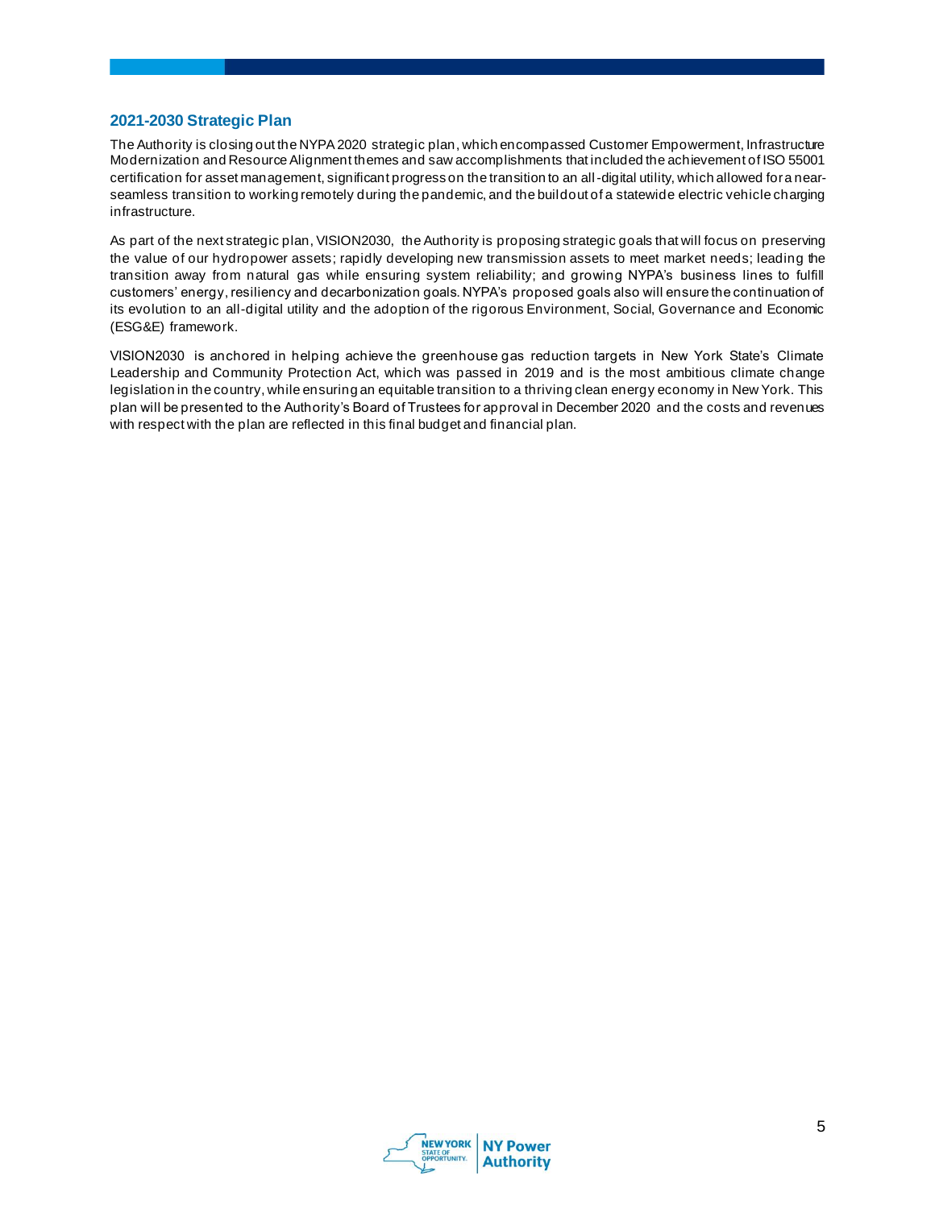## 2021-2030 Strategic Plan

The Authority is closing out the NYPA 2020 strategic plan, which encompassed Customer Empowerment, Infrastructure Modernization and Resource Alignment themes and saw accomplishments that included the achievement of ISO 55001 certification for asset management, significant progress on the transition to an all-digital utility, which allowed for a near-seamless transition to working remotely during the pandemic, and the buildout of a statewide electric vehicle charging infrastructure.

As part of the next strategic plan, VISION2030, the Authority is proposing strategic goals that will focus on preserving the value of our hydropower assets; rapidly developing new transmission assets to meet market needs; leading the transition away from natural gas while ensuring system reliability; and growing NYPA's business lines to fulfill customers' energy, resiliency and decarbonization goals. NYPA's proposed goals also will ensure the continuation of its evolution to an all-digital utility and the adoption of the rigorous Environment, Social, Governance and Economic (ESG&E) framework.

VISION2030 is anchored in helping achieve the greenhouse gas reduction targets in New York State's Climate Leadership and Community Protection Act, which was passed in 2019 and is the most ambitious climate change legislation in the country, while ensuring an equitable transition to a thriving clean energy economy in New York. This plan will be presented to the Authority's Board of Trustees for approval in December 2020 and the costs and revenues with respect with the plan are reflected in this final budget and financial plan.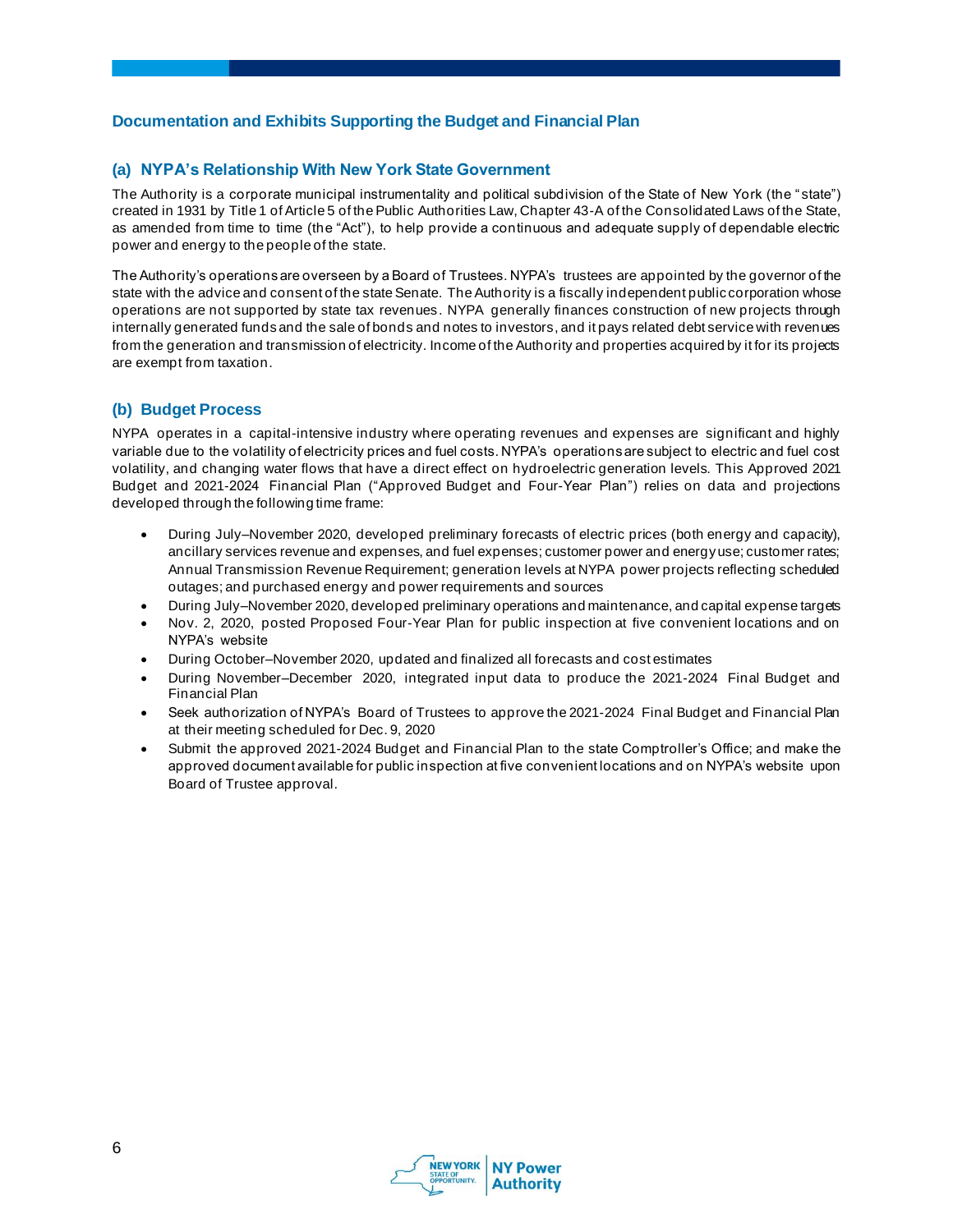## Documentation and Exhibits Supporting the Budget and Financial Plan

### (a) NYPA's Relationship With New York State Government

The Authority is a corporate municipal instrumentality and political subdivision of the State of New York (the "state") created in 1931 by Title 1 of Article 5 of the Public Authorities Law, Chapter 43-A of the Consolidated Laws of the State, as amended from time to time (the "Act"), to help provide a continuous and adequate supply of dependable electric power and energy to the people of the state.

The Authority's operations are overseen by a Board of Trustees. NYPA's trustees are appointed by the governor of the state with the advice and consent of the state Senate. The Authority is a fiscally independent public corporation whose operations are not supported by state tax revenues. NYPA generally finances construction of new projects through internally generated funds and the sale of bonds and notes to investors, and it pays related debt service with revenues from the generation and transmission of electricity. Income of the Authority and properties acquired by it for its projects are exempt from taxation.

### (b) Budget Process

NYPA operates in a capital-intensive industry where operating revenues and expenses are significant and highly variable due to the volatility of electricity prices and fuel costs. NYPA's operations are subject to electric and fuel cost volatility, and changing water flows that have a direct effect on hydroelectric generation levels. This Approved 2021 Budget and 2021-2024 Financial Plan ("Approved Budget and Four-Year Plan") relies on data and projections developed through the following time frame:

- During July–November 2020, developed preliminary forecasts of electric prices (both energy and capacity), ancillary services revenue and expenses, and fuel expenses; customer power and energy use; customer rates; Annual Transmission Revenue Requirement; generation levels at NYPA power projects reflecting scheduled outages; and purchased energy and power requirements and sources
- During July–November 2020, developed preliminary operations and maintenance, and capital expense targets
- Nov. 2, 2020, posted Proposed Four-Year Plan for public inspection at five convenient locations and on NYPA's website
- During October–November 2020, updated and finalized all forecasts and cost estimates
- During November–December 2020, integrated input data to produce the 2021-2024 Final Budget and Financial Plan
- Seek authorization of NYPA's Board of Trustees to approve the 2021-2024 Final Budget and Financial Plan at their meeting scheduled for Dec. 9, 2020
- Submit the approved 2021-2024 Budget and Financial Plan to the state Comptroller's Office; and make the approved document available for public inspection at five convenient locations and on NYPA's website upon Board of Trustee approval.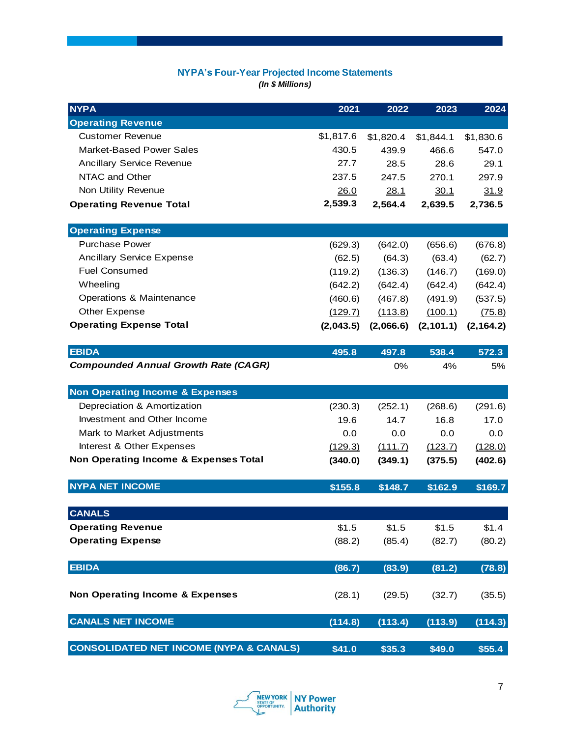## NYPA's Four-Year Projected Income Statements

*(In $ Millions)*

| NYPA | 2021 | 2022 | 2023 | 2024 |
|---|---|---|---|---|
| **Operating Revenue** | | | | |
| Customer Revenue | $1,817.6 | $1,820.4 | $1,844.1 | $1,830.6 |
| Market-Based Power Sales | 430.5 | 439.9 | 466.6 | 547.0 |
| Ancillary Service Revenue | 27.7 | 28.5 | 28.6 | 29.1 |
| NTAC and Other | 237.5 | 247.5 | 270.1 | 297.9 |
| Non Utility Revenue | 26.0 | 28.1 | 30.1 | 31.9 |
| **Operating Revenue Total** | **2,539.3** | **2,564.4** | **2,639.5** | **2,736.5** |
| **Operating Expense** | | | | |
| Purchase Power | (629.3) | (642.0) | (656.6) | (676.8) |
| Ancillary Service Expense | (62.5) | (64.3) | (63.4) | (62.7) |
| Fuel Consumed | (119.2) | (136.3) | (146.7) | (169.0) |
| Wheeling | (642.2) | (642.4) | (642.4) | (642.4) |
| Operations & Maintenance | (460.6) | (467.8) | (491.9) | (537.5) |
| Other Expense | (129.7) | (113.8) | (100.1) | (75.8) |
| **Operating Expense Total** | **(2,043.5)** | **(2,066.6)** | **(2,101.1)** | **(2,164.2)** |
| **EBIDA** | **495.8** | **497.8** | **538.4** | **572.3** |
| ***Compounded Annual Growth Rate (CAGR)*** | | 0% | 4% | 5% |
| **Non Operating Income & Expenses** | | | | |
| Depreciation & Amortization | (230.3) | (252.1) | (268.6) | (291.6) |
| Investment and Other Income | 19.6 | 14.7 | 16.8 | 17.0 |
| Mark to Market Adjustments | 0.0 | 0.0 | 0.0 | 0.0 |
| Interest & Other Expenses | (129.3) | (111.7) | (123.7) | (128.0) |
| **Non Operating Income & Expenses Total** | **(340.0)** | **(349.1)** | **(375.5)** | **(402.6)** |
| **NYPA NET INCOME** | **$155.8** | **$148.7** | **$162.9** | **$169.7** |
| **CANALS** | | | | |
| **Operating Revenue** | $1.5 | $1.5 | $1.5 | $1.4 |
| **Operating Expense** | (88.2) | (85.4) | (82.7) | (80.2) |
| **EBIDA** | **(86.7)** | **(83.9)** | **(81.2)** | **(78.8)** |
| **Non Operating Income & Expenses** | (28.1) | (29.5) | (32.7) | (35.5) |
| **CANALS NET INCOME** | **(114.8)** | **(113.4)** | **(113.9)** | **(114.3)** |
| **CONSOLIDATED NET INCOME (NYPA & CANALS)** | **$41.0** | **$35.3** | **$49.0** | **$55.4** |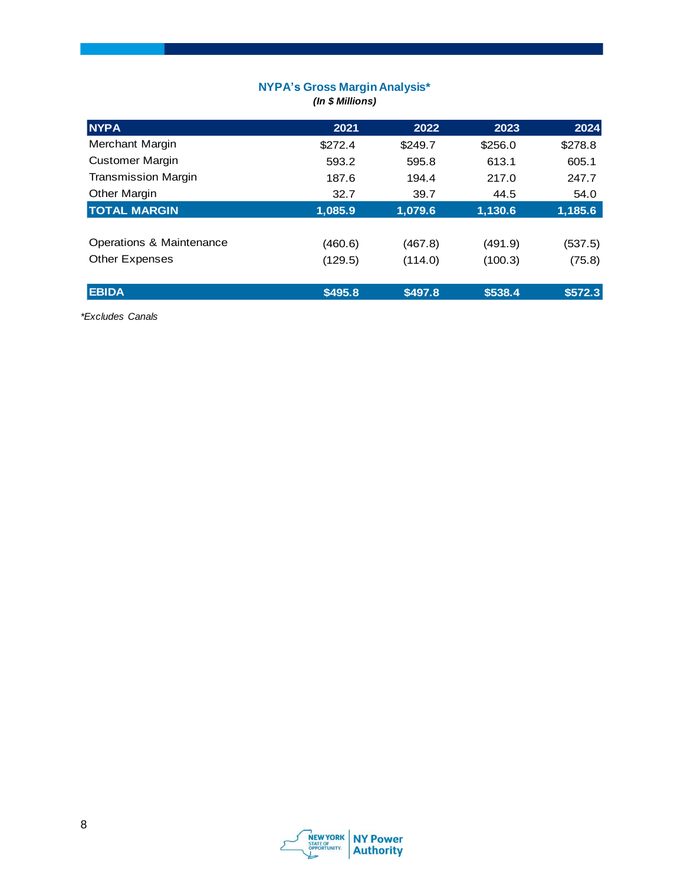## NYPA's Gross Margin Analysis*

*(In $ Millions)*

| NYPA | 2021 | 2022 | 2023 | 2024 |
|---|---|---|---|---|
| Merchant Margin | $272.4 | $249.7 | $256.0 | $278.8 |
| Customer Margin | 593.2 | 595.8 | 613.1 | 605.1 |
| Transmission Margin | 187.6 | 194.4 | 217.0 | 247.7 |
| Other Margin | 32.7 | 39.7 | 44.5 | 54.0 |
| **TOTAL MARGIN** | **1,085.9** | **1,079.6** | **1,130.6** | **1,185.6** |
| | | | | |
| Operations & Maintenance | (460.6) | (467.8) | (491.9) | (537.5) |
| Other Expenses | (129.5) | (114.0) | (100.3) | (75.8) |
| | | | | |
| **EBIDA** | **$495.8** | **$497.8** | **$538.4** | **$572.3** |

*\*Excludes Canals*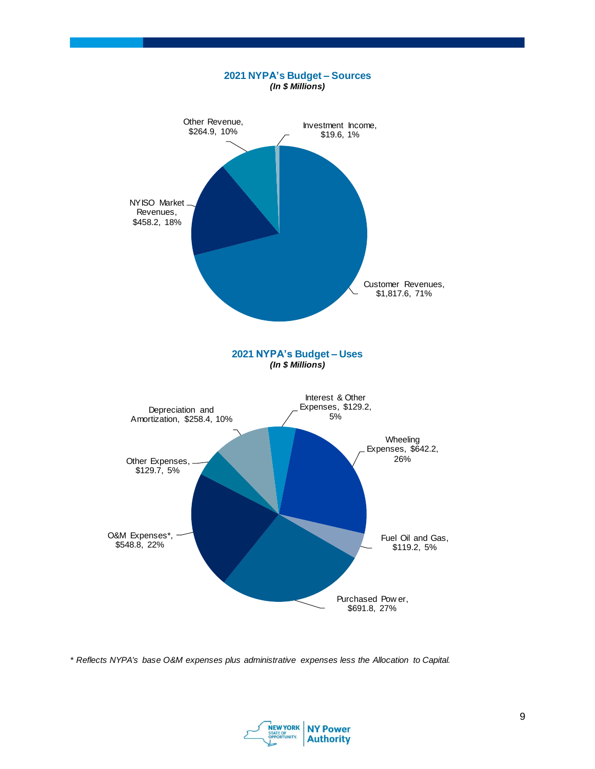## 2021 NYPA's Budget – Sources

*(In $ Millions)*

| Source | Amount | Percentage |
| --- | --- | --- |
| Customer Revenues | $1,817.6 | 71% |
| NYISO Market Revenues | $458.2 | 18% |
| Other Revenue | $264.9 | 10% |
| Investment Income | $19.6 | 1% |

## 2021 NYPA's Budget – Uses

*(In $ Millions)*

| Use | Amount | Percentage |
| --- | --- | --- |
| Purchased Power | $691.8 | 27% |
| Wheeling Expenses | $642.2 | 26% |
| O&M Expenses* | $548.8 | 22% |
| Depreciation and Amortization | $258.4 | 10% |
| Other Expenses | $129.7 | 5% |
| Interest & Other Expenses | $129.2 | 5% |
| Fuel Oil and Gas | $119.2 | 5% |

*\* Reflects NYPA's base O&M expenses plus administrative expenses less the Allocation to Capital.*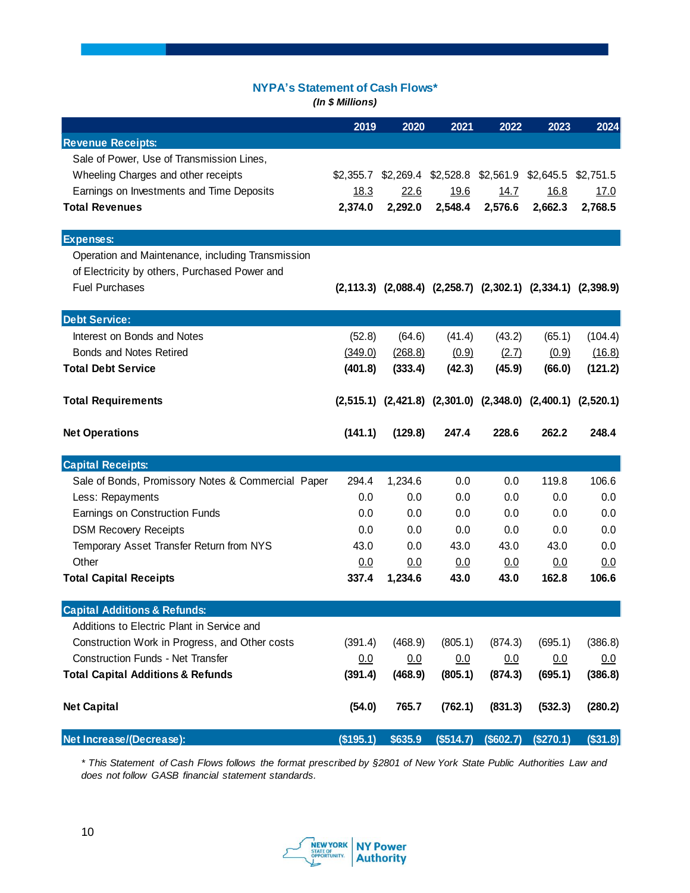## NYPA's Statement of Cash Flows*

*(In $ Millions)*

| | 2019 | 2020 | 2021 | 2022 | 2023 | 2024 |
|---|---|---|---|---|---|---|
| **Revenue Receipts:** | | | | | | |
| Sale of Power, Use of Transmission Lines, Wheeling Charges and other receipts | $2,355.7 | $2,269.4 | $2,528.8 | $2,561.9 | $2,645.5 | $2,751.5 |
| Earnings on Investments and Time Deposits | 18.3 | 22.6 | 19.6 | 14.7 | 16.8 | 17.0 |
| **Total Revenues** | **2,374.0** | **2,292.0** | **2,548.4** | **2,576.6** | **2,662.3** | **2,768.5** |
| **Expenses:** | | | | | | |
| Operation and Maintenance, including Transmission of Electricity by others, Purchased Power and Fuel Purchases | **(2,113.3)** | **(2,088.4)** | **(2,258.7)** | **(2,302.1)** | **(2,334.1)** | **(2,398.9)** |
| **Debt Service:** | | | | | | |
| Interest on Bonds and Notes | (52.8) | (64.6) | (41.4) | (43.2) | (65.1) | (104.4) |
| Bonds and Notes Retired | (349.0) | (268.8) | (0.9) | (2.7) | (0.9) | (16.8) |
| **Total Debt Service** | **(401.8)** | **(333.4)** | **(42.3)** | **(45.9)** | **(66.0)** | **(121.2)** |
| **Total Requirements** | **(2,515.1)** | **(2,421.8)** | **(2,301.0)** | **(2,348.0)** | **(2,400.1)** | **(2,520.1)** |
| **Net Operations** | **(141.1)** | **(129.8)** | **247.4** | **228.6** | **262.2** | **248.4** |
| **Capital Receipts:** | | | | | | |
| Sale of Bonds, Promissory Notes & Commercial Paper | 294.4 | 1,234.6 | 0.0 | 0.0 | 119.8 | 106.6 |
| Less: Repayments | 0.0 | 0.0 | 0.0 | 0.0 | 0.0 | 0.0 |
| Earnings on Construction Funds | 0.0 | 0.0 | 0.0 | 0.0 | 0.0 | 0.0 |
| DSM Recovery Receipts | 0.0 | 0.0 | 0.0 | 0.0 | 0.0 | 0.0 |
| Temporary Asset Transfer Return from NYS | 43.0 | 0.0 | 43.0 | 43.0 | 43.0 | 0.0 |
| Other | 0.0 | 0.0 | 0.0 | 0.0 | 0.0 | 0.0 |
| **Total Capital Receipts** | **337.4** | **1,234.6** | **43.0** | **43.0** | **162.8** | **106.6** |
| **Capital Additions & Refunds:** | | | | | | |
| Additions to Electric Plant in Service and Construction Work in Progress, and Other costs | (391.4) | (468.9) | (805.1) | (874.3) | (695.1) | (386.8) |
| Construction Funds - Net Transfer | 0.0 | 0.0 | 0.0 | 0.0 | 0.0 | 0.0 |
| **Total Capital Additions & Refunds** | **(391.4)** | **(468.9)** | **(805.1)** | **(874.3)** | **(695.1)** | **(386.8)** |
| **Net Capital** | **(54.0)** | **765.7** | **(762.1)** | **(831.3)** | **(532.3)** | **(280.2)** |
| **Net Increase/(Decrease):** | **($195.1)** | **$635.9** | **($514.7)** | **($602.7)** | **($270.1)** | **($31.8)** |

*\* This Statement of Cash Flows follows the format prescribed by §2801 of New York State Public Authorities Law and does not follow GASB financial statement standards.*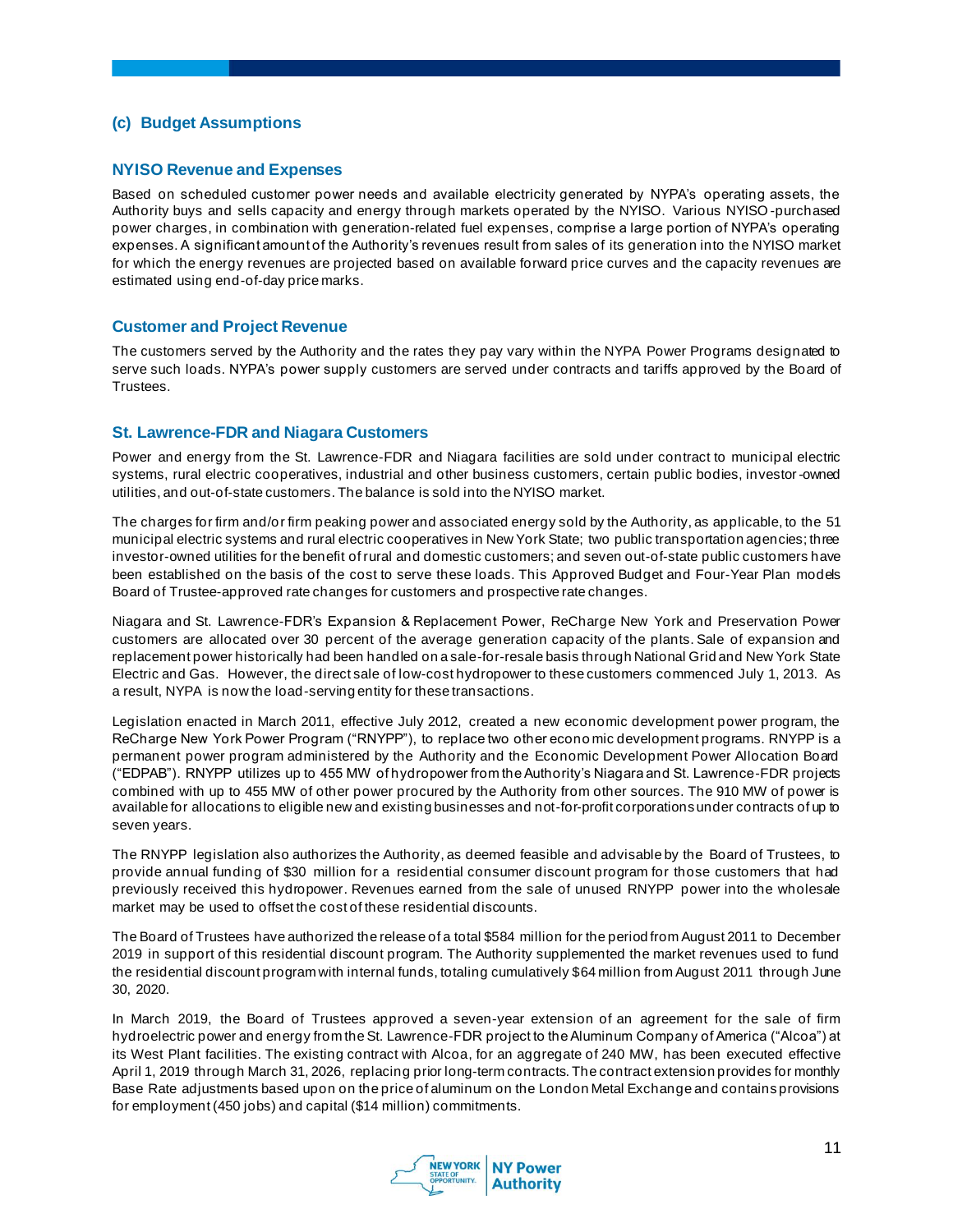## (c) Budget Assumptions

### NYISO Revenue and Expenses

Based on scheduled customer power needs and available electricity generated by NYPA's operating assets, the Authority buys and sells capacity and energy through markets operated by the NYISO. Various NYISO-purchased power charges, in combination with generation-related fuel expenses, comprise a large portion of NYPA's operating expenses. A significant amount of the Authority's revenues result from sales of its generation into the NYISO market for which the energy revenues are projected based on available forward price curves and the capacity revenues are estimated using end-of-day price marks.

### Customer and Project Revenue

The customers served by the Authority and the rates they pay vary within the NYPA Power Programs designated to serve such loads. NYPA's power supply customers are served under contracts and tariffs approved by the Board of Trustees.

### St. Lawrence-FDR and Niagara Customers

Power and energy from the St. Lawrence-FDR and Niagara facilities are sold under contract to municipal electric systems, rural electric cooperatives, industrial and other business customers, certain public bodies, investor-owned utilities, and out-of-state customers. The balance is sold into the NYISO market.

The charges for firm and/or firm peaking power and associated energy sold by the Authority, as applicable, to the 51 municipal electric systems and rural electric cooperatives in New York State; two public transportation agencies; three investor-owned utilities for the benefit of rural and domestic customers; and seven out-of-state public customers have been established on the basis of the cost to serve these loads. This Approved Budget and Four-Year Plan models Board of Trustee-approved rate changes for customers and prospective rate changes.

Niagara and St. Lawrence-FDR's Expansion & Replacement Power, ReCharge New York and Preservation Power customers are allocated over 30 percent of the average generation capacity of the plants. Sale of expansion and replacement power historically had been handled on a sale-for-resale basis through National Grid and New York State Electric and Gas. However, the direct sale of low-cost hydropower to these customers commenced July 1, 2013. As a result, NYPA is now the load-serving entity for these transactions.

Legislation enacted in March 2011, effective July 2012, created a new economic development power program, the ReCharge New York Power Program ("RNYPP"), to replace two other economic development programs. RNYPP is a permanent power program administered by the Authority and the Economic Development Power Allocation Board ("EDPAB"). RNYPP utilizes up to 455 MW of hydropower from the Authority's Niagara and St. Lawrence-FDR projects combined with up to 455 MW of other power procured by the Authority from other sources. The 910 MW of power is available for allocations to eligible new and existing businesses and not-for-profit corporations under contracts of up to seven years.

The RNYPP legislation also authorizes the Authority, as deemed feasible and advisable by the Board of Trustees, to provide annual funding of $30 million for a residential consumer discount program for those customers that had previously received this hydropower. Revenues earned from the sale of unused RNYPP power into the wholesale market may be used to offset the cost of these residential discounts.

The Board of Trustees have authorized the release of a total $584 million for the period from August 2011 to December 2019 in support of this residential discount program. The Authority supplemented the market revenues used to fund the residential discount program with internal funds, totaling cumulatively $64 million from August 2011 through June 30, 2020.

In March 2019, the Board of Trustees approved a seven-year extension of an agreement for the sale of firm hydroelectric power and energy from the St. Lawrence-FDR project to the Aluminum Company of America ("Alcoa") at its West Plant facilities. The existing contract with Alcoa, for an aggregate of 240 MW, has been executed effective April 1, 2019 through March 31, 2026, replacing prior long-term contracts. The contract extension provides for monthly Base Rate adjustments based upon on the price of aluminum on the London Metal Exchange and contains provisions for employment (450 jobs) and capital ($14 million) commitments.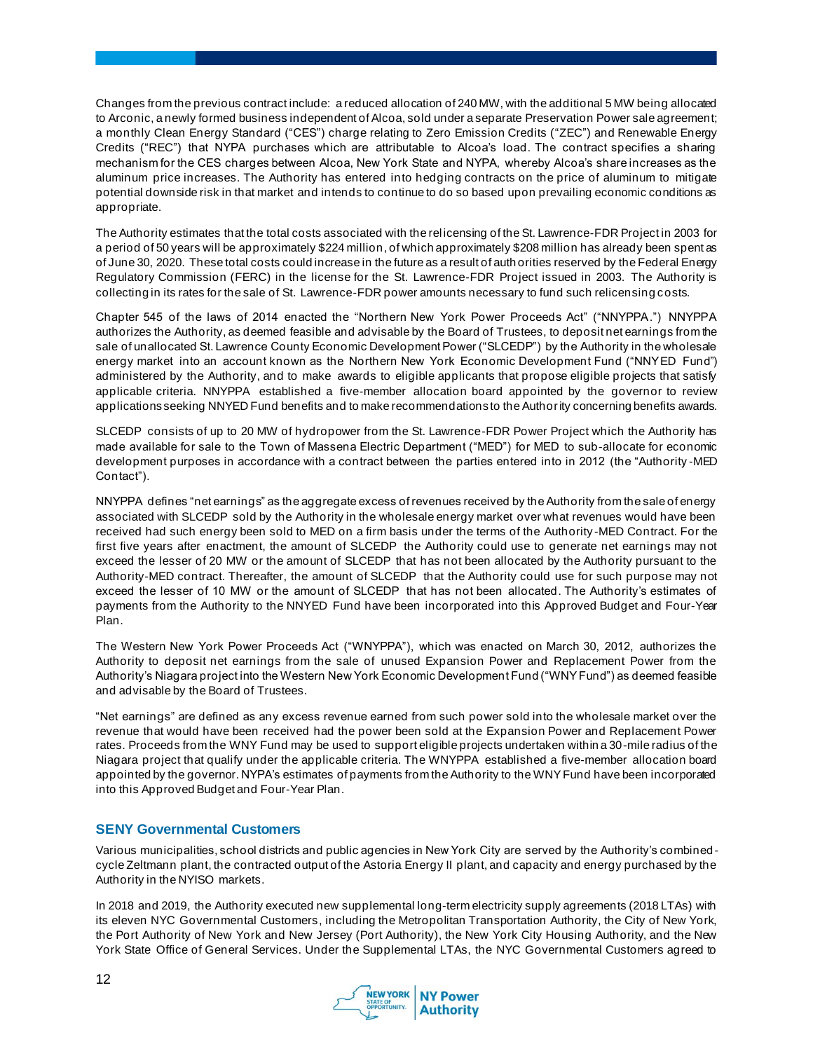Changes from the previous contract include: a reduced allocation of 240 MW, with the additional 5 MW being allocated to Arconic, a newly formed business independent of Alcoa, sold under a separate Preservation Power sale agreement; a monthly Clean Energy Standard ("CES") charge relating to Zero Emission Credits ("ZEC") and Renewable Energy Credits ("REC") that NYPA purchases which are attributable to Alcoa's load. The contract specifies a sharing mechanism for the CES charges between Alcoa, New York State and NYPA, whereby Alcoa's share increases as the aluminum price increases. The Authority has entered into hedging contracts on the price of aluminum to mitigate potential downside risk in that market and intends to continue to do so based upon prevailing economic conditions as appropriate.

The Authority estimates that the total costs associated with the relicensing of the St. Lawrence-FDR Project in 2003 for a period of 50 years will be approximately $224 million, of which approximately $208 million has already been spent as of June 30, 2020. These total costs could increase in the future as a result of authorities reserved by the Federal Energy Regulatory Commission (FERC) in the license for the St. Lawrence-FDR Project issued in 2003. The Authority is collecting in its rates for the sale of St. Lawrence-FDR power amounts necessary to fund such relicensing costs.

Chapter 545 of the laws of 2014 enacted the "Northern New York Power Proceeds Act" ("NNYPPA.") NNYPPA authorizes the Authority, as deemed feasible and advisable by the Board of Trustees, to deposit net earnings from the sale of unallocated St. Lawrence County Economic Development Power ("SLCEDP") by the Authority in the wholesale energy market into an account known as the Northern New York Economic Development Fund ("NNYED Fund") administered by the Authority, and to make awards to eligible applicants that propose eligible projects that satisfy applicable criteria. NNYPPA established a five-member allocation board appointed by the governor to review applications seeking NNYED Fund benefits and to make recommendations to the Authority concerning benefits awards.

SLCEDP consists of up to 20 MW of hydropower from the St. Lawrence-FDR Power Project which the Authority has made available for sale to the Town of Massena Electric Department ("MED") for MED to sub-allocate for economic development purposes in accordance with a contract between the parties entered into in 2012 (the "Authority-MED Contact").

NNYPPA defines "net earnings" as the aggregate excess of revenues received by the Authority from the sale of energy associated with SLCEDP sold by the Authority in the wholesale energy market over what revenues would have been received had such energy been sold to MED on a firm basis under the terms of the Authority-MED Contract. For the first five years after enactment, the amount of SLCEDP the Authority could use to generate net earnings may not exceed the lesser of 20 MW or the amount of SLCEDP that has not been allocated by the Authority pursuant to the Authority-MED contract. Thereafter, the amount of SLCEDP that the Authority could use for such purpose may not exceed the lesser of 10 MW or the amount of SLCEDP that has not been allocated. The Authority's estimates of payments from the Authority to the NNYED Fund have been incorporated into this Approved Budget and Four-Year Plan.

The Western New York Power Proceeds Act ("WNYPPA"), which was enacted on March 30, 2012, authorizes the Authority to deposit net earnings from the sale of unused Expansion Power and Replacement Power from the Authority's Niagara project into the Western New York Economic Development Fund ("WNY Fund") as deemed feasible and advisable by the Board of Trustees.

"Net earnings" are defined as any excess revenue earned from such power sold into the wholesale market over the revenue that would have been received had the power been sold at the Expansion Power and Replacement Power rates. Proceeds from the WNY Fund may be used to support eligible projects undertaken within a 30-mile radius of the Niagara project that qualify under the applicable criteria. The WNYPPA established a five-member allocation board appointed by the governor. NYPA's estimates of payments from the Authority to the WNY Fund have been incorporated into this Approved Budget and Four-Year Plan.

## SENY Governmental Customers

Various municipalities, school districts and public agencies in New York City are served by the Authority's combined-cycle Zeltmann plant, the contracted output of the Astoria Energy II plant, and capacity and energy purchased by the Authority in the NYISO markets.

In 2018 and 2019, the Authority executed new supplemental long-term electricity supply agreements (2018 LTAs) with its eleven NYC Governmental Customers, including the Metropolitan Transportation Authority, the City of New York, the Port Authority of New York and New Jersey (Port Authority), the New York City Housing Authority, and the New York State Office of General Services. Under the Supplemental LTAs, the NYC Governmental Customers agreed to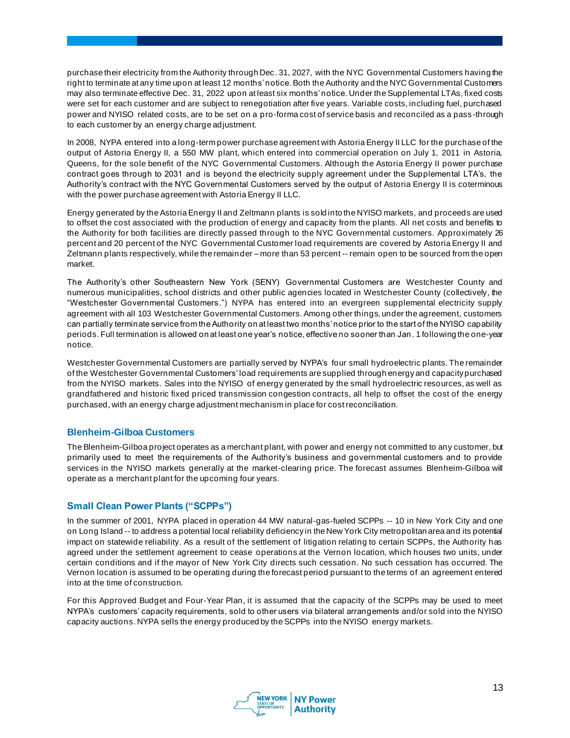purchase their electricity from the Authority through Dec. 31, 2027, with the NYC Governmental Customers having the right to terminate at any time upon at least 12 months' notice. Both the Authority and the NYC Governmental Customers may also terminate effective Dec. 31, 2022 upon at least six months' notice. Under the Supplemental LTAs, fixed costs were set for each customer and are subject to renegotiation after five years. Variable costs, including fuel, purchased power and NYISO related costs, are to be set on a pro-forma cost of service basis and reconciled as a pass-through to each customer by an energy charge adjustment.

In 2008, NYPA entered into a long-term power purchase agreement with Astoria Energy II LLC for the purchase of the output of Astoria Energy II, a 550 MW plant, which entered into commercial operation on July 1, 2011 in Astoria, Queens, for the sole benefit of the NYC Governmental Customers. Although the Astoria Energy II power purchase contract goes through to 2031 and is beyond the electricity supply agreement under the Supplemental LTA's, the Authority's contract with the NYC Governmental Customers served by the output of Astoria Energy II is coterminous with the power purchase agreement with Astoria Energy II LLC.

Energy generated by the Astoria Energy II and Zeltmann plants is sold into the NYISO markets, and proceeds are used to offset the cost associated with the production of energy and capacity from the plants. All net costs and benefits to the Authority for both facilities are directly passed through to the NYC Governmental customers. Approximately 26 percent and 20 percent of the NYC Governmental Customer load requirements are covered by Astoria Energy II and Zeltmann plants respectively, while the remainder – more than 53 percent -- remain open to be sourced from the open market.

The Authority's other Southeastern New York (SENY) Governmental Customers are Westchester County and numerous municipalities, school districts and other public agencies located in Westchester County (collectively, the "Westchester Governmental Customers.") NYPA has entered into an evergreen supplemental electricity supply agreement with all 103 Westchester Governmental Customers. Among other things, under the agreement, customers can partially terminate service from the Authority on at least two months' notice prior to the start of the NYISO capability periods. Full termination is allowed on at least one year's notice, effective no sooner than Jan. 1 following the one-year notice.

Westchester Governmental Customers are partially served by NYPA's four small hydroelectric plants. The remainder of the Westchester Governmental Customers' load requirements are supplied through energy and capacity purchased from the NYISO markets. Sales into the NYISO of energy generated by the small hydroelectric resources, as well as grandfathered and historic fixed priced transmission congestion contracts, all help to offset the cost of the energy purchased, with an energy charge adjustment mechanism in place for cost reconciliation.

### Blenheim-Gilboa Customers

The Blenheim-Gilboa project operates as a merchant plant, with power and energy not committed to any customer, but primarily used to meet the requirements of the Authority's business and governmental customers and to provide services in the NYISO markets generally at the market-clearing price. The forecast assumes Blenheim-Gilboa will operate as a merchant plant for the upcoming four years.

### Small Clean Power Plants ("SCPPs")

In the summer of 2001, NYPA placed in operation 44 MW natural-gas-fueled SCPPs -- 10 in New York City and one on Long Island -- to address a potential local reliability deficiency in the New York City metropolitan area and its potential impact on statewide reliability. As a result of the settlement of litigation relating to certain SCPPs, the Authority has agreed under the settlement agreement to cease operations at the Vernon location, which houses two units, under certain conditions and if the mayor of New York City directs such cessation. No such cessation has occurred. The Vernon location is assumed to be operating during the forecast period pursuant to the terms of an agreement entered into at the time of construction.

For this Approved Budget and Four-Year Plan, it is assumed that the capacity of the SCPPs may be used to meet NYPA's customers' capacity requirements, sold to other users via bilateral arrangements and/or sold into the NYISO capacity auctions. NYPA sells the energy produced by the SCPPs into the NYISO energy markets.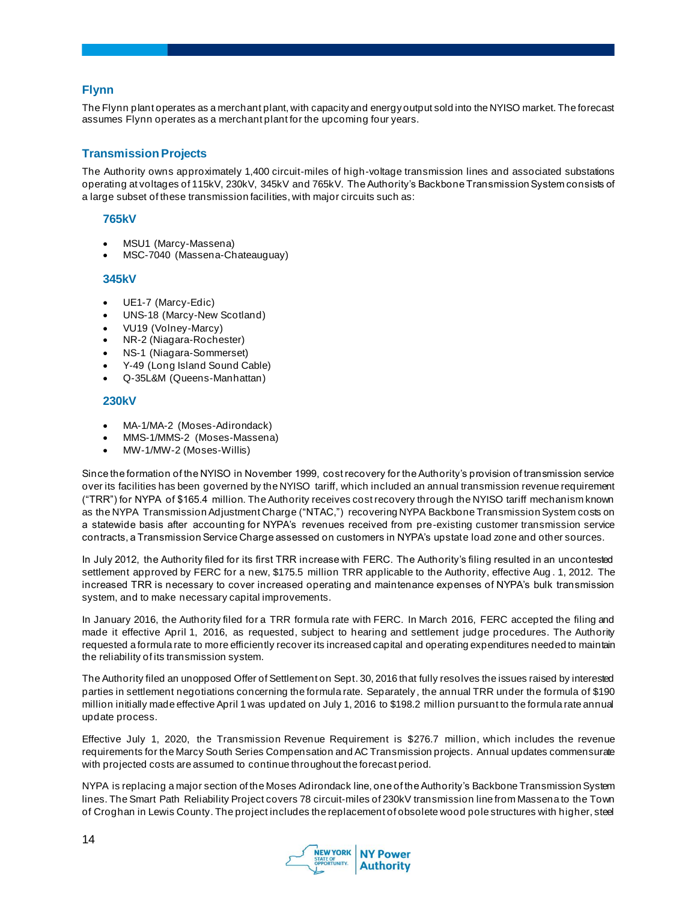## Flynn

The Flynn plant operates as a merchant plant, with capacity and energy output sold into the NYISO market. The forecast assumes Flynn operates as a merchant plant for the upcoming four years.

## Transmission Projects

The Authority owns approximately 1,400 circuit-miles of high-voltage transmission lines and associated substations operating at voltages of 115kV, 230kV, 345kV and 765kV. The Authority's Backbone Transmission System consists of a large subset of these transmission facilities, with major circuits such as:

### 765kV

- MSU1 (Marcy-Massena)
- MSC-7040 (Massena-Chateauguay)

### 345kV

- UE1-7 (Marcy-Edic)
- UNS-18 (Marcy-New Scotland)
- VU19 (Volney-Marcy)
- NR-2 (Niagara-Rochester)
- NS-1 (Niagara-Sommerset)
- Y-49 (Long Island Sound Cable)
- Q-35L&M (Queens-Manhattan)

### 230kV

- MA-1/MA-2 (Moses-Adirondack)
- MMS-1/MMS-2 (Moses-Massena)
- MW-1/MW-2 (Moses-Willis)

Since the formation of the NYISO in November 1999, cost recovery for the Authority's provision of transmission service over its facilities has been governed by the NYISO tariff, which included an annual transmission revenue requirement ("TRR") for NYPA of $165.4 million. The Authority receives cost recovery through the NYISO tariff mechanism known as the NYPA Transmission Adjustment Charge ("NTAC,") recovering NYPA Backbone Transmission System costs on a statewide basis after accounting for NYPA's revenues received from pre-existing customer transmission service contracts, a Transmission Service Charge assessed on customers in NYPA's upstate load zone and other sources.

In July 2012, the Authority filed for its first TRR increase with FERC. The Authority's filing resulted in an uncontested settlement approved by FERC for a new, $175.5 million TRR applicable to the Authority, effective Aug. 1, 2012. The increased TRR is necessary to cover increased operating and maintenance expenses of NYPA's bulk transmission system, and to make necessary capital improvements.

In January 2016, the Authority filed for a TRR formula rate with FERC. In March 2016, FERC accepted the filing and made it effective April 1, 2016, as requested, subject to hearing and settlement judge procedures. The Authority requested a formula rate to more efficiently recover its increased capital and operating expenditures needed to maintain the reliability of its transmission system.

The Authority filed an unopposed Offer of Settlement on Sept. 30, 2016 that fully resolves the issues raised by interested parties in settlement negotiations concerning the formula rate. Separately, the annual TRR under the formula of $190 million initially made effective April 1 was updated on July 1, 2016 to $198.2 million pursuant to the formula rate annual update process.

Effective July 1, 2020, the Transmission Revenue Requirement is $276.7 million, which includes the revenue requirements for the Marcy South Series Compensation and AC Transmission projects. Annual updates commensurate with projected costs are assumed to continue throughout the forecast period.

NYPA is replacing a major section of the Moses Adirondack line, one of the Authority's Backbone Transmission System lines. The Smart Path Reliability Project covers 78 circuit-miles of 230kV transmission line from Massena to the Town of Croghan in Lewis County. The project includes the replacement of obsolete wood pole structures with higher, steel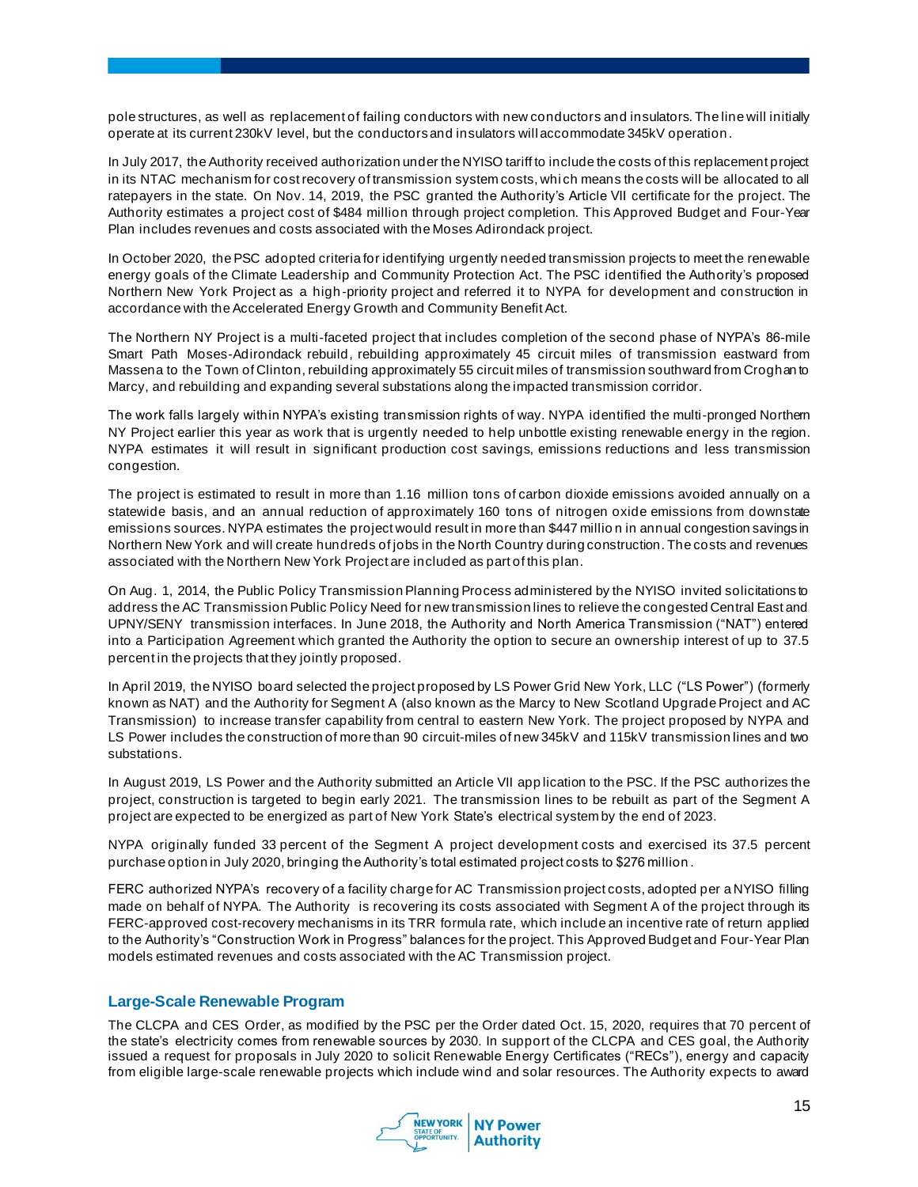pole structures, as well as replacement of failing conductors with new conductors and insulators. The line will initially operate at its current 230kV level, but the conductors and insulators will accommodate 345kV operation.

In July 2017, the Authority received authorization under the NYISO tariff to include the costs of this replacement project in its NTAC mechanism for cost recovery of transmission system costs, which means the costs will be allocated to all ratepayers in the state. On Nov. 14, 2019, the PSC granted the Authority's Article VII certificate for the project. The Authority estimates a project cost of $484 million through project completion. This Approved Budget and Four-Year Plan includes revenues and costs associated with the Moses Adirondack project.

In October 2020, the PSC adopted criteria for identifying urgently needed transmission projects to meet the renewable energy goals of the Climate Leadership and Community Protection Act. The PSC identified the Authority's proposed Northern New York Project as a high-priority project and referred it to NYPA for development and construction in accordance with the Accelerated Energy Growth and Community Benefit Act.

The Northern NY Project is a multi-faceted project that includes completion of the second phase of NYPA's 86-mile Smart Path Moses-Adirondack rebuild, rebuilding approximately 45 circuit miles of transmission eastward from Massena to the Town of Clinton, rebuilding approximately 55 circuit miles of transmission southward from Croghan to Marcy, and rebuilding and expanding several substations along the impacted transmission corridor.

The work falls largely within NYPA's existing transmission rights of way. NYPA identified the multi-pronged Northern NY Project earlier this year as work that is urgently needed to help unbottle existing renewable energy in the region. NYPA estimates it will result in significant production cost savings, emissions reductions and less transmission congestion.

The project is estimated to result in more than 1.16 million tons of carbon dioxide emissions avoided annually on a statewide basis, and an annual reduction of approximately 160 tons of nitrogen oxide emissions from downstate emissions sources. NYPA estimates the project would result in more than $447 million in annual congestion savings in Northern New York and will create hundreds of jobs in the North Country during construction. The costs and revenues associated with the Northern New York Project are included as part of this plan.

On Aug. 1, 2014, the Public Policy Transmission Planning Process administered by the NYISO invited solicitations to address the AC Transmission Public Policy Need for new transmission lines to relieve the congested Central East and UPNY/SENY transmission interfaces. In June 2018, the Authority and North America Transmission ("NAT") entered into a Participation Agreement which granted the Authority the option to secure an ownership interest of up to 37.5 percent in the projects that they jointly proposed.

In April 2019, the NYISO board selected the project proposed by LS Power Grid New York, LLC ("LS Power") (formerly known as NAT) and the Authority for Segment A (also known as the Marcy to New Scotland Upgrade Project and AC Transmission) to increase transfer capability from central to eastern New York. The project proposed by NYPA and LS Power includes the construction of more than 90 circuit-miles of new 345kV and 115kV transmission lines and two substations.

In August 2019, LS Power and the Authority submitted an Article VII application to the PSC. If the PSC authorizes the project, construction is targeted to begin early 2021. The transmission lines to be rebuilt as part of the Segment A project are expected to be energized as part of New York State's electrical system by the end of 2023.

NYPA originally funded 33 percent of the Segment A project development costs and exercised its 37.5 percent purchase option in July 2020, bringing the Authority's total estimated project costs to $276 million.

FERC authorized NYPA's recovery of a facility charge for AC Transmission project costs, adopted per a NYISO filling made on behalf of NYPA. The Authority is recovering its costs associated with Segment A of the project through its FERC-approved cost-recovery mechanisms in its TRR formula rate, which include an incentive rate of return applied to the Authority's "Construction Work in Progress" balances for the project. This Approved Budget and Four-Year Plan models estimated revenues and costs associated with the AC Transmission project.

### Large-Scale Renewable Program

The CLCPA and CES Order, as modified by the PSC per the Order dated Oct. 15, 2020, requires that 70 percent of the state's electricity comes from renewable sources by 2030. In support of the CLCPA and CES goal, the Authority issued a request for proposals in July 2020 to solicit Renewable Energy Certificates ("RECs"), energy and capacity from eligible large-scale renewable projects which include wind and solar resources. The Authority expects to award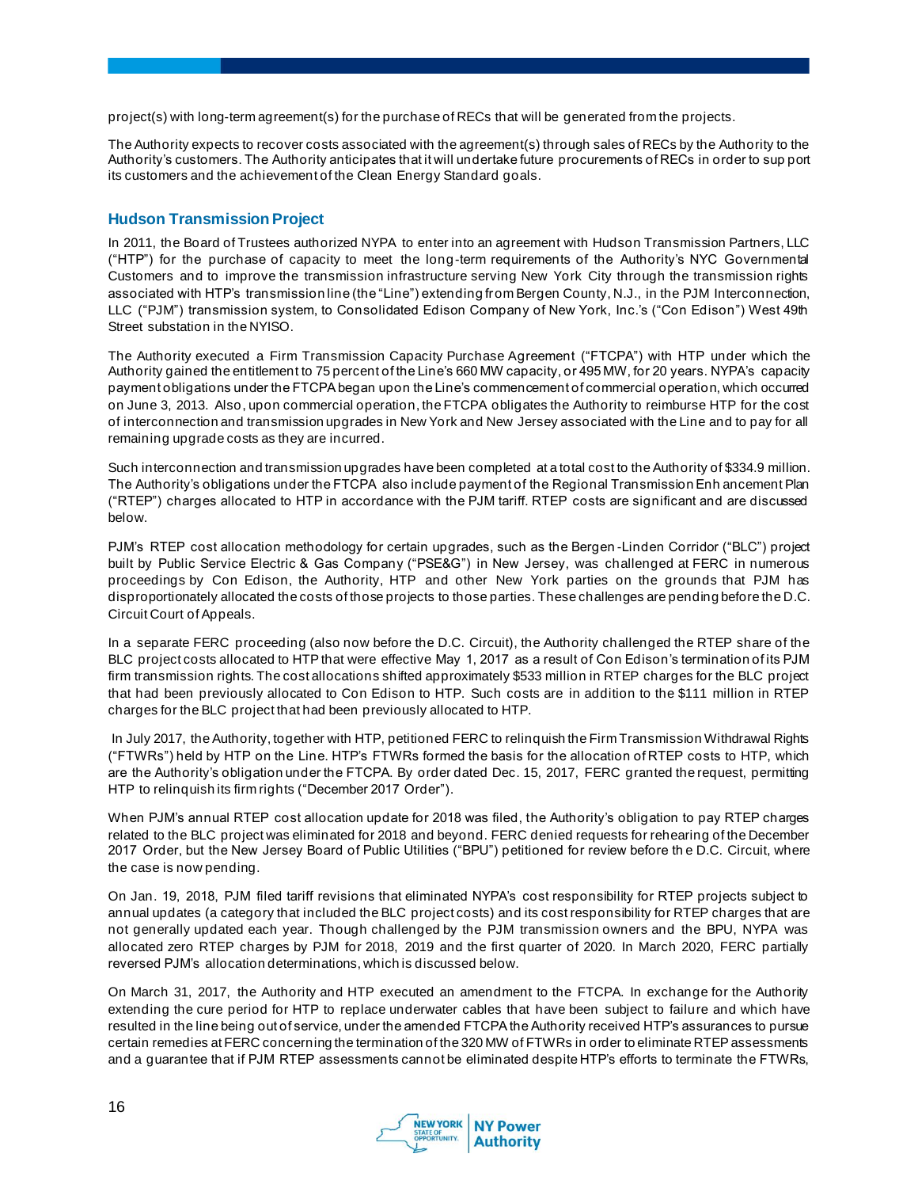project(s) with long-term agreement(s) for the purchase of RECs that will be generated from the projects.

The Authority expects to recover costs associated with the agreement(s) through sales of RECs by the Authority to the Authority's customers. The Authority anticipates that it will undertake future procurements of RECs in order to support its customers and the achievement of the Clean Energy Standard goals.

### Hudson Transmission Project

In 2011, the Board of Trustees authorized NYPA to enter into an agreement with Hudson Transmission Partners, LLC ("HTP") for the purchase of capacity to meet the long-term requirements of the Authority's NYC Governmental Customers and to improve the transmission infrastructure serving New York City through the transmission rights associated with HTP's transmission line (the "Line") extending from Bergen County, N.J., in the PJM Interconnection, LLC ("PJM") transmission system, to Consolidated Edison Company of New York, Inc.'s ("Con Edison") West 49th Street substation in the NYISO.

The Authority executed a Firm Transmission Capacity Purchase Agreement ("FTCPA") with HTP under which the Authority gained the entitlement to 75 percent of the Line's 660 MW capacity, or 495 MW, for 20 years. NYPA's capacity payment obligations under the FTCPA began upon the Line's commencement of commercial operation, which occurred on June 3, 2013. Also, upon commercial operation, the FTCPA obligates the Authority to reimburse HTP for the cost of interconnection and transmission upgrades in New York and New Jersey associated with the Line and to pay for all remaining upgrade costs as they are incurred.

Such interconnection and transmission upgrades have been completed at a total cost to the Authority of $334.9 million. The Authority's obligations under the FTCPA also include payment of the Regional Transmission Enhancement Plan ("RTEP") charges allocated to HTP in accordance with the PJM tariff. RTEP costs are significant and are discussed below.

PJM's RTEP cost allocation methodology for certain upgrades, such as the Bergen-Linden Corridor ("BLC") project built by Public Service Electric & Gas Company ("PSE&G") in New Jersey, was challenged at FERC in numerous proceedings by Con Edison, the Authority, HTP and other New York parties on the grounds that PJM has disproportionately allocated the costs of those projects to those parties. These challenges are pending before the D.C. Circuit Court of Appeals.

In a separate FERC proceeding (also now before the D.C. Circuit), the Authority challenged the RTEP share of the BLC project costs allocated to HTP that were effective May 1, 2017 as a result of Con Edison's termination of its PJM firm transmission rights. The cost allocations shifted approximately $533 million in RTEP charges for the BLC project that had been previously allocated to Con Edison to HTP. Such costs are in addition to the $111 million in RTEP charges for the BLC project that had been previously allocated to HTP.

In July 2017, the Authority, together with HTP, petitioned FERC to relinquish the Firm Transmission Withdrawal Rights ("FTWRs") held by HTP on the Line. HTP's FTWRs formed the basis for the allocation of RTEP costs to HTP, which are the Authority's obligation under the FTCPA. By order dated Dec. 15, 2017, FERC granted the request, permitting HTP to relinquish its firm rights ("December 2017 Order").

When PJM's annual RTEP cost allocation update for 2018 was filed, the Authority's obligation to pay RTEP charges related to the BLC project was eliminated for 2018 and beyond. FERC denied requests for rehearing of the December 2017 Order, but the New Jersey Board of Public Utilities ("BPU") petitioned for review before the D.C. Circuit, where the case is now pending.

On Jan. 19, 2018, PJM filed tariff revisions that eliminated NYPA's cost responsibility for RTEP projects subject to annual updates (a category that included the BLC project costs) and its cost responsibility for RTEP charges that are not generally updated each year. Though challenged by the PJM transmission owners and the BPU, NYPA was allocated zero RTEP charges by PJM for 2018, 2019 and the first quarter of 2020. In March 2020, FERC partially reversed PJM's allocation determinations, which is discussed below.

On March 31, 2017, the Authority and HTP executed an amendment to the FTCPA. In exchange for the Authority extending the cure period for HTP to replace underwater cables that have been subject to failure and which have resulted in the line being out of service, under the amended FTCPA the Authority received HTP's assurances to pursue certain remedies at FERC concerning the termination of the 320 MW of FTWRs in order to eliminate RTEP assessments and a guarantee that if PJM RTEP assessments cannot be eliminated despite HTP's efforts to terminate the FTWRs,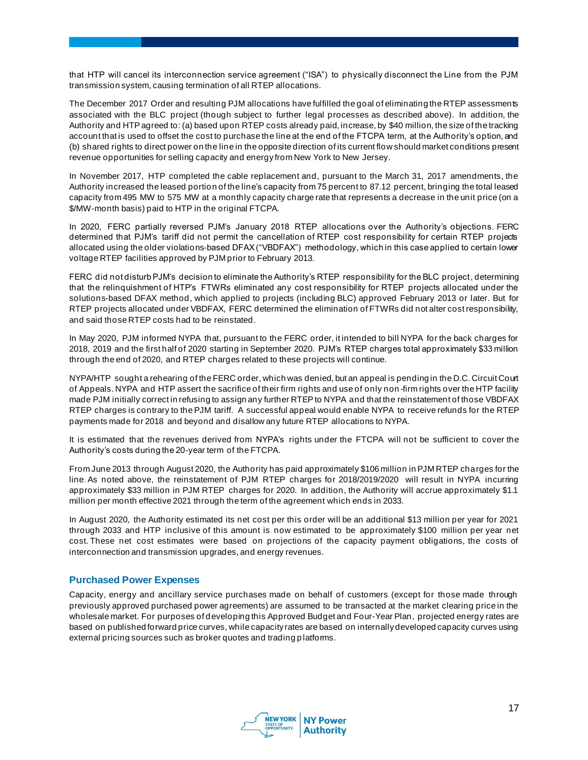that HTP will cancel its interconnection service agreement ("ISA") to physically disconnect the Line from the PJM transmission system, causing termination of all RTEP allocations.

The December 2017 Order and resulting PJM allocations have fulfilled the goal of eliminating the RTEP assessments associated with the BLC project (though subject to further legal processes as described above). In addition, the Authority and HTP agreed to: (a) based upon RTEP costs already paid, increase, by $40 million, the size of the tracking account that is used to offset the cost to purchase the line at the end of the FTCPA term, at the Authority's option, and (b) shared rights to direct power on the line in the opposite direction of its current flow should market conditions present revenue opportunities for selling capacity and energy from New York to New Jersey.

In November 2017, HTP completed the cable replacement and, pursuant to the March 31, 2017 amendments, the Authority increased the leased portion of the line's capacity from 75 percent to 87.12 percent, bringing the total leased capacity from 495 MW to 575 MW at a monthly capacity charge rate that represents a decrease in the unit price (on a $/MW-month basis) paid to HTP in the original FTCPA.

In 2020, FERC partially reversed PJM's January 2018 RTEP allocations over the Authority's objections. FERC determined that PJM's tariff did not permit the cancellation of RTEP cost responsibility for certain RTEP projects allocated using the older violations-based DFAX ("VBDFAX") methodology, which in this case applied to certain lower voltage RTEP facilities approved by PJM prior to February 2013.

FERC did not disturb PJM's decision to eliminate the Authority's RTEP responsibility for the BLC project, determining that the relinquishment of HTP's FTWRs eliminated any cost responsibility for RTEP projects allocated under the solutions-based DFAX method, which applied to projects (including BLC) approved February 2013 or later. But for RTEP projects allocated under VBDFAX, FERC determined the elimination of FTWRs did not alter cost responsibility, and said those RTEP costs had to be reinstated.

In May 2020, PJM informed NYPA that, pursuant to the FERC order, it intended to bill NYPA for the back charges for 2018, 2019 and the first half of 2020 starting in September 2020. PJM's RTEP charges total approximately $33 million through the end of 2020, and RTEP charges related to these projects will continue.

NYPA/HTP sought a rehearing of the FERC order, which was denied, but an appeal is pending in the D.C. Circuit Court of Appeals. NYPA and HTP assert the sacrifice of their firm rights and use of only non-firm rights over the HTP facility made PJM initially correct in refusing to assign any further RTEP to NYPA and that the reinstatement of those VBDFAX RTEP charges is contrary to the PJM tariff. A successful appeal would enable NYPA to receive refunds for the RTEP payments made for 2018 and beyond and disallow any future RTEP allocations to NYPA.

It is estimated that the revenues derived from NYPA's rights under the FTCPA will not be sufficient to cover the Authority's costs during the 20-year term of the FTCPA.

From June 2013 through August 2020, the Authority has paid approximately $106 million in PJM RTEP charges for the line. As noted above, the reinstatement of PJM RTEP charges for 2018/2019/2020 will result in NYPA incurring approximately $33 million in PJM RTEP charges for 2020. In addition, the Authority will accrue approximately $1.1 million per month effective 2021 through the term of the agreement which ends in 2033.

In August 2020, the Authority estimated its net cost per this order will be an additional $13 million per year for 2021 through 2033 and HTP inclusive of this amount is now estimated to be approximately $100 million per year net cost. These net cost estimates were based on projections of the capacity payment obligations, the costs of interconnection and transmission upgrades, and energy revenues.

### Purchased Power Expenses

Capacity, energy and ancillary service purchases made on behalf of customers (except for those made through previously approved purchased power agreements) are assumed to be transacted at the market clearing price in the wholesale market. For purposes of developing this Approved Budget and Four-Year Plan, projected energy rates are based on published forward price curves, while capacity rates are based on internally developed capacity curves using external pricing sources such as broker quotes and trading platforms.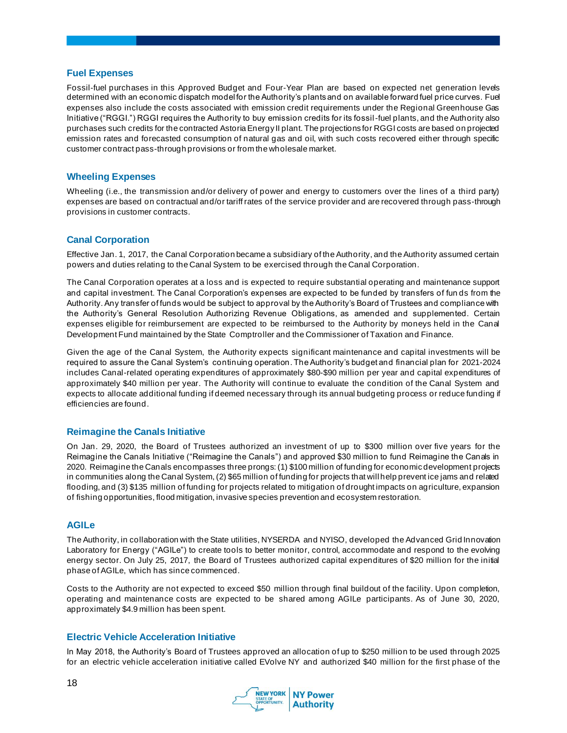## Fuel Expenses

Fossil-fuel purchases in this Approved Budget and Four-Year Plan are based on expected net generation levels determined with an economic dispatch model for the Authority's plants and on available forward fuel price curves. Fuel expenses also include the costs associated with emission credit requirements under the Regional Greenhouse Gas Initiative ("RGGI.") RGGI requires the Authority to buy emission credits for its fossil-fuel plants, and the Authority also purchases such credits for the contracted Astoria Energy II plant. The projections for RGGI costs are based on projected emission rates and forecasted consumption of natural gas and oil, with such costs recovered either through specific customer contract pass-through provisions or from the wholesale market.

## Wheeling Expenses

Wheeling (i.e., the transmission and/or delivery of power and energy to customers over the lines of a third party) expenses are based on contractual and/or tariff rates of the service provider and are recovered through pass-through provisions in customer contracts.

## Canal Corporation

Effective Jan. 1, 2017, the Canal Corporation became a subsidiary of the Authority, and the Authority assumed certain powers and duties relating to the Canal System to be exercised through the Canal Corporation.

The Canal Corporation operates at a loss and is expected to require substantial operating and maintenance support and capital investment. The Canal Corporation's expenses are expected to be funded by transfers of funds from the Authority. Any transfer of funds would be subject to approval by the Authority's Board of Trustees and compliance with the Authority's General Resolution Authorizing Revenue Obligations, as amended and supplemented. Certain expenses eligible for reimbursement are expected to be reimbursed to the Authority by moneys held in the Canal Development Fund maintained by the State Comptroller and the Commissioner of Taxation and Finance.

Given the age of the Canal System, the Authority expects significant maintenance and capital investments will be required to assure the Canal System's continuing operation. The Authority's budget and financial plan for 2021-2024 includes Canal-related operating expenditures of approximately $80-$90 million per year and capital expenditures of approximately $40 million per year. The Authority will continue to evaluate the condition of the Canal System and expects to allocate additional funding if deemed necessary through its annual budgeting process or reduce funding if efficiencies are found.

## Reimagine the Canals Initiative

On Jan. 29, 2020, the Board of Trustees authorized an investment of up to $300 million over five years for the Reimagine the Canals Initiative ("Reimagine the Canals") and approved $30 million to fund Reimagine the Canals in 2020. Reimagine the Canals encompasses three prongs: (1) $100 million of funding for economic development projects in communities along the Canal System, (2) $65 million of funding for projects that will help prevent ice jams and related flooding, and (3) $135 million of funding for projects related to mitigation of drought impacts on agriculture, expansion of fishing opportunities, flood mitigation, invasive species prevention and ecosystem restoration.

## AGILe

The Authority, in collaboration with the State utilities, NYSERDA and NYISO, developed the Advanced Grid Innovation Laboratory for Energy ("AGILe") to create tools to better monitor, control, accommodate and respond to the evolving energy sector. On July 25, 2017, the Board of Trustees authorized capital expenditures of $20 million for the initial phase of AGILe, which has since commenced.

Costs to the Authority are not expected to exceed $50 million through final buildout of the facility. Upon completion, operating and maintenance costs are expected to be shared among AGILe participants. As of June 30, 2020, approximately $4.9 million has been spent.

## Electric Vehicle Acceleration Initiative

In May 2018, the Authority's Board of Trustees approved an allocation of up to $250 million to be used through 2025 for an electric vehicle acceleration initiative called EVolve NY and authorized $40 million for the first phase of the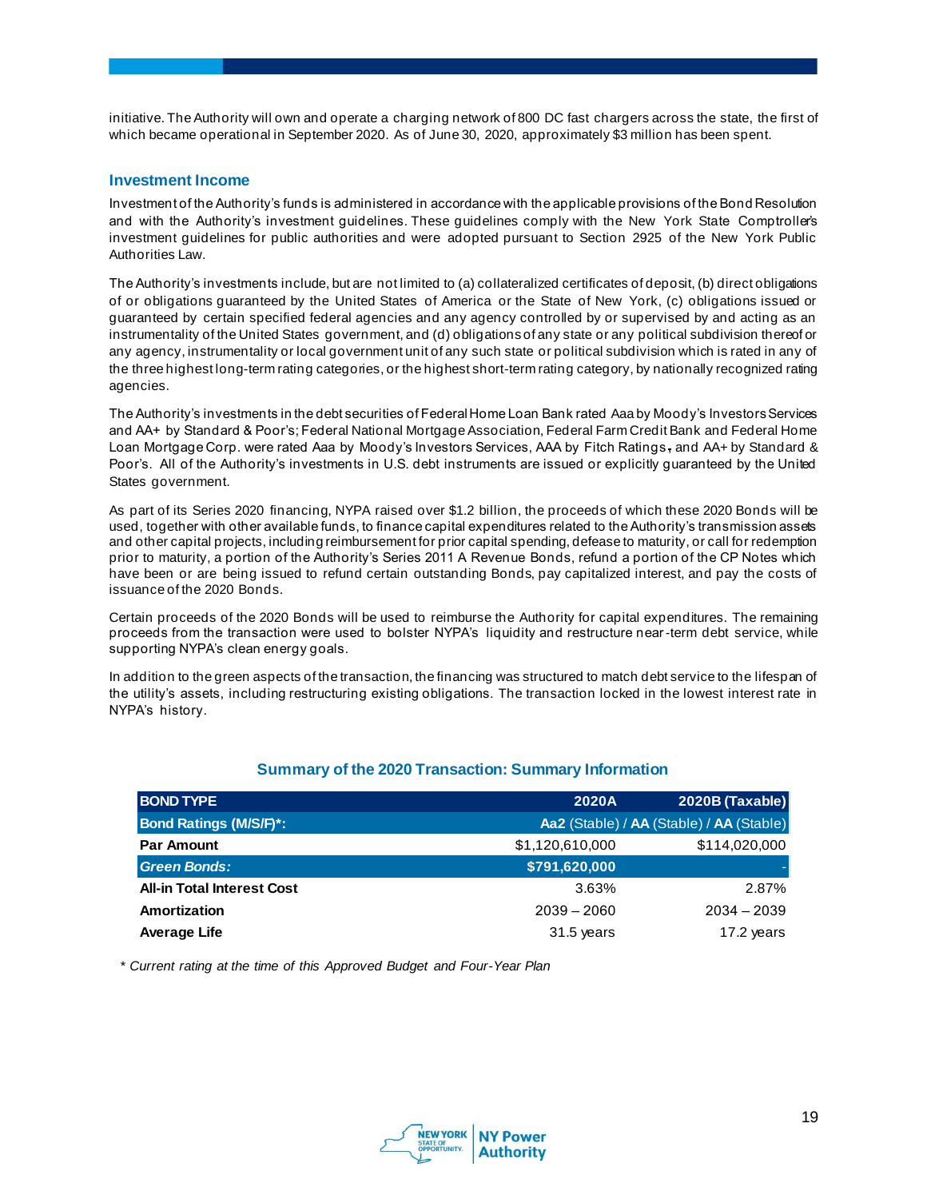initiative. The Authority will own and operate a charging network of 800 DC fast chargers across the state, the first of which became operational in September 2020. As of June 30, 2020, approximately $3 million has been spent.

### Investment Income

Investment of the Authority's funds is administered in accordance with the applicable provisions of the Bond Resolution and with the Authority's investment guidelines. These guidelines comply with the New York State Comptroller's investment guidelines for public authorities and were adopted pursuant to Section 2925 of the New York Public Authorities Law.

The Authority's investments include, but are not limited to (a) collateralized certificates of deposit, (b) direct obligations of or obligations guaranteed by the United States of America or the State of New York, (c) obligations issued or guaranteed by certain specified federal agencies and any agency controlled by or supervised by and acting as an instrumentality of the United States government, and (d) obligations of any state or any political subdivision thereof or any agency, instrumentality or local government unit of any such state or political subdivision which is rated in any of the three highest long-term rating categories, or the highest short-term rating category, by nationally recognized rating agencies.

The Authority's investments in the debt securities of Federal Home Loan Bank rated Aaa by Moody's Investors Services and AA+ by Standard & Poor's; Federal National Mortgage Association, Federal Farm Credit Bank and Federal Home Loan Mortgage Corp. were rated Aaa by Moody's Investors Services, AAA by Fitch Ratings, and AA+ by Standard & Poor's. All of the Authority's investments in U.S. debt instruments are issued or explicitly guaranteed by the United States government.

As part of its Series 2020 financing, NYPA raised over $1.2 billion, the proceeds of which these 2020 Bonds will be used, together with other available funds, to finance capital expenditures related to the Authority's transmission assets and other capital projects, including reimbursement for prior capital spending, defease to maturity, or call for redemption prior to maturity, a portion of the Authority's Series 2011 A Revenue Bonds, refund a portion of the CP Notes which have been or are being issued to refund certain outstanding Bonds, pay capitalized interest, and pay the costs of issuance of the 2020 Bonds.

Certain proceeds of the 2020 Bonds will be used to reimburse the Authority for capital expenditures. The remaining proceeds from the transaction were used to bolster NYPA's liquidity and restructure near-term debt service, while supporting NYPA's clean energy goals.

In addition to the green aspects of the transaction, the financing was structured to match debt service to the lifespan of the utility's assets, including restructuring existing obligations. The transaction locked in the lowest interest rate in NYPA's history.

#### Summary of the 2020 Transaction: Summary Information

| BOND TYPE | 2020A | 2020B (Taxable) |
|---|---|---|
| **Bond Ratings (M/S/F)*:** | **Aa2** (Stable) / **AA** (Stable) / **AA** (Stable) | |
| **Par Amount** | $1,120,610,000 | $114,020,000 |
| ***Green Bonds:*** | **$791,620,000** | - |
| **All-in Total Interest Cost** | 3.63% | 2.87% |
| **Amortization** | 2039 – 2060 | 2034 – 2039 |
| **Average Life** | 31.5 years | 17.2 years |

*\* Current rating at the time of this Approved Budget and Four-Year Plan*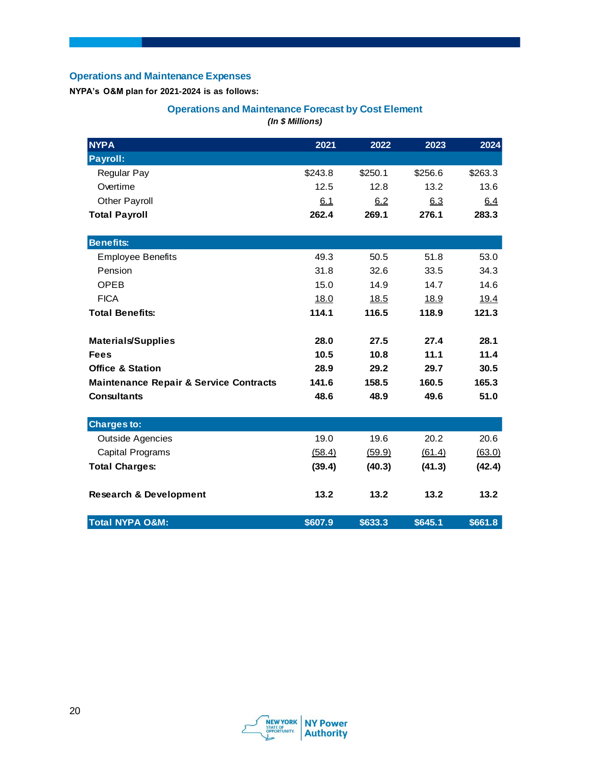## Operations and Maintenance Expenses

**NYPA's O&M plan for 2021-2024 is as follows:**

### Operations and Maintenance Forecast by Cost Element

*(In $ Millions)*

| NYPA | 2021 | 2022 | 2023 | 2024 |
|---|---|---|---|---|
| **Payroll:** | | | | |
| Regular Pay | $243.8 | $250.1 | $256.6 | $263.3 |
| Overtime | 12.5 | 12.8 | 13.2 | 13.6 |
| Other Payroll | 6.1 | 6.2 | 6.3 | 6.4 |
| **Total Payroll** | **262.4** | **269.1** | **276.1** | **283.3** |
| **Benefits:** | | | | |
| Employee Benefits | 49.3 | 50.5 | 51.8 | 53.0 |
| Pension | 31.8 | 32.6 | 33.5 | 34.3 |
| OPEB | 15.0 | 14.9 | 14.7 | 14.6 |
| FICA | 18.0 | 18.5 | 18.9 | 19.4 |
| **Total Benefits:** | **114.1** | **116.5** | **118.9** | **121.3** |
| **Materials/Supplies** | **28.0** | **27.5** | **27.4** | **28.1** |
| **Fees** | **10.5** | **10.8** | **11.1** | **11.4** |
| **Office & Station** | **28.9** | **29.2** | **29.7** | **30.5** |
| **Maintenance Repair & Service Contracts** | **141.6** | **158.5** | **160.5** | **165.3** |
| **Consultants** | **48.6** | **48.9** | **49.6** | **51.0** |
| **Charges to:** | | | | |
| Outside Agencies | 19.0 | 19.6 | 20.2 | 20.6 |
| Capital Programs | (58.4) | (59.9) | (61.4) | (63.0) |
| **Total Charges:** | **(39.4)** | **(40.3)** | **(41.3)** | **(42.4)** |
| **Research & Development** | **13.2** | **13.2** | **13.2** | **13.2** |
| **Total NYPA O&M:** | **$607.9** | **$633.3** | **$645.1** | **$661.8** |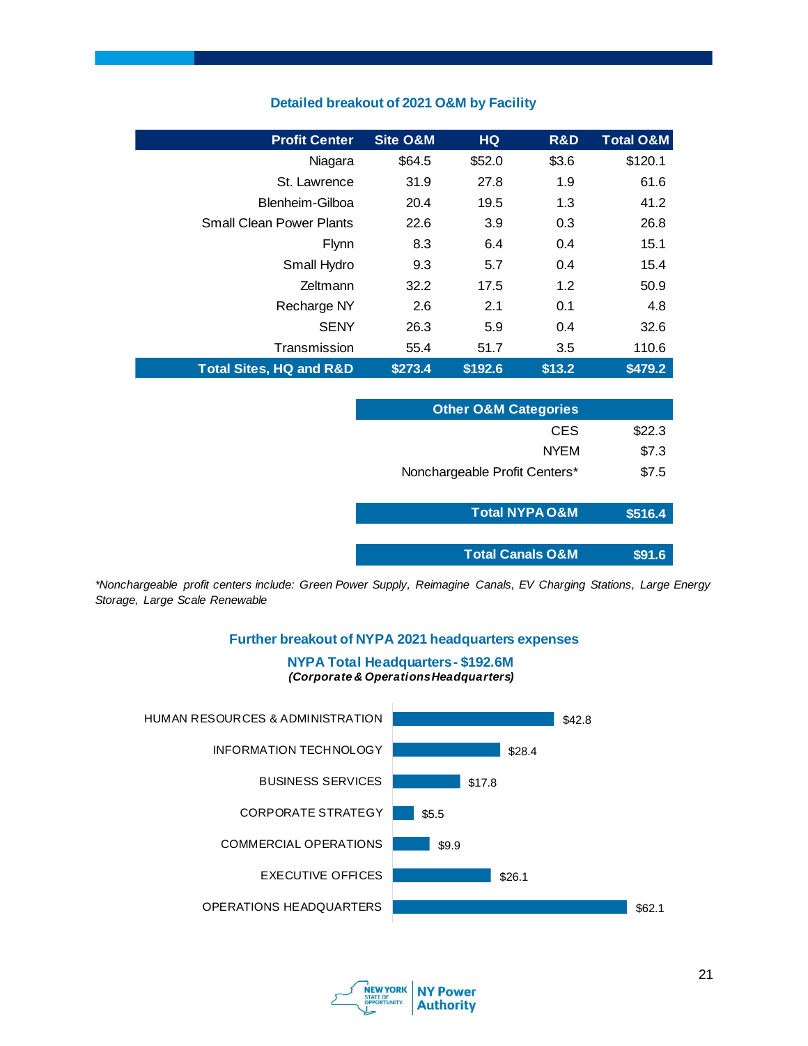## Detailed breakout of 2021 O&M by Facility

| Profit Center | Site O&M | HQ | R&D | Total O&M |
|---|---|---|---|---|
| Niagara | $64.5 | $52.0 | $3.6 | $120.1 |
| St. Lawrence | 31.9 | 27.8 | 1.9 | 61.6 |
| Blenheim-Gilboa | 20.4 | 19.5 | 1.3 | 41.2 |
| Small Clean Power Plants | 22.6 | 3.9 | 0.3 | 26.8 |
| Flynn | 8.3 | 6.4 | 0.4 | 15.1 |
| Small Hydro | 9.3 | 5.7 | 0.4 | 15.4 |
| Zeltmann | 32.2 | 17.5 | 1.2 | 50.9 |
| Recharge NY | 2.6 | 2.1 | 0.1 | 4.8 |
| SENY | 26.3 | 5.9 | 0.4 | 32.6 |
| Transmission | 55.4 | 51.7 | 3.5 | 110.6 |
| **Total Sites, HQ and R&D** | **$273.4** | **$192.6** | **$13.2** | **$479.2** |

| Other O&M Categories | |
|---|---|
| CES | $22.3 |
| NYEM | $7.3 |
| Nonchargeable Profit Centers* | $7.5 |
| **Total NYPA O&M** | **$516.4** |
| **Total Canals O&M** | **$91.6** |

*\*Nonchargeable profit centers include: Green Power Supply, Reimagine Canals, EV Charging Stations, Large Energy Storage, Large Scale Renewable*

## Further breakout of NYPA 2021 headquarters expenses

### NYPA Total Headquarters - $192.6M
***(Corporate & Operations Headquarters)***

| Department | Amount |
|---|---|
| HUMAN RESOURCES & ADMINISTRATION | $42.8 |
| INFORMATION TECHNOLOGY | $28.4 |
| BUSINESS SERVICES | $17.8 |
| CORPORATE STRATEGY | $5.5 |
| COMMERCIAL OPERATIONS | $9.9 |
| EXECUTIVE OFFICES | $26.1 |
| OPERATIONS HEADQUARTERS | $62.1 |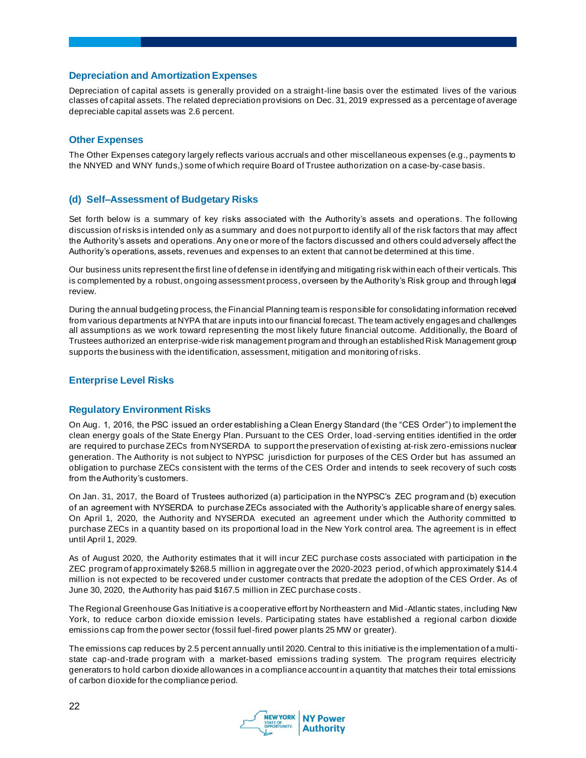### Depreciation and Amortization Expenses

Depreciation of capital assets is generally provided on a straight-line basis over the estimated lives of the various classes of capital assets. The related depreciation provisions on Dec. 31, 2019 expressed as a percentage of average depreciable capital assets was 2.6 percent.

### Other Expenses

The Other Expenses category largely reflects various accruals and other miscellaneous expenses (e.g., payments to the NNYED and WNY funds,) some of which require Board of Trustee authorization on a case-by-case basis.

## (d) Self–Assessment of Budgetary Risks

Set forth below is a summary of key risks associated with the Authority's assets and operations. The following discussion of risks is intended only as a summary and does not purport to identify all of the risk factors that may affect the Authority's assets and operations. Any one or more of the factors discussed and others could adversely affect the Authority's operations, assets, revenues and expenses to an extent that cannot be determined at this time.

Our business units represent the first line of defense in identifying and mitigating risk within each of their verticals. This is complemented by a robust, ongoing assessment process, overseen by the Authority's Risk group and through legal review.

During the annual budgeting process, the Financial Planning team is responsible for consolidating information received from various departments at NYPA that are inputs into our financial forecast. The team actively engages and challenges all assumptions as we work toward representing the most likely future financial outcome. Additionally, the Board of Trustees authorized an enterprise-wide risk management program and through an established Risk Management group supports the business with the identification, assessment, mitigation and monitoring of risks.

### Enterprise Level Risks

### Regulatory Environment Risks

On Aug. 1, 2016, the PSC issued an order establishing a Clean Energy Standard (the "CES Order") to implement the clean energy goals of the State Energy Plan. Pursuant to the CES Order, load-serving entities identified in the order are required to purchase ZECs from NYSERDA to support the preservation of existing at-risk zero-emissions nuclear generation. The Authority is not subject to NYPSC jurisdiction for purposes of the CES Order but has assumed an obligation to purchase ZECs consistent with the terms of the CES Order and intends to seek recovery of such costs from the Authority's customers.

On Jan. 31, 2017, the Board of Trustees authorized (a) participation in the NYPSC's ZEC program and (b) execution of an agreement with NYSERDA to purchase ZECs associated with the Authority's applicable share of energy sales. On April 1, 2020, the Authority and NYSERDA executed an agreement under which the Authority committed to purchase ZECs in a quantity based on its proportional load in the New York control area. The agreement is in effect until April 1, 2029.

As of August 2020, the Authority estimates that it will incur ZEC purchase costs associated with participation in the ZEC program of approximately $268.5 million in aggregate over the 2020-2023 period, of which approximately $14.4 million is not expected to be recovered under customer contracts that predate the adoption of the CES Order. As of June 30, 2020, the Authority has paid $167.5 million in ZEC purchase costs.

The Regional Greenhouse Gas Initiative is a cooperative effort by Northeastern and Mid-Atlantic states, including New York, to reduce carbon dioxide emission levels. Participating states have established a regional carbon dioxide emissions cap from the power sector (fossil fuel-fired power plants 25 MW or greater).

The emissions cap reduces by 2.5 percent annually until 2020. Central to this initiative is the implementation of a multi-state cap-and-trade program with a market-based emissions trading system. The program requires electricity generators to hold carbon dioxide allowances in a compliance account in a quantity that matches their total emissions of carbon dioxide for the compliance period.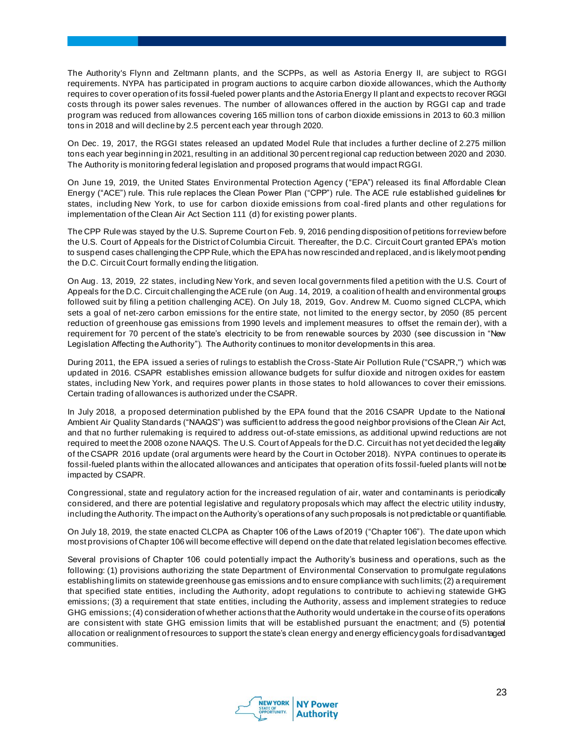The Authority's Flynn and Zeltmann plants, and the SCPPs, as well as Astoria Energy II, are subject to RGGI requirements. NYPA has participated in program auctions to acquire carbon dioxide allowances, which the Authority requires to cover operation of its fossil-fueled power plants and the Astoria Energy II plant and expects to recover RGGI costs through its power sales revenues. The number of allowances offered in the auction by RGGI cap and trade program was reduced from allowances covering 165 million tons of carbon dioxide emissions in 2013 to 60.3 million tons in 2018 and will decline by 2.5 percent each year through 2020.

On Dec. 19, 2017, the RGGI states released an updated Model Rule that includes a further decline of 2.275 million tons each year beginning in 2021, resulting in an additional 30 percent regional cap reduction between 2020 and 2030. The Authority is monitoring federal legislation and proposed programs that would impact RGGI.

On June 19, 2019, the United States Environmental Protection Agency ("EPA") released its final Affordable Clean Energy ("ACE") rule. This rule replaces the Clean Power Plan ("CPP") rule. The ACE rule established guidelines for states, including New York, to use for carbon dioxide emissions from coal-fired plants and other regulations for implementation of the Clean Air Act Section 111 (d) for existing power plants.

The CPP Rule was stayed by the U.S. Supreme Court on Feb. 9, 2016 pending disposition of petitions for review before the U.S. Court of Appeals for the District of Columbia Circuit. Thereafter, the D.C. Circuit Court granted EPA's motion to suspend cases challenging the CPP Rule, which the EPA has now rescinded and replaced, and is likely moot pending the D.C. Circuit Court formally ending the litigation.

On Aug. 13, 2019, 22 states, including New York, and seven local governments filed a petition with the U.S. Court of Appeals for the D.C. Circuit challenging the ACE rule (on Aug. 14, 2019, a coalition of health and environmental groups followed suit by filing a petition challenging ACE). On July 18, 2019, Gov. Andrew M. Cuomo signed CLCPA, which sets a goal of net-zero carbon emissions for the entire state, not limited to the energy sector, by 2050 (85 percent reduction of greenhouse gas emissions from 1990 levels and implement measures to offset the remainder), with a requirement for 70 percent of the state's electricity to be from renewable sources by 2030 (see discussion in "New Legislation Affecting the Authority"). The Authority continues to monitor developments in this area.

During 2011, the EPA issued a series of rulings to establish the Cross-State Air Pollution Rule ("CSAPR,") which was updated in 2016. CSAPR establishes emission allowance budgets for sulfur dioxide and nitrogen oxides for eastern states, including New York, and requires power plants in those states to hold allowances to cover their emissions. Certain trading of allowances is authorized under the CSAPR.

In July 2018, a proposed determination published by the EPA found that the 2016 CSAPR Update to the National Ambient Air Quality Standards ("NAAQS") was sufficient to address the good neighbor provisions of the Clean Air Act, and that no further rulemaking is required to address out-of-state emissions, as additional upwind reductions are not required to meet the 2008 ozone NAAQS. The U.S. Court of Appeals for the D.C. Circuit has not yet decided the legality of the CSAPR 2016 update (oral arguments were heard by the Court in October 2018). NYPA continues to operate its fossil-fueled plants within the allocated allowances and anticipates that operation of its fossil-fueled plants will not be impacted by CSAPR.

Congressional, state and regulatory action for the increased regulation of air, water and contaminants is periodically considered, and there are potential legislative and regulatory proposals which may affect the electric utility industry, including the Authority. The impact on the Authority's operations of any such proposals is not predictable or quantifiable.

On July 18, 2019, the state enacted CLCPA as Chapter 106 of the Laws of 2019 ("Chapter 106"). The date upon which most provisions of Chapter 106 will become effective will depend on the date that related legislation becomes effective.

Several provisions of Chapter 106 could potentially impact the Authority's business and operations, such as the following: (1) provisions authorizing the state Department of Environmental Conservation to promulgate regulations establishing limits on statewide greenhouse gas emissions and to ensure compliance with such limits; (2) a requirement that specified state entities, including the Authority, adopt regulations to contribute to achieving statewide GHG emissions; (3) a requirement that state entities, including the Authority, assess and implement strategies to reduce GHG emissions; (4) consideration of whether actions that the Authority would undertake in the course of its operations are consistent with state GHG emission limits that will be established pursuant the enactment; and (5) potential allocation or realignment of resources to support the state's clean energy and energy efficiency goals for disadvantaged communities.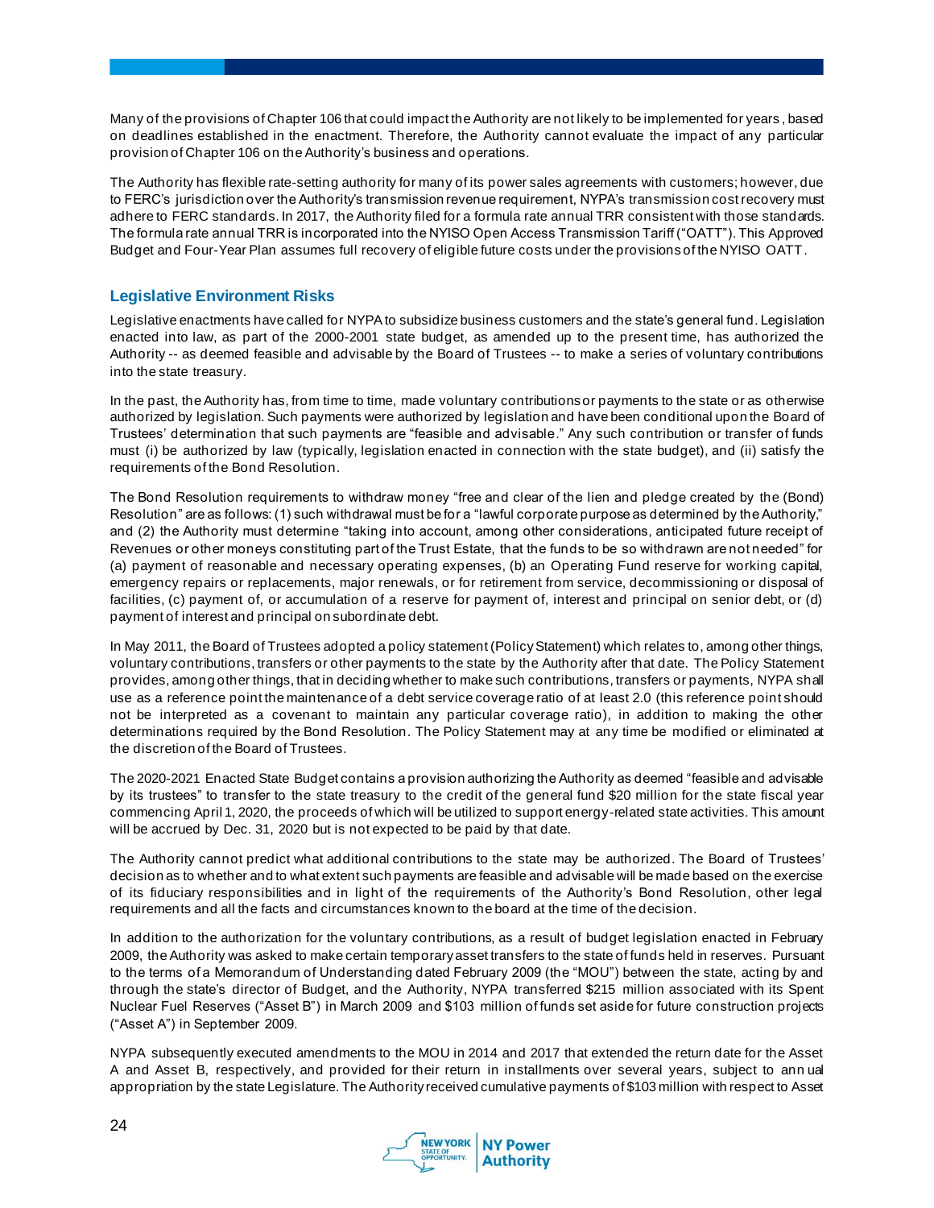Many of the provisions of Chapter 106 that could impact the Authority are not likely to be implemented for years, based on deadlines established in the enactment. Therefore, the Authority cannot evaluate the impact of any particular provision of Chapter 106 on the Authority's business and operations.

The Authority has flexible rate-setting authority for many of its power sales agreements with customers; however, due to FERC's jurisdiction over the Authority's transmission revenue requirement, NYPA's transmission cost recovery must adhere to FERC standards. In 2017, the Authority filed for a formula rate annual TRR consistent with those standards. The formula rate annual TRR is incorporated into the NYISO Open Access Transmission Tariff ("OATT"). This Approved Budget and Four-Year Plan assumes full recovery of eligible future costs under the provisions of the NYISO OATT.

### Legislative Environment Risks

Legislative enactments have called for NYPA to subsidize business customers and the state's general fund. Legislation enacted into law, as part of the 2000-2001 state budget, as amended up to the present time, has authorized the Authority -- as deemed feasible and advisable by the Board of Trustees -- to make a series of voluntary contributions into the state treasury.

In the past, the Authority has, from time to time, made voluntary contributions or payments to the state or as otherwise authorized by legislation. Such payments were authorized by legislation and have been conditional upon the Board of Trustees' determination that such payments are "feasible and advisable." Any such contribution or transfer of funds must (i) be authorized by law (typically, legislation enacted in connection with the state budget), and (ii) satisfy the requirements of the Bond Resolution.

The Bond Resolution requirements to withdraw money "free and clear of the lien and pledge created by the (Bond) Resolution" are as follows: (1) such withdrawal must be for a "lawful corporate purpose as determined by the Authority," and (2) the Authority must determine "taking into account, among other considerations, anticipated future receipt of Revenues or other moneys constituting part of the Trust Estate, that the funds to be so withdrawn are not needed" for (a) payment of reasonable and necessary operating expenses, (b) an Operating Fund reserve for working capital, emergency repairs or replacements, major renewals, or for retirement from service, decommissioning or disposal of facilities, (c) payment of, or accumulation of a reserve for payment of, interest and principal on senior debt, or (d) payment of interest and principal on subordinate debt.

In May 2011, the Board of Trustees adopted a policy statement (Policy Statement) which relates to, among other things, voluntary contributions, transfers or other payments to the state by the Authority after that date. The Policy Statement provides, among other things, that in deciding whether to make such contributions, transfers or payments, NYPA shall use as a reference point the maintenance of a debt service coverage ratio of at least 2.0 (this reference point should not be interpreted as a covenant to maintain any particular coverage ratio), in addition to making the other determinations required by the Bond Resolution. The Policy Statement may at any time be modified or eliminated at the discretion of the Board of Trustees.

The 2020-2021 Enacted State Budget contains a provision authorizing the Authority as deemed "feasible and advisable by its trustees" to transfer to the state treasury to the credit of the general fund $20 million for the state fiscal year commencing April 1, 2020, the proceeds of which will be utilized to support energy-related state activities. This amount will be accrued by Dec. 31, 2020 but is not expected to be paid by that date.

The Authority cannot predict what additional contributions to the state may be authorized. The Board of Trustees' decision as to whether and to what extent such payments are feasible and advisable will be made based on the exercise of its fiduciary responsibilities and in light of the requirements of the Authority's Bond Resolution, other legal requirements and all the facts and circumstances known to the board at the time of the decision.

In addition to the authorization for the voluntary contributions, as a result of budget legislation enacted in February 2009, the Authority was asked to make certain temporary asset transfers to the state of funds held in reserves. Pursuant to the terms of a Memorandum of Understanding dated February 2009 (the "MOU") between the state, acting by and through the state's director of Budget, and the Authority, NYPA transferred $215 million associated with its Spent Nuclear Fuel Reserves ("Asset B") in March 2009 and $103 million of funds set aside for future construction projects ("Asset A") in September 2009.

NYPA subsequently executed amendments to the MOU in 2014 and 2017 that extended the return date for the Asset A and Asset B, respectively, and provided for their return in installments over several years, subject to annual appropriation by the state Legislature. The Authority received cumulative payments of $103 million with respect to Asset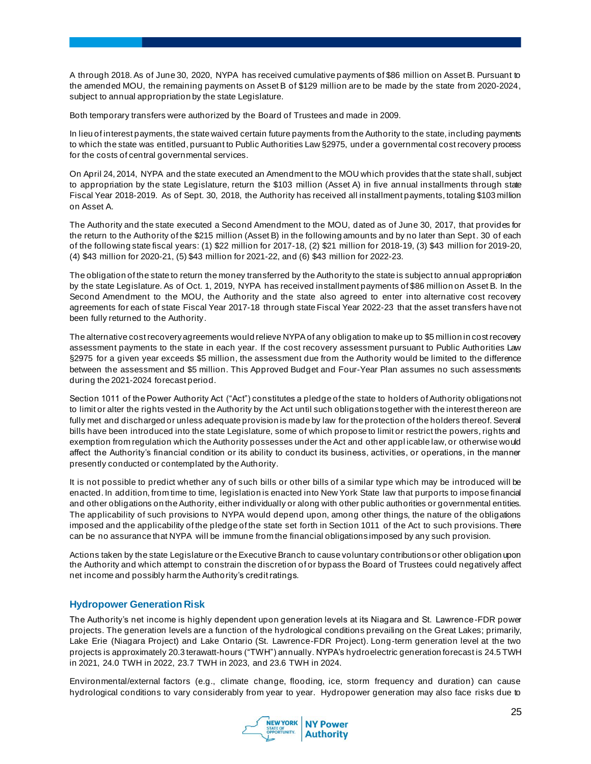A through 2018. As of June 30, 2020, NYPA has received cumulative payments of $86 million on Asset B. Pursuant to the amended MOU, the remaining payments on Asset B of $129 million are to be made by the state from 2020-2024, subject to annual appropriation by the state Legislature.

Both temporary transfers were authorized by the Board of Trustees and made in 2009.

In lieu of interest payments, the state waived certain future payments from the Authority to the state, including payments to which the state was entitled, pursuant to Public Authorities Law §2975, under a governmental cost recovery process for the costs of central governmental services.

On April 24, 2014, NYPA and the state executed an Amendment to the MOU which provides that the state shall, subject to appropriation by the state Legislature, return the $103 million (Asset A) in five annual installments through state Fiscal Year 2018-2019. As of Sept. 30, 2018, the Authority has received all installment payments, totaling $103 million on Asset A.

The Authority and the state executed a Second Amendment to the MOU, dated as of June 30, 2017, that provides for the return to the Authority of the $215 million (Asset B) in the following amounts and by no later than Sept. 30 of each of the following state fiscal years: (1) $22 million for 2017-18, (2) $21 million for 2018-19, (3) $43 million for 2019-20, (4) $43 million for 2020-21, (5) $43 million for 2021-22, and (6) $43 million for 2022-23.

The obligation of the state to return the money transferred by the Authority to the state is subject to annual appropriation by the state Legislature. As of Oct. 1, 2019, NYPA has received installment payments of $86 million on Asset B. In the Second Amendment to the MOU, the Authority and the state also agreed to enter into alternative cost recovery agreements for each of state Fiscal Year 2017-18 through state Fiscal Year 2022-23 that the asset transfers have not been fully returned to the Authority.

The alternative cost recovery agreements would relieve NYPA of any obligation to make up to $5 million in cost recovery assessment payments to the state in each year. If the cost recovery assessment pursuant to Public Authorities Law §2975 for a given year exceeds $5 million, the assessment due from the Authority would be limited to the difference between the assessment and $5 million. This Approved Budget and Four-Year Plan assumes no such assessments during the 2021-2024 forecast period.

Section 1011 of the Power Authority Act ("Act") constitutes a pledge of the state to holders of Authority obligations not to limit or alter the rights vested in the Authority by the Act until such obligations together with the interest thereon are fully met and discharged or unless adequate provision is made by law for the protection of the holders thereof. Several bills have been introduced into the state Legislature, some of which propose to limit or restrict the powers, rights and exemption from regulation which the Authority possesses under the Act and other applicable law, or otherwise would affect the Authority's financial condition or its ability to conduct its business, activities, or operations, in the manner presently conducted or contemplated by the Authority.

It is not possible to predict whether any of such bills or other bills of a similar type which may be introduced will be enacted. In addition, from time to time, legislation is enacted into New York State law that purports to impose financial and other obligations on the Authority, either individually or along with other public authorities or governmental entities. The applicability of such provisions to NYPA would depend upon, among other things, the nature of the obligations imposed and the applicability of the pledge of the state set forth in Section 1011 of the Act to such provisions. There can be no assurance that NYPA will be immune from the financial obligations imposed by any such provision.

Actions taken by the state Legislature or the Executive Branch to cause voluntary contributions or other obligation upon the Authority and which attempt to constrain the discretion of or bypass the Board of Trustees could negatively affect net income and possibly harm the Authority's credit ratings.

### Hydropower Generation Risk

The Authority's net income is highly dependent upon generation levels at its Niagara and St. Lawrence-FDR power projects. The generation levels are a function of the hydrological conditions prevailing on the Great Lakes; primarily, Lake Erie (Niagara Project) and Lake Ontario (St. Lawrence-FDR Project). Long-term generation level at the two projects is approximately 20.3 terawatt-hours ("TWH") annually. NYPA's hydroelectric generation forecast is 24.5 TWH in 2021, 24.0 TWH in 2022, 23.7 TWH in 2023, and 23.6 TWH in 2024.

Environmental/external factors (e.g., climate change, flooding, ice, storm frequency and duration) can cause hydrological conditions to vary considerably from year to year. Hydropower generation may also face risks due to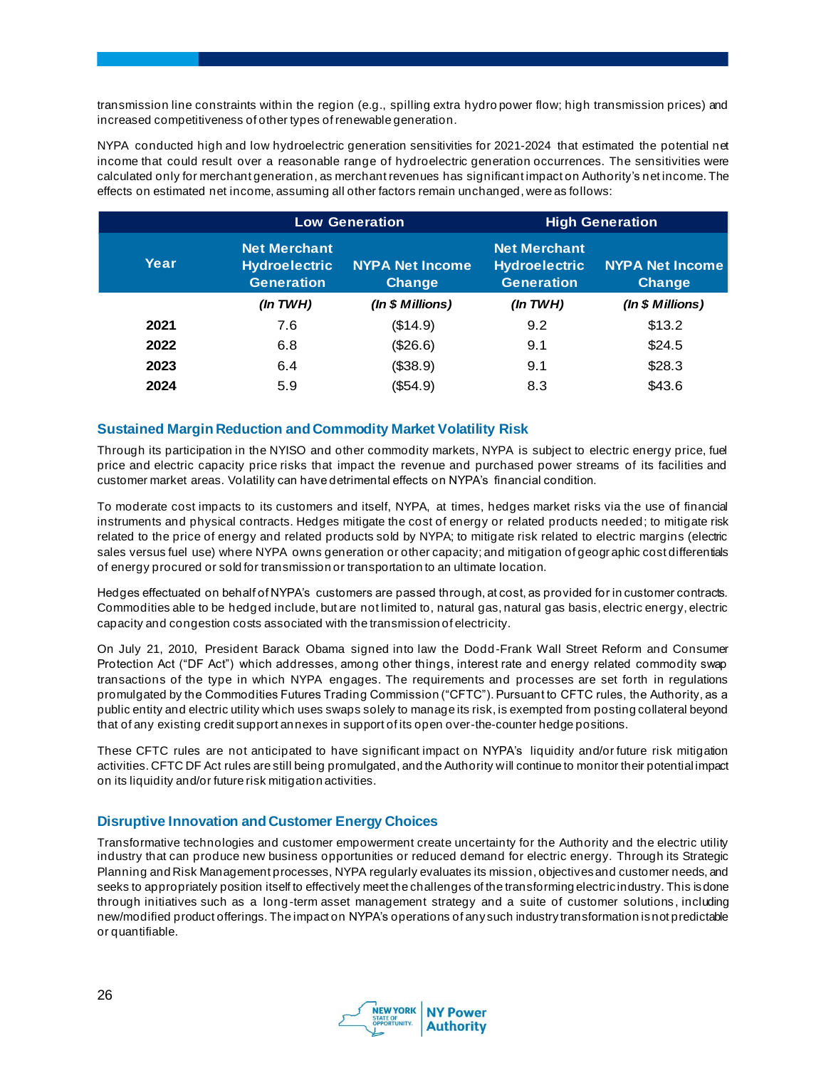transmission line constraints within the region (e.g., spilling extra hydro power flow; high transmission prices) and increased competitiveness of other types of renewable generation.

NYPA conducted high and low hydroelectric generation sensitivities for 2021-2024 that estimated the potential net income that could result over a reasonable range of hydroelectric generation occurrences. The sensitivities were calculated only for merchant generation, as merchant revenues has significant impact on Authority's net income. The effects on estimated net income, assuming all other factors remain unchanged, were as follows:

| | Low Generation | | High Generation | |
|---|---|---|---|---|
| Year | Net Merchant Hydroelectric Generation | NYPA Net Income Change | Net Merchant Hydroelectric Generation | NYPA Net Income Change |
| | *(In TWH)* | *(In $ Millions)* | *(In TWH)* | *(In $ Millions)* |
| **2021** | 7.6 | ($14.9) | 9.2 | $13.2 |
| **2022** | 6.8 | ($26.6) | 9.1 | $24.5 |
| **2023** | 6.4 | ($38.9) | 9.1 | $28.3 |
| **2024** | 5.9 | ($54.9) | 8.3 | $43.6 |

### Sustained Margin Reduction and Commodity Market Volatility Risk

Through its participation in the NYISO and other commodity markets, NYPA is subject to electric energy price, fuel price and electric capacity price risks that impact the revenue and purchased power streams of its facilities and customer market areas. Volatility can have detrimental effects on NYPA's financial condition.

To moderate cost impacts to its customers and itself, NYPA, at times, hedges market risks via the use of financial instruments and physical contracts. Hedges mitigate the cost of energy or related products needed; to mitigate risk related to the price of energy and related products sold by NYPA; to mitigate risk related to electric margins (electric sales versus fuel use) where NYPA owns generation or other capacity; and mitigation of geographic cost differentials of energy procured or sold for transmission or transportation to an ultimate location.

Hedges effectuated on behalf of NYPA's customers are passed through, at cost, as provided for in customer contracts. Commodities able to be hedged include, but are not limited to, natural gas, natural gas basis, electric energy, electric capacity and congestion costs associated with the transmission of electricity.

On July 21, 2010, President Barack Obama signed into law the Dodd-Frank Wall Street Reform and Consumer Protection Act ("DF Act") which addresses, among other things, interest rate and energy related commodity swap transactions of the type in which NYPA engages. The requirements and processes are set forth in regulations promulgated by the Commodities Futures Trading Commission ("CFTC"). Pursuant to CFTC rules, the Authority, as a public entity and electric utility which uses swaps solely to manage its risk, is exempted from posting collateral beyond that of any existing credit support annexes in support of its open over-the-counter hedge positions.

These CFTC rules are not anticipated to have significant impact on NYPA's liquidity and/or future risk mitigation activities. CFTC DF Act rules are still being promulgated, and the Authority will continue to monitor their potential impact on its liquidity and/or future risk mitigation activities.

### Disruptive Innovation and Customer Energy Choices

Transformative technologies and customer empowerment create uncertainty for the Authority and the electric utility industry that can produce new business opportunities or reduced demand for electric energy. Through its Strategic Planning and Risk Management processes, NYPA regularly evaluates its mission, objectives and customer needs, and seeks to appropriately position itself to effectively meet the challenges of the transforming electric industry. This is done through initiatives such as a long-term asset management strategy and a suite of customer solutions, including new/modified product offerings. The impact on NYPA's operations of any such industry transformation is not predictable or quantifiable.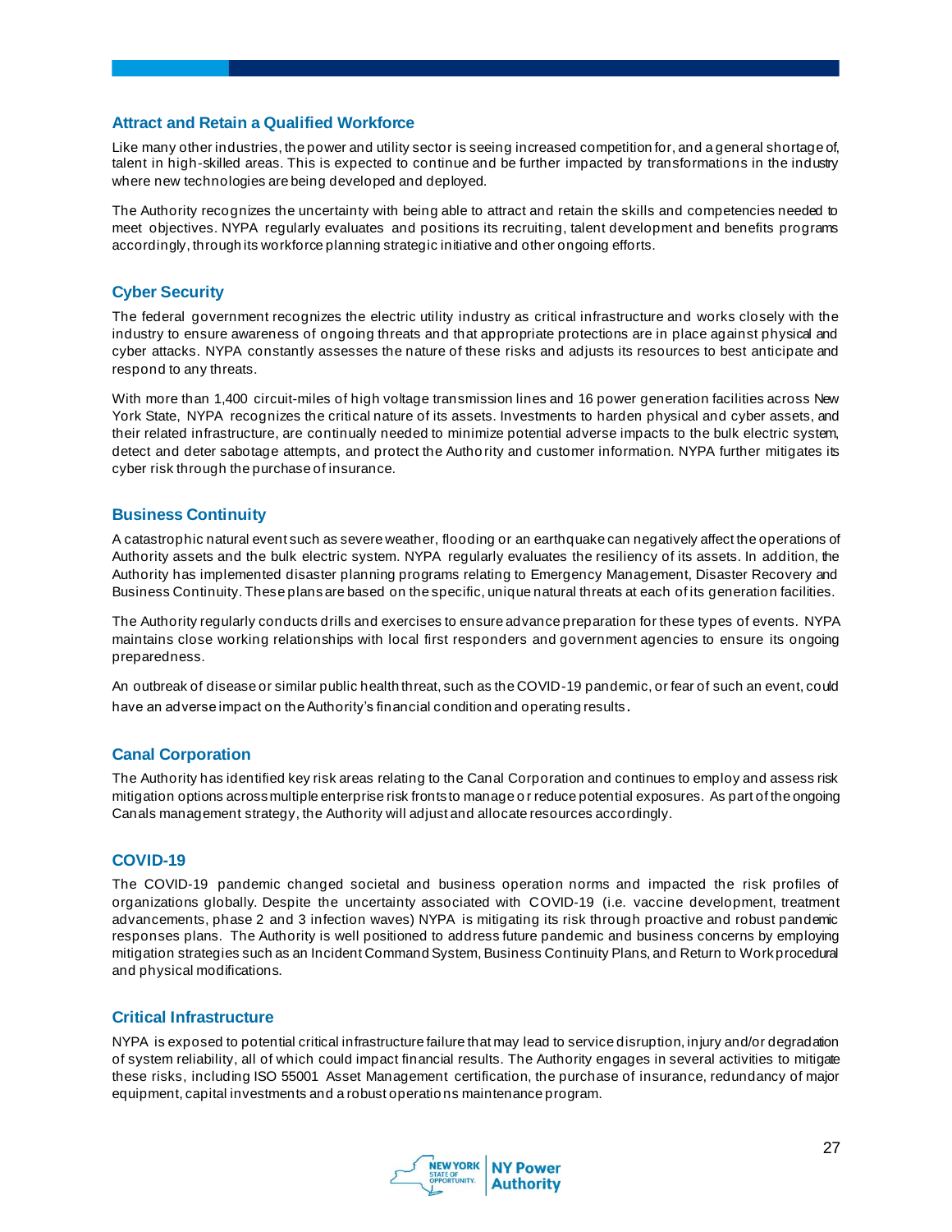### Attract and Retain a Qualified Workforce

Like many other industries, the power and utility sector is seeing increased competition for, and a general shortage of, talent in high-skilled areas. This is expected to continue and be further impacted by transformations in the industry where new technologies are being developed and deployed.

The Authority recognizes the uncertainty with being able to attract and retain the skills and competencies needed to meet objectives. NYPA regularly evaluates and positions its recruiting, talent development and benefits programs accordingly, through its workforce planning strategic initiative and other ongoing efforts.

### Cyber Security

The federal government recognizes the electric utility industry as critical infrastructure and works closely with the industry to ensure awareness of ongoing threats and that appropriate protections are in place against physical and cyber attacks. NYPA constantly assesses the nature of these risks and adjusts its resources to best anticipate and respond to any threats.

With more than 1,400 circuit-miles of high voltage transmission lines and 16 power generation facilities across New York State, NYPA recognizes the critical nature of its assets. Investments to harden physical and cyber assets, and their related infrastructure, are continually needed to minimize potential adverse impacts to the bulk electric system, detect and deter sabotage attempts, and protect the Authority and customer information. NYPA further mitigates its cyber risk through the purchase of insurance.

### Business Continuity

A catastrophic natural event such as severe weather, flooding or an earthquake can negatively affect the operations of Authority assets and the bulk electric system. NYPA regularly evaluates the resiliency of its assets. In addition, the Authority has implemented disaster planning programs relating to Emergency Management, Disaster Recovery and Business Continuity. These plans are based on the specific, unique natural threats at each of its generation facilities.

The Authority regularly conducts drills and exercises to ensure advance preparation for these types of events. NYPA maintains close working relationships with local first responders and government agencies to ensure its ongoing preparedness.

An outbreak of disease or similar public health threat, such as the COVID-19 pandemic, or fear of such an event, could have an adverse impact on the Authority's financial condition and operating results.

### Canal Corporation

The Authority has identified key risk areas relating to the Canal Corporation and continues to employ and assess risk mitigation options across multiple enterprise risk fronts to manage or reduce potential exposures. As part of the ongoing Canals management strategy, the Authority will adjust and allocate resources accordingly.

### COVID-19

The COVID-19 pandemic changed societal and business operation norms and impacted the risk profiles of organizations globally. Despite the uncertainty associated with COVID-19 (i.e. vaccine development, treatment advancements, phase 2 and 3 infection waves) NYPA is mitigating its risk through proactive and robust pandemic responses plans. The Authority is well positioned to address future pandemic and business concerns by employing mitigation strategies such as an Incident Command System, Business Continuity Plans, and Return to Work procedural and physical modifications.

### Critical Infrastructure

NYPA is exposed to potential critical infrastructure failure that may lead to service disruption, injury and/or degradation of system reliability, all of which could impact financial results. The Authority engages in several activities to mitigate these risks, including ISO 55001 Asset Management certification, the purchase of insurance, redundancy of major equipment, capital investments and a robust operations maintenance program.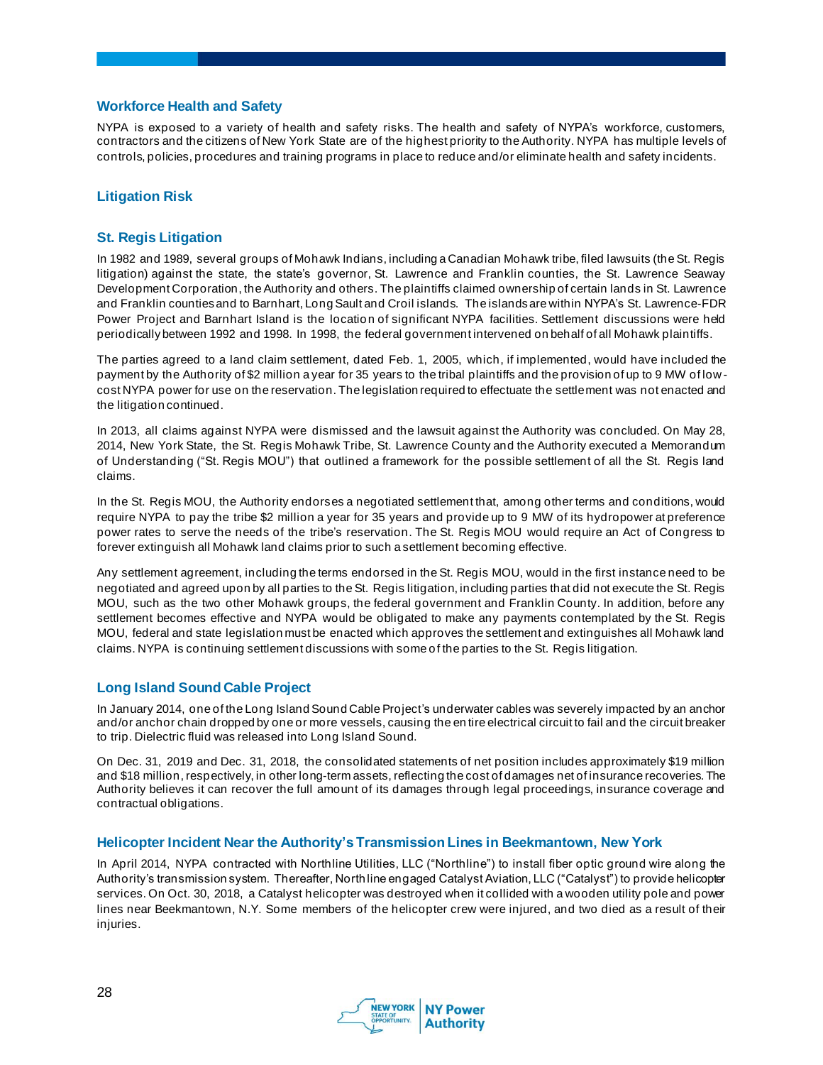## Workforce Health and Safety

NYPA is exposed to a variety of health and safety risks. The health and safety of NYPA's workforce, customers, contractors and the citizens of New York State are of the highest priority to the Authority. NYPA has multiple levels of controls, policies, procedures and training programs in place to reduce and/or eliminate health and safety incidents.

## Litigation Risk

## St. Regis Litigation

In 1982 and 1989, several groups of Mohawk Indians, including a Canadian Mohawk tribe, filed lawsuits (the St. Regis litigation) against the state, the state's governor, St. Lawrence and Franklin counties, the St. Lawrence Seaway Development Corporation, the Authority and others. The plaintiffs claimed ownership of certain lands in St. Lawrence and Franklin counties and to Barnhart, Long Sault and Croil islands. The islands are within NYPA's St. Lawrence-FDR Power Project and Barnhart Island is the location of significant NYPA facilities. Settlement discussions were held periodically between 1992 and 1998. In 1998, the federal government intervened on behalf of all Mohawk plaintiffs.

The parties agreed to a land claim settlement, dated Feb. 1, 2005, which, if implemented, would have included the payment by the Authority of $2 million a year for 35 years to the tribal plaintiffs and the provision of up to 9 MW of low-cost NYPA power for use on the reservation. The legislation required to effectuate the settlement was not enacted and the litigation continued.

In 2013, all claims against NYPA were dismissed and the lawsuit against the Authority was concluded. On May 28, 2014, New York State, the St. Regis Mohawk Tribe, St. Lawrence County and the Authority executed a Memorandum of Understanding ("St. Regis MOU") that outlined a framework for the possible settlement of all the St. Regis land claims.

In the St. Regis MOU, the Authority endorses a negotiated settlement that, among other terms and conditions, would require NYPA to pay the tribe $2 million a year for 35 years and provide up to 9 MW of its hydropower at preference power rates to serve the needs of the tribe's reservation. The St. Regis MOU would require an Act of Congress to forever extinguish all Mohawk land claims prior to such a settlement becoming effective.

Any settlement agreement, including the terms endorsed in the St. Regis MOU, would in the first instance need to be negotiated and agreed upon by all parties to the St. Regis litigation, including parties that did not execute the St. Regis MOU, such as the two other Mohawk groups, the federal government and Franklin County. In addition, before any settlement becomes effective and NYPA would be obligated to make any payments contemplated by the St. Regis MOU, federal and state legislation must be enacted which approves the settlement and extinguishes all Mohawk land claims. NYPA is continuing settlement discussions with some of the parties to the St. Regis litigation.

## Long Island Sound Cable Project

In January 2014, one of the Long Island Sound Cable Project's underwater cables was severely impacted by an anchor and/or anchor chain dropped by one or more vessels, causing the entire electrical circuit to fail and the circuit breaker to trip. Dielectric fluid was released into Long Island Sound.

On Dec. 31, 2019 and Dec. 31, 2018, the consolidated statements of net position includes approximately $19 million and $18 million, respectively, in other long-term assets, reflecting the cost of damages net of insurance recoveries. The Authority believes it can recover the full amount of its damages through legal proceedings, insurance coverage and contractual obligations.

## Helicopter Incident Near the Authority's Transmission Lines in Beekmantown, New York

In April 2014, NYPA contracted with Northline Utilities, LLC ("Northline") to install fiber optic ground wire along the Authority's transmission system. Thereafter, Northline engaged Catalyst Aviation, LLC ("Catalyst") to provide helicopter services. On Oct. 30, 2018, a Catalyst helicopter was destroyed when it collided with a wooden utility pole and power lines near Beekmantown, N.Y. Some members of the helicopter crew were injured, and two died as a result of their injuries.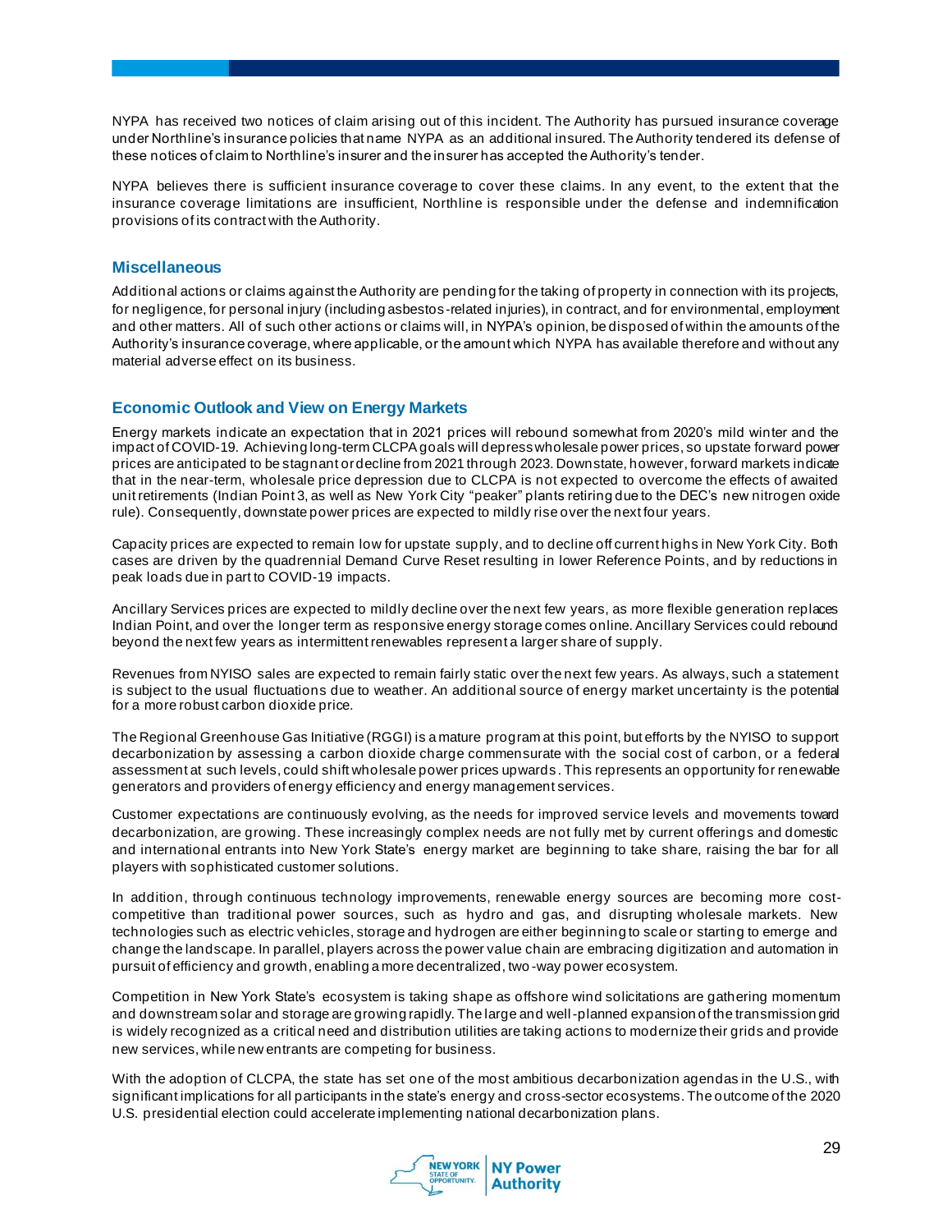NYPA has received two notices of claim arising out of this incident. The Authority has pursued insurance coverage under Northline's insurance policies that name NYPA as an additional insured. The Authority tendered its defense of these notices of claim to Northline's insurer and the insurer has accepted the Authority's tender.

NYPA believes there is sufficient insurance coverage to cover these claims. In any event, to the extent that the insurance coverage limitations are insufficient, Northline is responsible under the defense and indemnification provisions of its contract with the Authority.

### Miscellaneous

Additional actions or claims against the Authority are pending for the taking of property in connection with its projects, for negligence, for personal injury (including asbestos-related injuries), in contract, and for environmental, employment and other matters. All of such other actions or claims will, in NYPA's opinion, be disposed of within the amounts of the Authority's insurance coverage, where applicable, or the amount which NYPA has available therefore and without any material adverse effect on its business.

### Economic Outlook and View on Energy Markets

Energy markets indicate an expectation that in 2021 prices will rebound somewhat from 2020's mild winter and the impact of COVID-19. Achieving long-term CLCPA goals will depress wholesale power prices, so upstate forward power prices are anticipated to be stagnant or decline from 2021 through 2023. Downstate, however, forward markets indicate that in the near-term, wholesale price depression due to CLCPA is not expected to overcome the effects of awaited unit retirements (Indian Point 3, as well as New York City "peaker" plants retiring due to the DEC's new nitrogen oxide rule). Consequently, downstate power prices are expected to mildly rise over the next four years.

Capacity prices are expected to remain low for upstate supply, and to decline off current highs in New York City. Both cases are driven by the quadrennial Demand Curve Reset resulting in lower Reference Points, and by reductions in peak loads due in part to COVID-19 impacts.

Ancillary Services prices are expected to mildly decline over the next few years, as more flexible generation replaces Indian Point, and over the longer term as responsive energy storage comes online. Ancillary Services could rebound beyond the next few years as intermittent renewables represent a larger share of supply.

Revenues from NYISO sales are expected to remain fairly static over the next few years. As always, such a statement is subject to the usual fluctuations due to weather. An additional source of energy market uncertainty is the potential for a more robust carbon dioxide price.

The Regional Greenhouse Gas Initiative (RGGI) is a mature program at this point, but efforts by the NYISO to support decarbonization by assessing a carbon dioxide charge commensurate with the social cost of carbon, or a federal assessment at such levels, could shift wholesale power prices upwards. This represents an opportunity for renewable generators and providers of energy efficiency and energy management services.

Customer expectations are continuously evolving, as the needs for improved service levels and movements toward decarbonization, are growing. These increasingly complex needs are not fully met by current offerings and domestic and international entrants into New York State's energy market are beginning to take share, raising the bar for all players with sophisticated customer solutions.

In addition, through continuous technology improvements, renewable energy sources are becoming more cost-competitive than traditional power sources, such as hydro and gas, and disrupting wholesale markets. New technologies such as electric vehicles, storage and hydrogen are either beginning to scale or starting to emerge and change the landscape. In parallel, players across the power value chain are embracing digitization and automation in pursuit of efficiency and growth, enabling a more decentralized, two-way power ecosystem.

Competition in New York State's ecosystem is taking shape as offshore wind solicitations are gathering momentum and downstream solar and storage are growing rapidly. The large and well-planned expansion of the transmission grid is widely recognized as a critical need and distribution utilities are taking actions to modernize their grids and provide new services, while new entrants are competing for business.

With the adoption of CLCPA, the state has set one of the most ambitious decarbonization agendas in the U.S., with significant implications for all participants in the state's energy and cross-sector ecosystems. The outcome of the 2020 U.S. presidential election could accelerate implementing national decarbonization plans.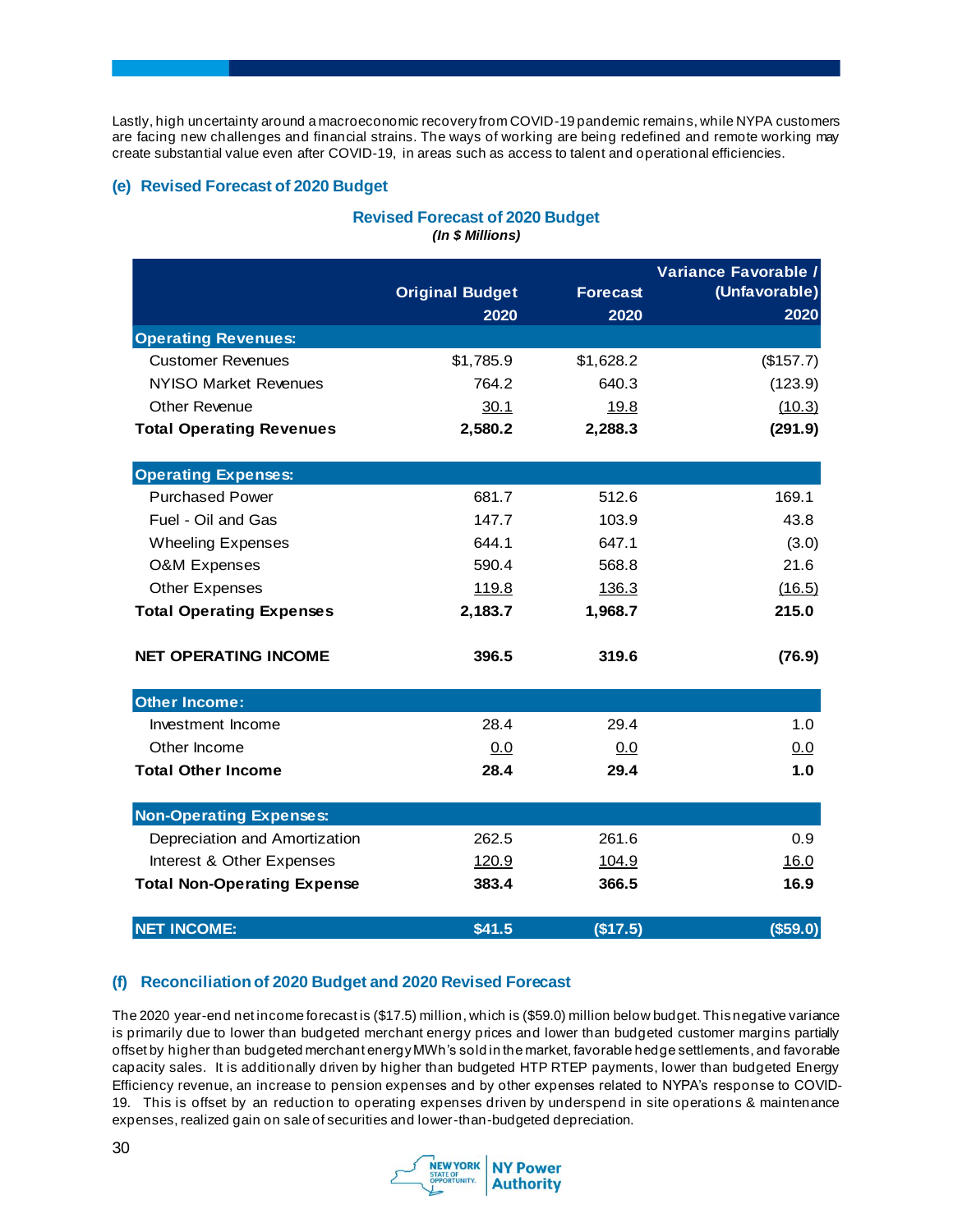Lastly, high uncertainty around a macroeconomic recovery from COVID-19 pandemic remains, while NYPA customers are facing new challenges and financial strains. The ways of working are being redefined and remote working may create substantial value even after COVID-19, in areas such as access to talent and operational efficiencies.

### (e) Revised Forecast of 2020 Budget

**Revised Forecast of 2020 Budget**
***(In $ Millions)***

| | Original Budget 2020 | Forecast 2020 | Variance Favorable / (Unfavorable) 2020 |
|---|---|---|---|
| **Operating Revenues:** | | | |
| Customer Revenues | $1,785.9 | $1,628.2 | ($157.7) |
| NYISO Market Revenues | 764.2 | 640.3 | (123.9) |
| Other Revenue | 30.1 | 19.8 | (10.3) |
| **Total Operating Revenues** | **2,580.2** | **2,288.3** | **(291.9)** |
| **Operating Expenses:** | | | |
| Purchased Power | 681.7 | 512.6 | 169.1 |
| Fuel - Oil and Gas | 147.7 | 103.9 | 43.8 |
| Wheeling Expenses | 644.1 | 647.1 | (3.0) |
| O&M Expenses | 590.4 | 568.8 | 21.6 |
| Other Expenses | 119.8 | 136.3 | (16.5) |
| **Total Operating Expenses** | **2,183.7** | **1,968.7** | **215.0** |
| **NET OPERATING INCOME** | **396.5** | **319.6** | **(76.9)** |
| **Other Income:** | | | |
| Investment Income | 28.4 | 29.4 | 1.0 |
| Other Income | 0.0 | 0.0 | 0.0 |
| **Total Other Income** | **28.4** | **29.4** | **1.0** |
| **Non-Operating Expenses:** | | | |
| Depreciation and Amortization | 262.5 | 261.6 | 0.9 |
| Interest & Other Expenses | 120.9 | 104.9 | 16.0 |
| **Total Non-Operating Expense** | **383.4** | **366.5** | **16.9** |
| **NET INCOME:** | **$41.5** | **($17.5)** | **($59.0)** |

### (f) Reconciliation of 2020 Budget and 2020 Revised Forecast

The 2020 year-end net income forecast is ($17.5) million, which is ($59.0) million below budget. This negative variance is primarily due to lower than budgeted merchant energy prices and lower than budgeted customer margins partially offset by higher than budgeted merchant energy MWh's sold in the market, favorable hedge settlements, and favorable capacity sales. It is additionally driven by higher than budgeted HTP RTEP payments, lower than budgeted Energy Efficiency revenue, an increase to pension expenses and by other expenses related to NYPA's response to COVID-19. This is offset by an reduction to operating expenses driven by underspend in site operations & maintenance expenses, realized gain on sale of securities and lower-than-budgeted depreciation.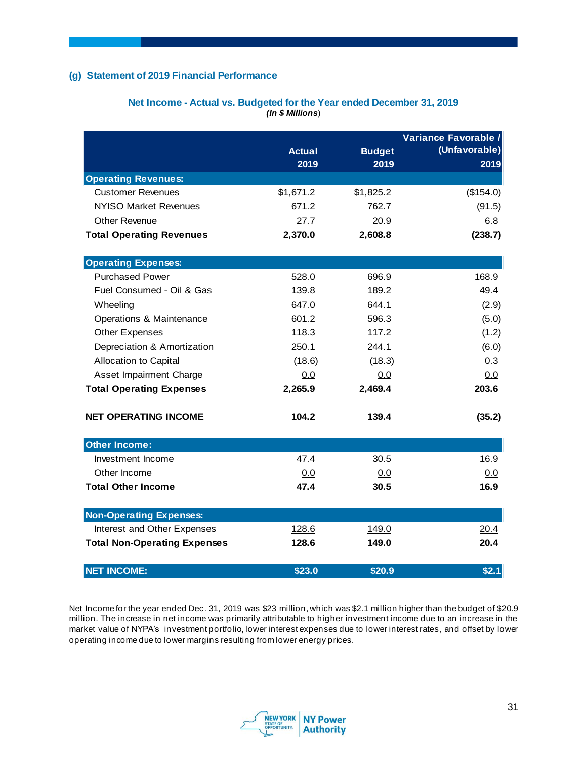### (g) Statement of 2019 Financial Performance

**Net Income - Actual vs. Budgeted for the Year ended December 31, 2019**
***(In $ Millions)***

| | Actual 2019 | Budget 2019 | Variance Favorable / (Unfavorable) 2019 |
|---|---|---|---|
| **Operating Revenues:** | | | |
| Customer Revenues | $1,671.2 | $1,825.2 | ($154.0) |
| NYISO Market Revenues | 671.2 | 762.7 | (91.5) |
| Other Revenue | 27.7 | 20.9 | 6.8 |
| **Total Operating Revenues** | **2,370.0** | **2,608.8** | **(238.7)** |
| **Operating Expenses:** | | | |
| Purchased Power | 528.0 | 696.9 | 168.9 |
| Fuel Consumed - Oil & Gas | 139.8 | 189.2 | 49.4 |
| Wheeling | 647.0 | 644.1 | (2.9) |
| Operations & Maintenance | 601.2 | 596.3 | (5.0) |
| Other Expenses | 118.3 | 117.2 | (1.2) |
| Depreciation & Amortization | 250.1 | 244.1 | (6.0) |
| Allocation to Capital | (18.6) | (18.3) | 0.3 |
| Asset Impairment Charge | 0.0 | 0.0 | 0.0 |
| **Total Operating Expenses** | **2,265.9** | **2,469.4** | **203.6** |
| **NET OPERATING INCOME** | **104.2** | **139.4** | **(35.2)** |
| **Other Income:** | | | |
| Investment Income | 47.4 | 30.5 | 16.9 |
| Other Income | 0.0 | 0.0 | 0.0 |
| **Total Other Income** | **47.4** | **30.5** | **16.9** |
| **Non-Operating Expenses:** | | | |
| Interest and Other Expenses | 128.6 | 149.0 | 20.4 |
| **Total Non-Operating Expenses** | **128.6** | **149.0** | **20.4** |
| **NET INCOME:** | **$23.0** | **$20.9** | **$2.1** |

Net Income for the year ended Dec. 31, 2019 was $23 million, which was $2.1 million higher than the budget of $20.9 million. The increase in net income was primarily attributable to higher investment income due to an increase in the market value of NYPA's investment portfolio, lower interest expenses due to lower interest rates, and offset by lower operating income due to lower margins resulting from lower energy prices.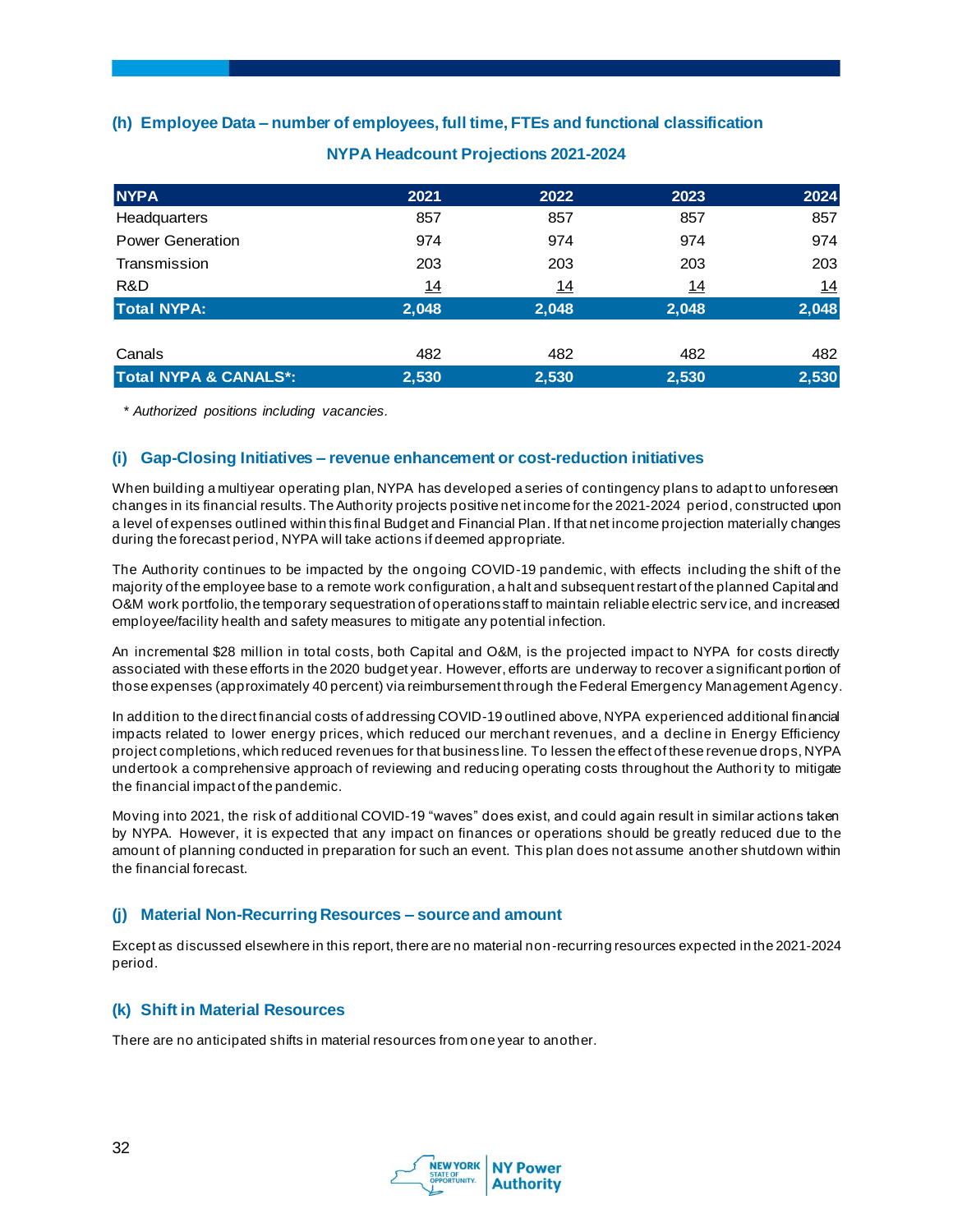### (h) Employee Data – number of employees, full time, FTEs and functional classification

**NYPA Headcount Projections 2021-2024**

| NYPA | 2021 | 2022 | 2023 | 2024 |
|---|---|---|---|---|
| Headquarters | 857 | 857 | 857 | 857 |
| Power Generation | 974 | 974 | 974 | 974 |
| Transmission | 203 | 203 | 203 | 203 |
| R&D | 14 | 14 | 14 | 14 |
| **Total NYPA:** | **2,048** | **2,048** | **2,048** | **2,048** |
| | | | | |
| Canals | 482 | 482 | 482 | 482 |
| **Total NYPA & CANALS*:** | **2,530** | **2,530** | **2,530** | **2,530** |

*\* Authorized positions including vacancies.*

### (i) Gap-Closing Initiatives – revenue enhancement or cost-reduction initiatives

When building a multiyear operating plan, NYPA has developed a series of contingency plans to adapt to unforeseen changes in its financial results. The Authority projects positive net income for the 2021-2024 period, constructed upon a level of expenses outlined within this final Budget and Financial Plan. If that net income projection materially changes during the forecast period, NYPA will take actions if deemed appropriate.

The Authority continues to be impacted by the ongoing COVID-19 pandemic, with effects including the shift of the majority of the employee base to a remote work configuration, a halt and subsequent restart of the planned Capital and O&M work portfolio, the temporary sequestration of operations staff to maintain reliable electric service, and increased employee/facility health and safety measures to mitigate any potential infection.

An incremental $28 million in total costs, both Capital and O&M, is the projected impact to NYPA for costs directly associated with these efforts in the 2020 budget year. However, efforts are underway to recover a significant portion of those expenses (approximately 40 percent) via reimbursement through the Federal Emergency Management Agency.

In addition to the direct financial costs of addressing COVID-19 outlined above, NYPA experienced additional financial impacts related to lower energy prices, which reduced our merchant revenues, and a decline in Energy Efficiency project completions, which reduced revenues for that business line. To lessen the effect of these revenue drops, NYPA undertook a comprehensive approach of reviewing and reducing operating costs throughout the Authority to mitigate the financial impact of the pandemic.

Moving into 2021, the risk of additional COVID-19 "waves" does exist, and could again result in similar actions taken by NYPA. However, it is expected that any impact on finances or operations should be greatly reduced due to the amount of planning conducted in preparation for such an event. This plan does not assume another shutdown within the financial forecast.

### (j) Material Non-Recurring Resources – source and amount

Except as discussed elsewhere in this report, there are no material non-recurring resources expected in the 2021-2024 period.

### (k) Shift in Material Resources

There are no anticipated shifts in material resources from one year to another.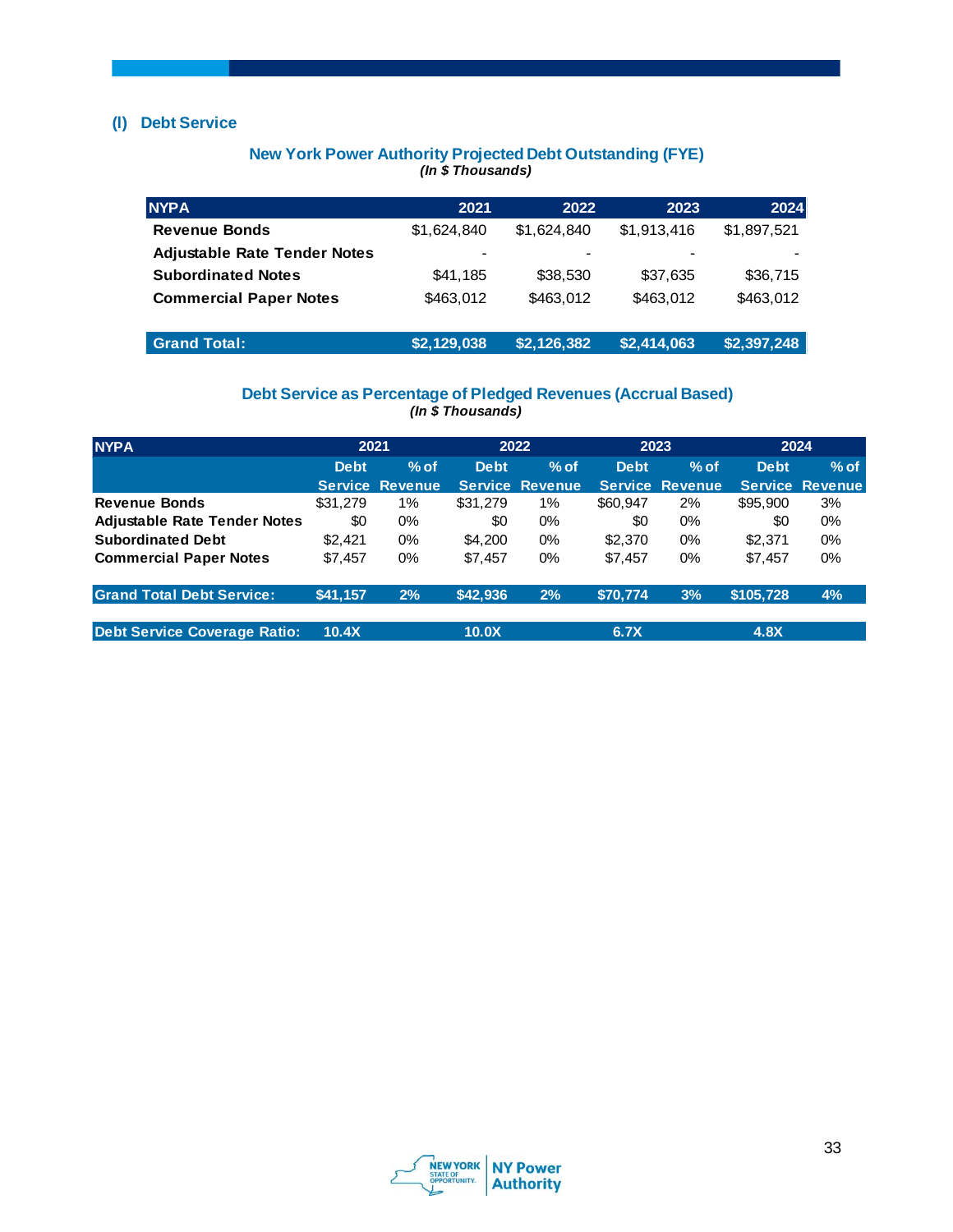## (l) Debt Service

### New York Power Authority Projected Debt Outstanding (FYE)

***(In $ Thousands)***

| NYPA | 2021 | 2022 | 2023 | 2024 |
|---|---|---|---|---|
| **Revenue Bonds** | $1,624,840 | $1,624,840 | $1,913,416 | $1,897,521 |
| **Adjustable Rate Tender Notes** | - | - | - | - |
| **Subordinated Notes** | $41,185 | $38,530 | $37,635 | $36,715 |
| **Commercial Paper Notes** | $463,012 | $463,012 | $463,012 | $463,012 |
| **Grand Total:** | **$2,129,038** | **$2,126,382** | **$2,414,063** | **$2,397,248** |

### Debt Service as Percentage of Pledged Revenues (Accrual Based)

***(In $ Thousands)***

| NYPA | 2021 | | 2022 | | 2023 | | 2024 | |
|---|---|---|---|---|---|---|---|---|
| | Debt Service | % of Revenue | Debt Service | % of Revenue | Debt Service | % of Revenue | Debt Service | % of Revenue |
| **Revenue Bonds** | $31,279 | 1% | $31,279 | 1% | $60,947 | 2% | $95,900 | 3% |
| **Adjustable Rate Tender Notes** | $0 | 0% | $0 | 0% | $0 | 0% | $0 | 0% |
| **Subordinated Debt** | $2,421 | 0% | $4,200 | 0% | $2,370 | 0% | $2,371 | 0% |
| **Commercial Paper Notes** | $7,457 | 0% | $7,457 | 0% | $7,457 | 0% | $7,457 | 0% |
| **Grand Total Debt Service:** | **$41,157** | **2%** | **$42,936** | **2%** | **$70,774** | **3%** | **$105,728** | **4%** |
| **Debt Service Coverage Ratio:** | **10.4X** | | **10.0X** | | **6.7X** | | **4.8X** | |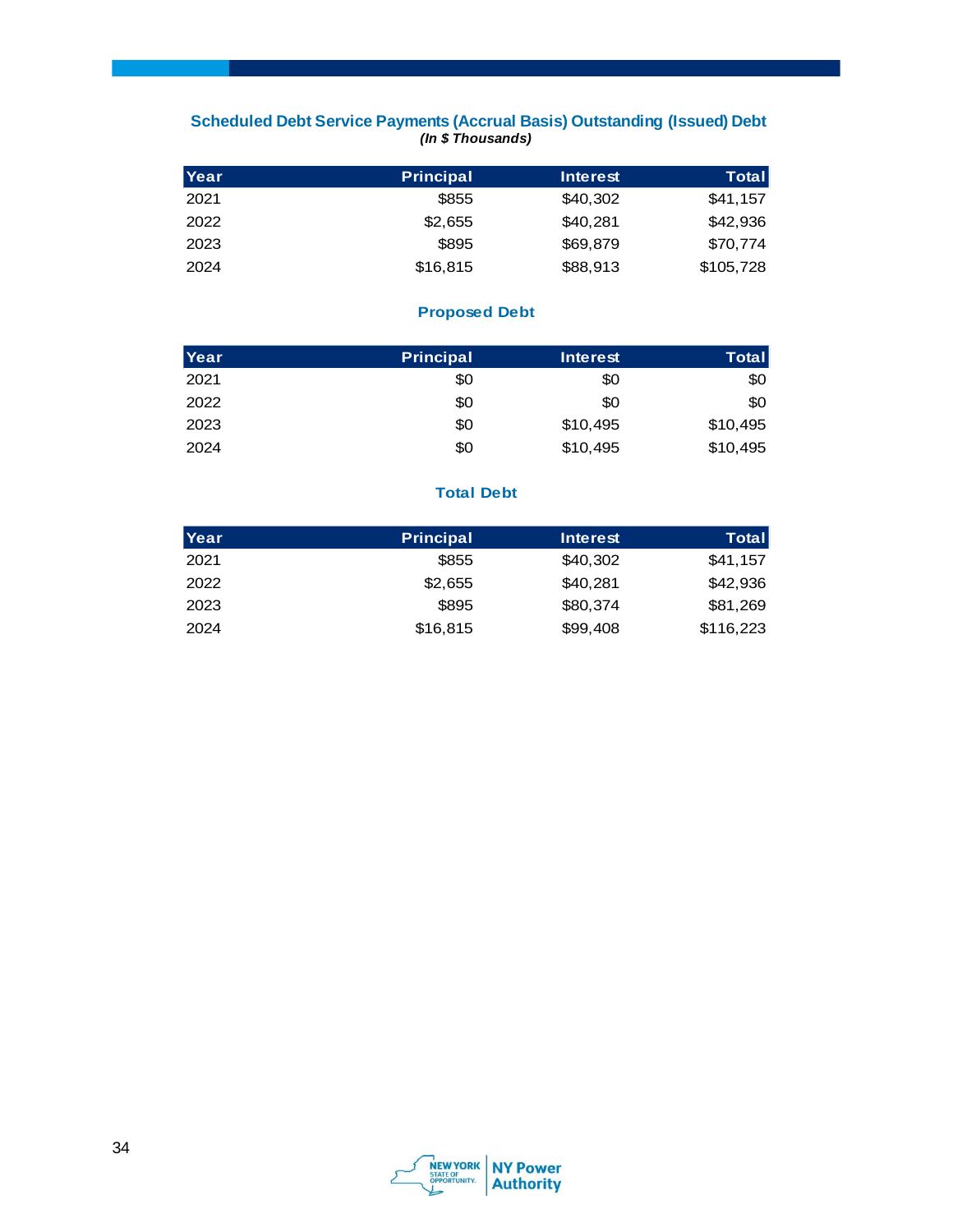## Scheduled Debt Service Payments (Accrual Basis) Outstanding (Issued) Debt

***(In $ Thousands)***

| Year | Principal | Interest | Total |
|---|---:|---:|---:|
| 2021 | $855 | $40,302 | $41,157 |
| 2022 | $2,655 | $40,281 | $42,936 |
| 2023 | $895 | $69,879 | $70,774 |
| 2024 | $16,815 | $88,913 | $105,728 |

## Proposed Debt

| Year | Principal | Interest | Total |
|---|---:|---:|---:|
| 2021 | $0 | $0 | $0 |
| 2022 | $0 | $0 | $0 |
| 2023 | $0 | $10,495 | $10,495 |
| 2024 | $0 | $10,495 | $10,495 |

## Total Debt

| Year | Principal | Interest | Total |
|---|---:|---:|---:|
| 2021 | $855 | $40,302 | $41,157 |
| 2022 | $2,655 | $40,281 | $42,936 |
| 2023 | $895 | $80,374 | $81,269 |
| 2024 | $16,815 | $99,408 | $116,223 |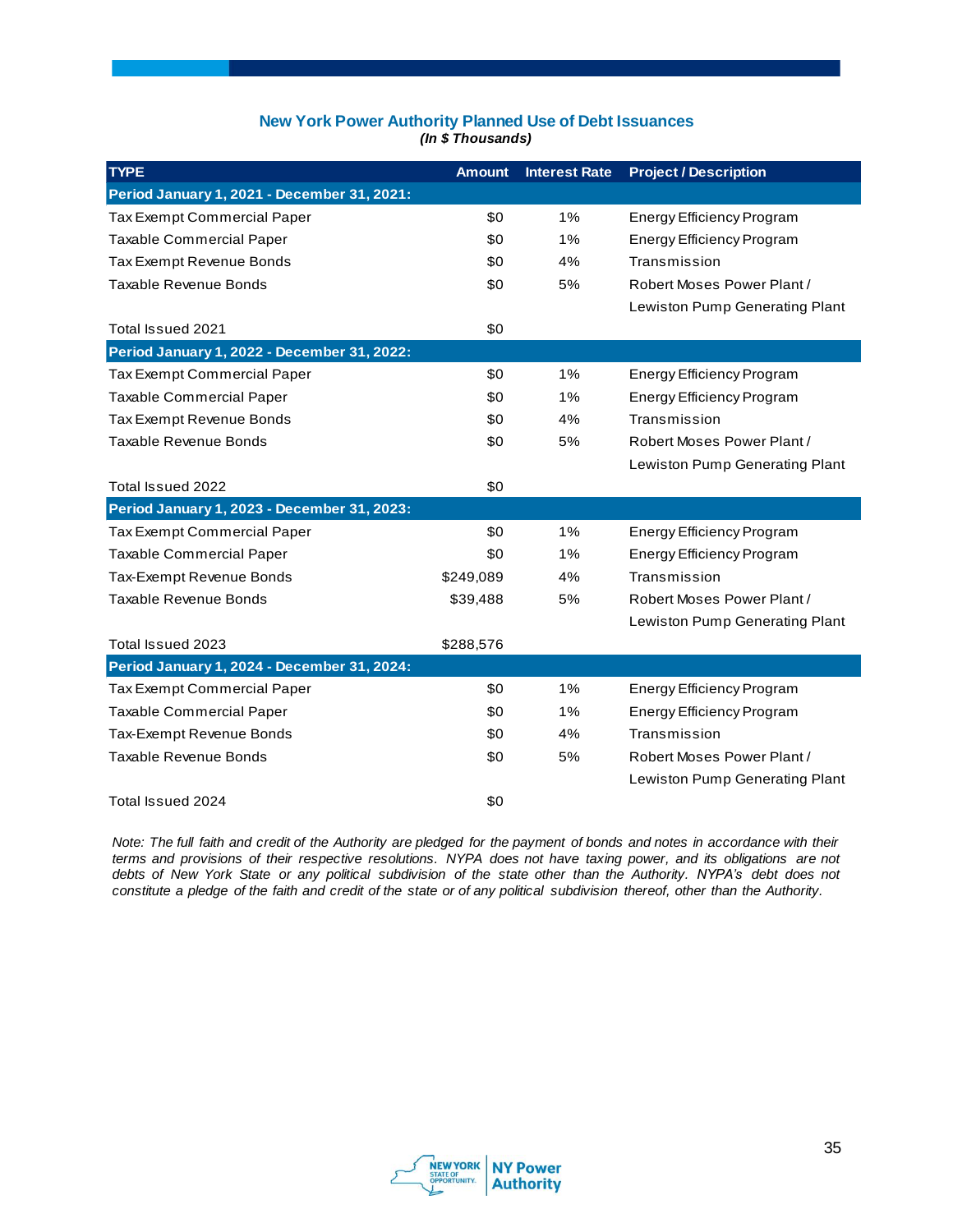## New York Power Authority Planned Use of Debt Issuances

***(In $ Thousands)***

| TYPE | Amount | Interest Rate | Project / Description |
|---|---|---|---|
| **Period January 1, 2021 - December 31, 2021:** | | | |
| Tax Exempt Commercial Paper | $0 | 1% | Energy Efficiency Program |
| Taxable Commercial Paper | $0 | 1% | Energy Efficiency Program |
| Tax Exempt Revenue Bonds | $0 | 4% | Transmission |
| Taxable Revenue Bonds | $0 | 5% | Robert Moses Power Plant / Lewiston Pump Generating Plant |
| Total Issued 2021 | $0 | | |
| **Period January 1, 2022 - December 31, 2022:** | | | |
| Tax Exempt Commercial Paper | $0 | 1% | Energy Efficiency Program |
| Taxable Commercial Paper | $0 | 1% | Energy Efficiency Program |
| Tax Exempt Revenue Bonds | $0 | 4% | Transmission |
| Taxable Revenue Bonds | $0 | 5% | Robert Moses Power Plant / Lewiston Pump Generating Plant |
| Total Issued 2022 | $0 | | |
| **Period January 1, 2023 - December 31, 2023:** | | | |
| Tax Exempt Commercial Paper | $0 | 1% | Energy Efficiency Program |
| Taxable Commercial Paper | $0 | 1% | Energy Efficiency Program |
| Tax-Exempt Revenue Bonds | $249,089 | 4% | Transmission |
| Taxable Revenue Bonds | $39,488 | 5% | Robert Moses Power Plant / Lewiston Pump Generating Plant |
| Total Issued 2023 | $288,576 | | |
| **Period January 1, 2024 - December 31, 2024:** | | | |
| Tax Exempt Commercial Paper | $0 | 1% | Energy Efficiency Program |
| Taxable Commercial Paper | $0 | 1% | Energy Efficiency Program |
| Tax-Exempt Revenue Bonds | $0 | 4% | Transmission |
| Taxable Revenue Bonds | $0 | 5% | Robert Moses Power Plant / Lewiston Pump Generating Plant |
| Total Issued 2024 | $0 | | |

*Note: The full faith and credit of the Authority are pledged for the payment of bonds and notes in accordance with their terms and provisions of their respective resolutions. NYPA does not have taxing power, and its obligations are not debts of New York State or any political subdivision of the state other than the Authority. NYPA's debt does not constitute a pledge of the faith and credit of the state or of any political subdivision thereof, other than the Authority.*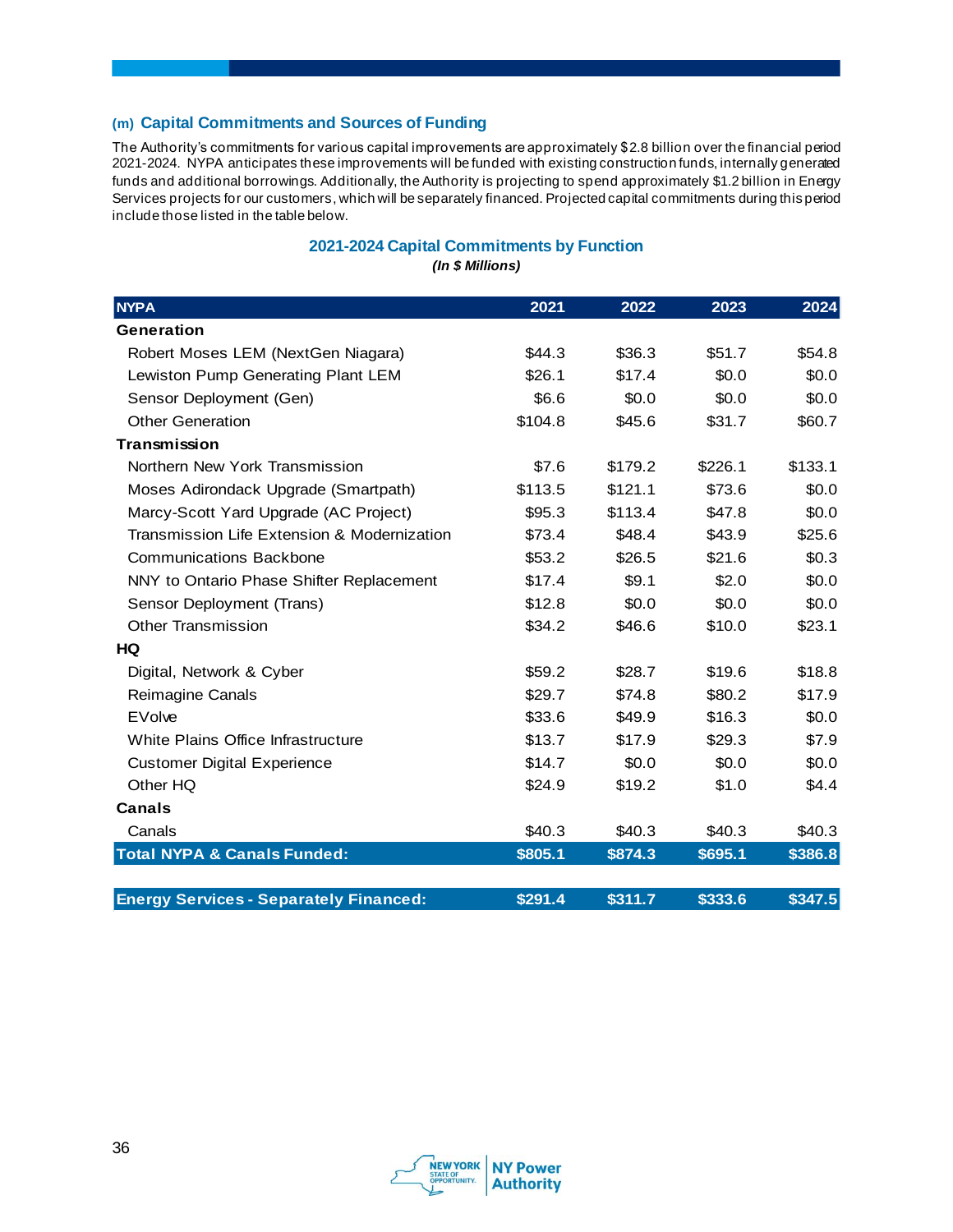### (m) Capital Commitments and Sources of Funding

The Authority's commitments for various capital improvements are approximately $2.8 billion over the financial period 2021-2024. NYPA anticipates these improvements will be funded with existing construction funds, internally generated funds and additional borrowings. Additionally, the Authority is projecting to spend approximately $1.2 billion in Energy Services projects for our customers, which will be separately financed. Projected capital commitments during this period include those listed in the table below.

**2021-2024 Capital Commitments by Function**

***(In $ Millions)***

| NYPA | 2021 | 2022 | 2023 | 2024 |
|---|---|---|---|---|
| **Generation** | | | | |
| Robert Moses LEM (NextGen Niagara) | $44.3 | $36.3 | $51.7 | $54.8 |
| Lewiston Pump Generating Plant LEM | $26.1 | $17.4 | $0.0 | $0.0 |
| Sensor Deployment (Gen) | $6.6 | $0.0 | $0.0 | $0.0 |
| Other Generation | $104.8 | $45.6 | $31.7 | $60.7 |
| **Transmission** | | | | |
| Northern New York Transmission | $7.6 | $179.2 | $226.1 | $133.1 |
| Moses Adirondack Upgrade (Smartpath) | $113.5 | $121.1 | $73.6 | $0.0 |
| Marcy-Scott Yard Upgrade (AC Project) | $95.3 | $113.4 | $47.8 | $0.0 |
| Transmission Life Extension & Modernization | $73.4 | $48.4 | $43.9 | $25.6 |
| Communications Backbone | $53.2 | $26.5 | $21.6 | $0.3 |
| NNY to Ontario Phase Shifter Replacement | $17.4 | $9.1 | $2.0 | $0.0 |
| Sensor Deployment (Trans) | $12.8 | $0.0 | $0.0 | $0.0 |
| Other Transmission | $34.2 | $46.6 | $10.0 | $23.1 |
| **HQ** | | | | |
| Digital, Network & Cyber | $59.2 | $28.7 | $19.6 | $18.8 |
| Reimagine Canals | $29.7 | $74.8 | $80.2 | $17.9 |
| EVolve | $33.6 | $49.9 | $16.3 | $0.0 |
| White Plains Office Infrastructure | $13.7 | $17.9 | $29.3 | $7.9 |
| Customer Digital Experience | $14.7 | $0.0 | $0.0 | $0.0 |
| Other HQ | $24.9 | $19.2 | $1.0 | $4.4 |
| **Canals** | | | | |
| Canals | $40.3 | $40.3 | $40.3 | $40.3 |
| **Total NYPA & Canals Funded:** | **$805.1** | **$874.3** | **$695.1** | **$386.8** |
| | | | | |
| **Energy Services - Separately Financed:** | **$291.4** | **$311.7** | **$333.6** | **$347.5** |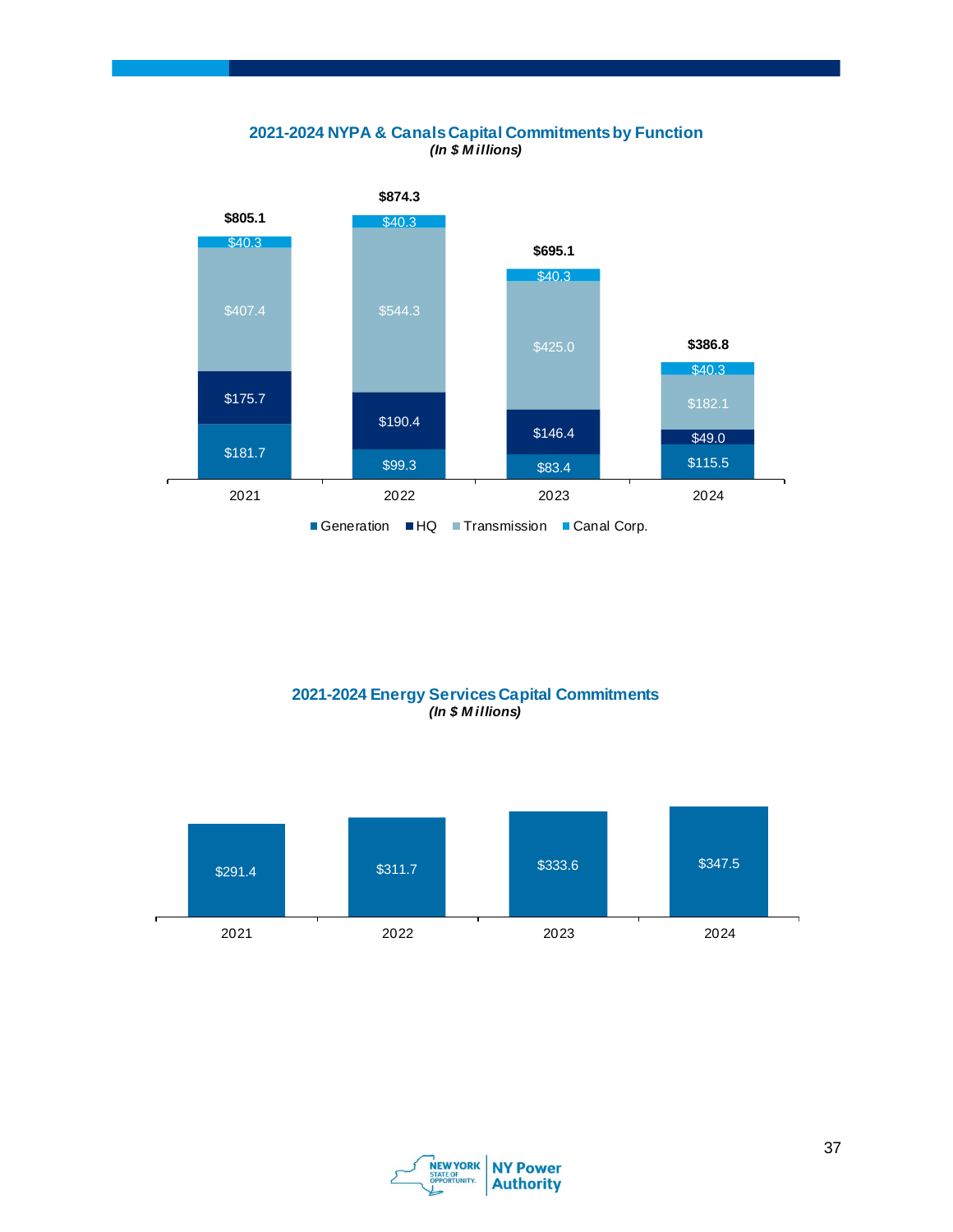**2021-2024 NYPA & Canals Capital Commitments by Function**
***(In $ Millions)***

| | 2021 | 2022 | 2023 | 2024 |
|---|---|---|---|---|
| Generation | $181.7 | $99.3 | $83.4 | $115.5 |
| HQ | $175.7 | $190.4 | $146.4 | $49.0 |
| Transmission | $407.4 | $544.3 | $425.0 | $182.1 |
| Canal Corp. | $40.3 | $40.3 | $40.3 | $40.3 |
| **Total** | **$805.1** | **$874.3** | **$695.1** | **$386.8** |

**2021-2024 Energy Services Capital Commitments**
***(In $ Millions)***

| 2021 | 2022 | 2023 | 2024 |
|---|---|---|---|
| $291.4 | $311.7 | $333.6 | $347.5 |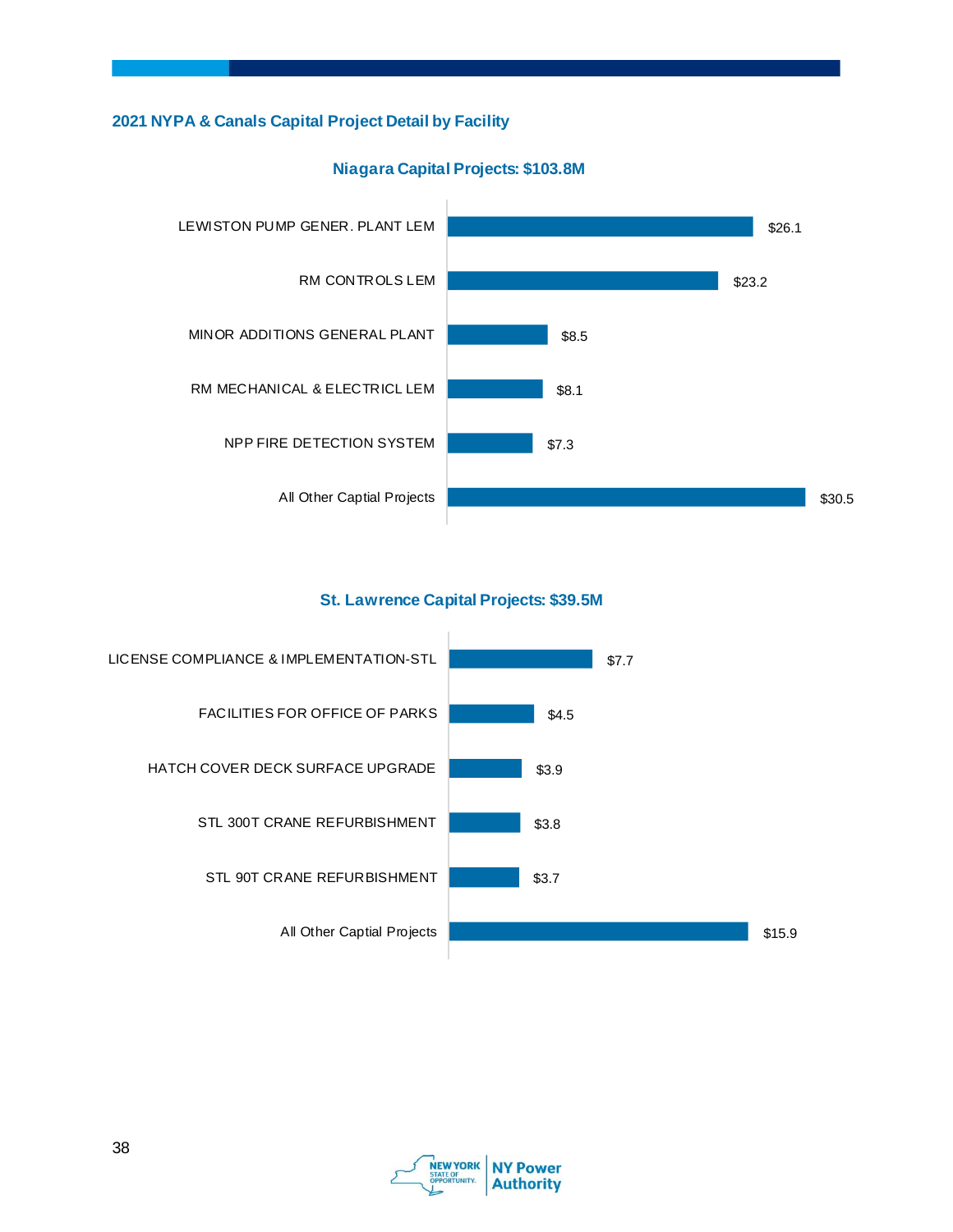## 2021 NYPA & Canals Capital Project Detail by Facility

### Niagara Capital Projects: $103.8M

| Project | Amount ($M) |
|---|---|
| LEWISTON PUMP GENER. PLANT LEM | $26.1 |
| RM CONTROLS LEM | $23.2 |
| MINOR ADDITIONS GENERAL PLANT | $8.5 |
| RM MECHANICAL & ELECTRICL LEM | $8.1 |
| NPP FIRE DETECTION SYSTEM | $7.3 |
| All Other Captial Projects | $30.5 |

### St. Lawrence Capital Projects: $39.5M

| Project | Amount ($M) |
|---|---|
| LICENSE COMPLIANCE & IMPLEMENTATION-STL | $7.7 |
| FACILITIES FOR OFFICE OF PARKS | $4.5 |
| HATCH COVER DECK SURFACE UPGRADE | $3.9 |
| STL 300T CRANE REFURBISHMENT | $3.8 |
| STL 90T CRANE REFURBISHMENT | $3.7 |
| All Other Captial Projects | $15.9 |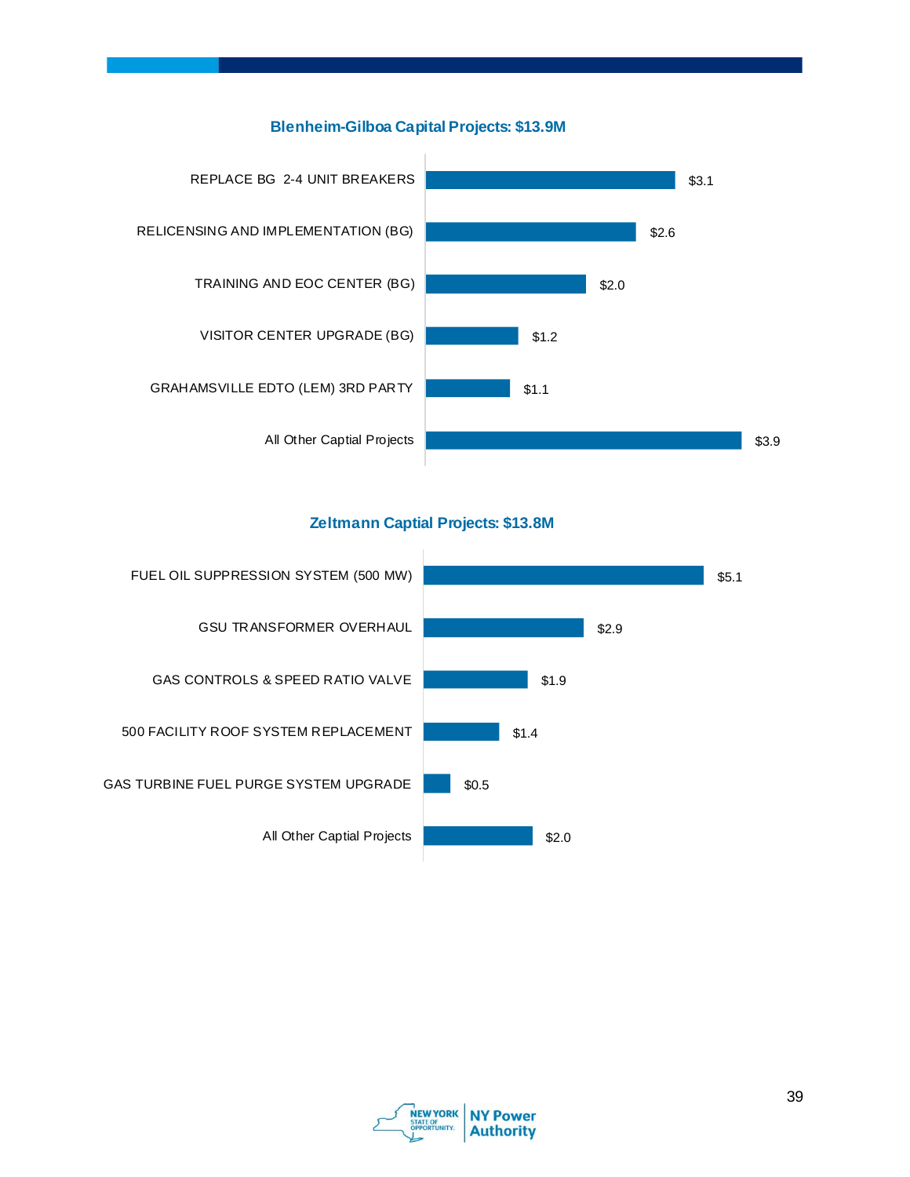### Blenheim-Gilboa Capital Projects: $13.9M

| Project | Amount |
| --- | --- |
| REPLACE BG 2-4 UNIT BREAKERS | $3.1 |
| RELICENSING AND IMPLEMENTATION (BG) | $2.6 |
| TRAINING AND EOC CENTER (BG) | $2.0 |
| VISITOR CENTER UPGRADE (BG) | $1.2 |
| GRAHAMSVILLE EDTO (LEM) 3RD PARTY | $1.1 |
| All Other Captial Projects | $3.9 |

### Zeltmann Captial Projects: $13.8M

| Project | Amount |
| --- | --- |
| FUEL OIL SUPPRESSION SYSTEM (500 MW) | $5.1 |
| GSU TRANSFORMER OVERHAUL | $2.9 |
| GAS CONTROLS & SPEED RATIO VALVE | $1.9 |
| 500 FACILITY ROOF SYSTEM REPLACEMENT | $1.4 |
| GAS TURBINE FUEL PURGE SYSTEM UPGRADE | $0.5 |
| All Other Captial Projects | $2.0 |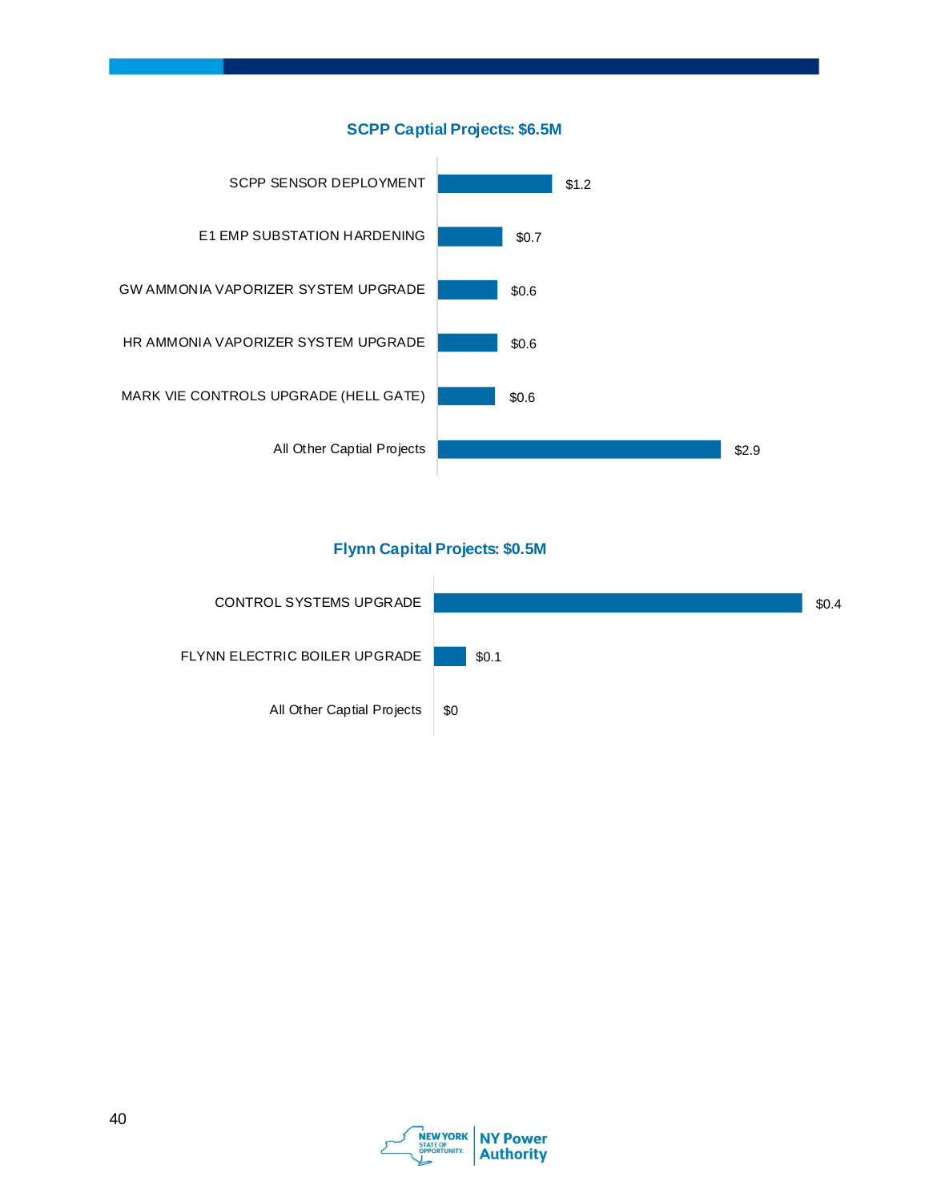## SCPP Captial Projects: $6.5M

| Project | Amount |
|---|---|
| SCPP SENSOR DEPLOYMENT | $1.2 |
| E1 EMP SUBSTATION HARDENING | $0.7 |
| GW AMMONIA VAPORIZER SYSTEM UPGRADE | $0.6 |
| HR AMMONIA VAPORIZER SYSTEM UPGRADE | $0.6 |
| MARK VIE CONTROLS UPGRADE (HELL GATE) | $0.6 |
| All Other Captial Projects | $2.9 |

## Flynn Capital Projects: $0.5M

| Project | Amount |
|---|---|
| CONTROL SYSTEMS UPGRADE | $0.4 |
| FLYNN ELECTRIC BOILER UPGRADE | $0.1 |
| All Other Captial Projects | $0 |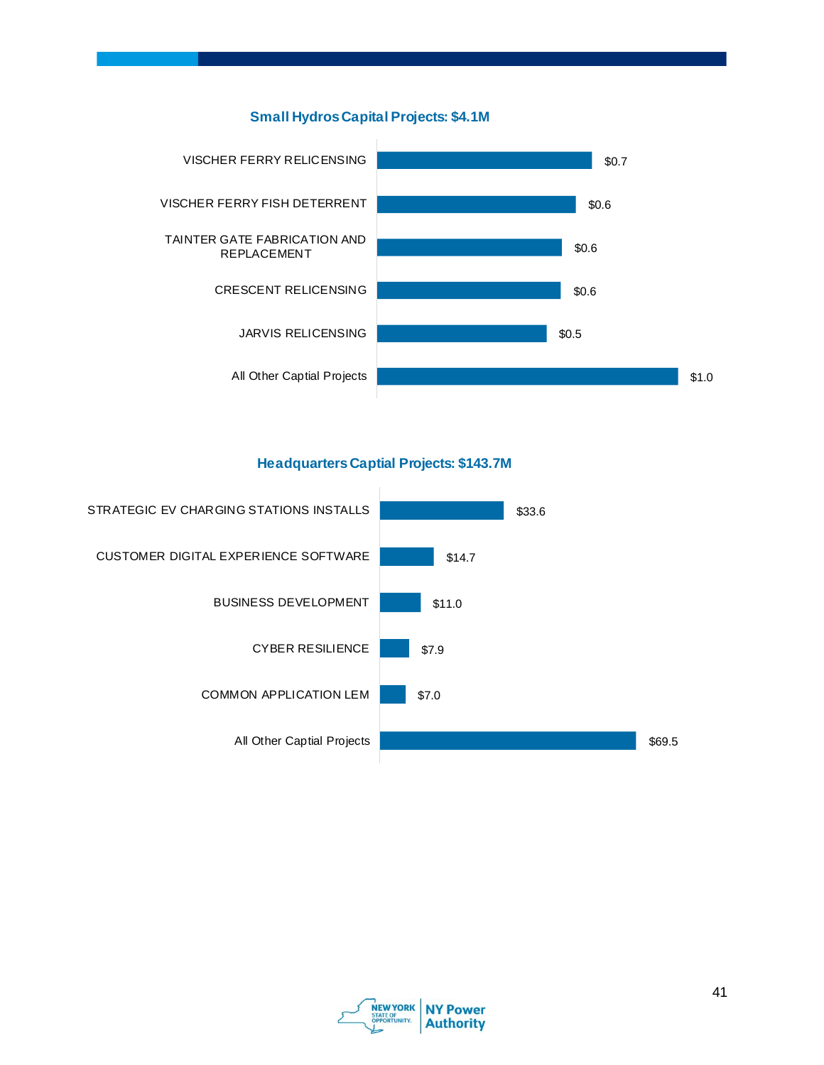### Small Hydros Capital Projects: $4.1M

| Project | Amount |
| --- | --- |
| VISCHER FERRY RELICENSING | $0.7 |
| VISCHER FERRY FISH DETERRENT | $0.6 |
| TAINTER GATE FABRICATION AND REPLACEMENT | $0.6 |
| CRESCENT RELICENSING | $0.6 |
| JARVIS RELICENSING | $0.5 |
| All Other Captial Projects | $1.0 |

### Headquarters Captial Projects: $143.7M

| Project | Amount |
| --- | --- |
| STRATEGIC EV CHARGING STATIONS INSTALLS | $33.6 |
| CUSTOMER DIGITAL EXPERIENCE SOFTWARE | $14.7 |
| BUSINESS DEVELOPMENT | $11.0 |
| CYBER RESILIENCE | $7.9 |
| COMMON APPLICATION LEM | $7.0 |
| All Other Captial Projects | $69.5 |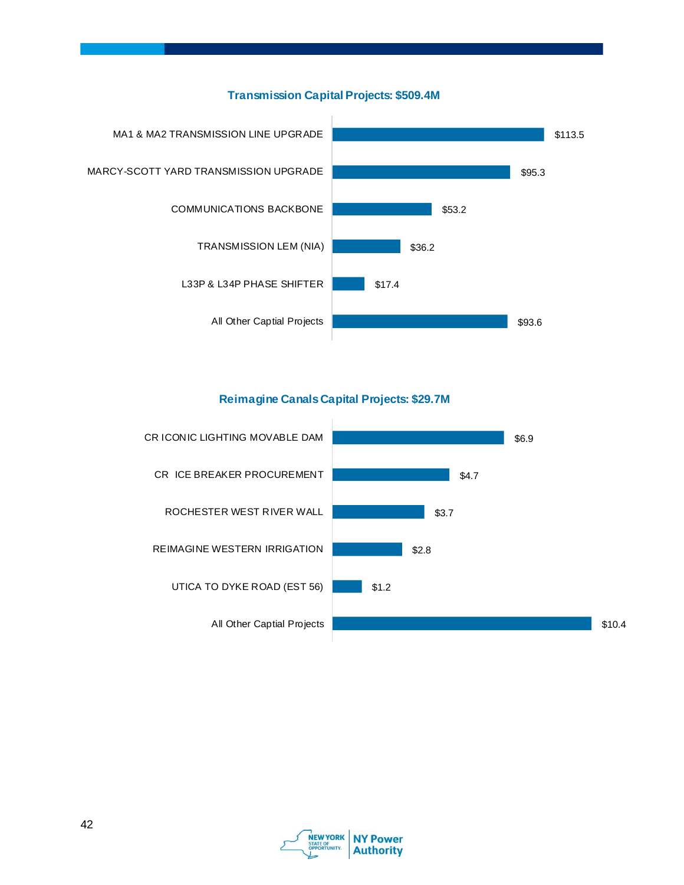## Transmission Capital Projects: $509.4M

| Project | Amount |
| --- | --- |
| MA1 & MA2 TRANSMISSION LINE UPGRADE | $113.5 |
| MARCY-SCOTT YARD TRANSMISSION UPGRADE | $95.3 |
| COMMUNICATIONS BACKBONE | $53.2 |
| TRANSMISSION LEM (NIA) | $36.2 |
| L33P & L34P PHASE SHIFTER | $17.4 |
| All Other Captial Projects | $93.6 |

## Reimagine Canals Capital Projects: $29.7M

| Project | Amount |
| --- | --- |
| CR ICONIC LIGHTING MOVABLE DAM | $6.9 |
| CR ICE BREAKER PROCUREMENT | $4.7 |
| ROCHESTER WEST RIVER WALL | $3.7 |
| REIMAGINE WESTERN IRRIGATION | $2.8 |
| UTICA TO DYKE ROAD (EST 56) | $1.2 |
| All Other Captial Projects | $10.4 |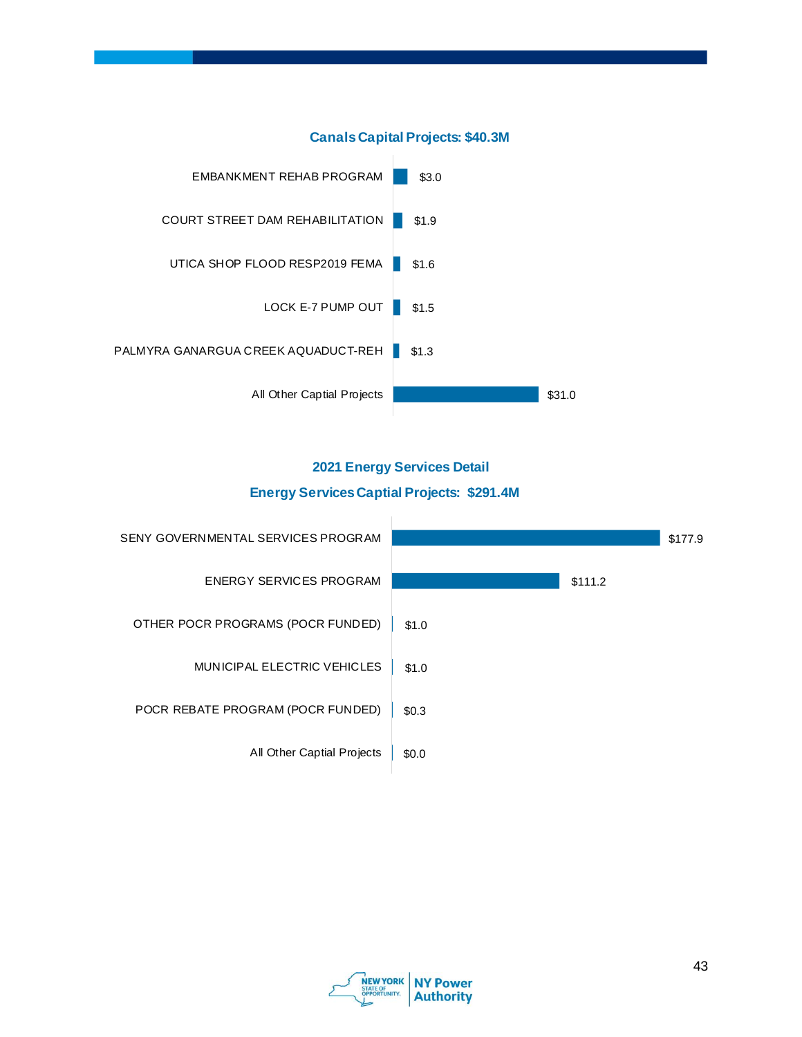### Canals Capital Projects: $40.3M

| Project | Amount |
| --- | --- |
| EMBANKMENT REHAB PROGRAM | $3.0 |
| COURT STREET DAM REHABILITATION | $1.9 |
| UTICA SHOP FLOOD RESP2019 FEMA | $1.6 |
| LOCK E-7 PUMP OUT | $1.5 |
| PALMYRA GANARGUA CREEK AQUADUCT-REH | $1.3 |
| All Other Captial Projects | $31.0 |

### 2021 Energy Services Detail

### Energy Services Captial Projects: $291.4M

| Project | Amount |
| --- | --- |
| SENY GOVERNMENTAL SERVICES PROGRAM | $177.9 |
| ENERGY SERVICES PROGRAM | $111.2 |
| OTHER POCR PROGRAMS (POCR FUNDED) | $1.0 |
| MUNICIPAL ELECTRIC VEHICLES | $1.0 |
| POCR REBATE PROGRAM (POCR FUNDED) | $0.3 |
| All Other Captial Projects | $0.0 |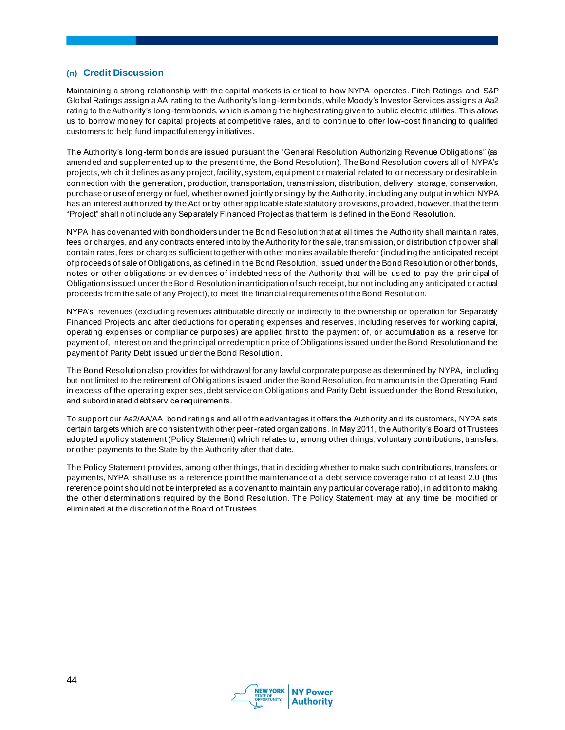### (n) Credit Discussion

Maintaining a strong relationship with the capital markets is critical to how NYPA operates. Fitch Ratings and S&P Global Ratings assign a AA rating to the Authority's long-term bonds, while Moody's Investor Services assigns a Aa2 rating to the Authority's long-term bonds, which is among the highest rating given to public electric utilities. This allows us to borrow money for capital projects at competitive rates, and to continue to offer low-cost financing to qualified customers to help fund impactful energy initiatives.

The Authority's long-term bonds are issued pursuant the "General Resolution Authorizing Revenue Obligations" (as amended and supplemented up to the present time, the Bond Resolution). The Bond Resolution covers all of NYPA's projects, which it defines as any project, facility, system, equipment or material related to or necessary or desirable in connection with the generation, production, transportation, transmission, distribution, delivery, storage, conservation, purchase or use of energy or fuel, whether owned jointly or singly by the Authority, including any output in which NYPA has an interest authorized by the Act or by other applicable state statutory provisions, provided, however, that the term "Project" shall not include any Separately Financed Project as that term is defined in the Bond Resolution.

NYPA has covenanted with bondholders under the Bond Resolution that at all times the Authority shall maintain rates, fees or charges, and any contracts entered into by the Authority for the sale, transmission, or distribution of power shall contain rates, fees or charges sufficient together with other monies available therefor (including the anticipated receipt of proceeds of sale of Obligations, as defined in the Bond Resolution, issued under the Bond Resolution or other bonds, notes or other obligations or evidences of indebtedness of the Authority that will be used to pay the principal of Obligations issued under the Bond Resolution in anticipation of such receipt, but not including any anticipated or actual proceeds from the sale of any Project), to meet the financial requirements of the Bond Resolution.

NYPA's revenues (excluding revenues attributable directly or indirectly to the ownership or operation for Separately Financed Projects and after deductions for operating expenses and reserves, including reserves for working capital, operating expenses or compliance purposes) are applied first to the payment of, or accumulation as a reserve for payment of, interest on and the principal or redemption price of Obligations issued under the Bond Resolution and the payment of Parity Debt issued under the Bond Resolution.

The Bond Resolution also provides for withdrawal for any lawful corporate purpose as determined by NYPA, including but not limited to the retirement of Obligations issued under the Bond Resolution, from amounts in the Operating Fund in excess of the operating expenses, debt service on Obligations and Parity Debt issued under the Bond Resolution, and subordinated debt service requirements.

To support our Aa2/AA/AA bond ratings and all of the advantages it offers the Authority and its customers, NYPA sets certain targets which are consistent with other peer-rated organizations. In May 2011, the Authority's Board of Trustees adopted a policy statement (Policy Statement) which relates to, among other things, voluntary contributions, transfers, or other payments to the State by the Authority after that date.

The Policy Statement provides, among other things, that in deciding whether to make such contributions, transfers, or payments, NYPA shall use as a reference point the maintenance of a debt service coverage ratio of at least 2.0 (this reference point should not be interpreted as a covenant to maintain any particular coverage ratio), in addition to making the other determinations required by the Bond Resolution. The Policy Statement may at any time be modified or eliminated at the discretion of the Board of Trustees.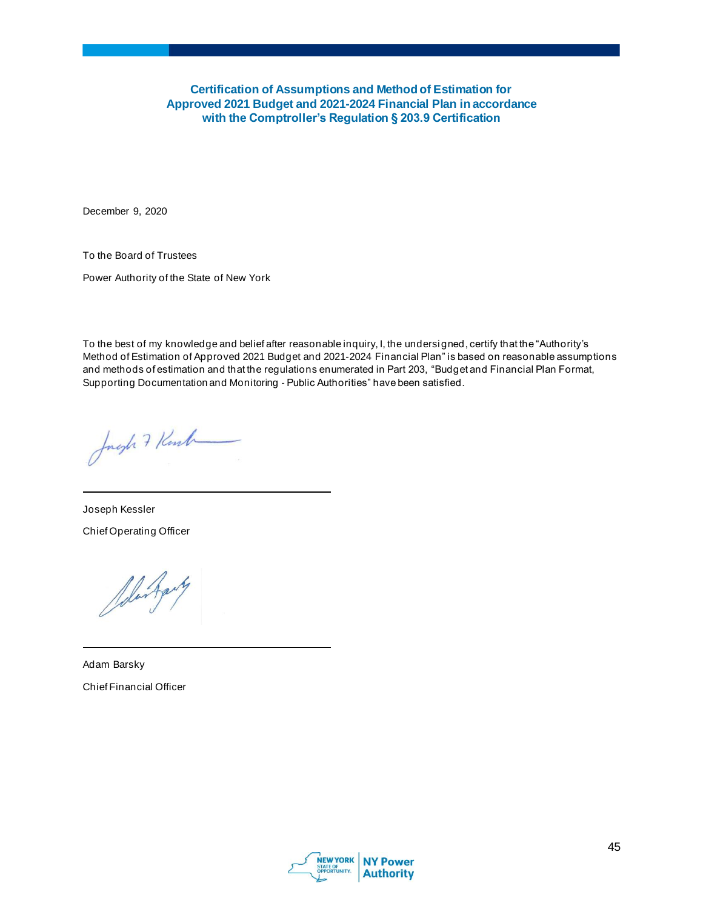# Certification of Assumptions and Method of Estimation for Approved 2021 Budget and 2021-2024 Financial Plan in accordance with the Comptroller's Regulation § 203.9 Certification

December 9, 2020

To the Board of Trustees

Power Authority of the State of New York

To the best of my knowledge and belief after reasonable inquiry, I, the undersigned, certify that the "Authority's Method of Estimation of Approved 2021 Budget and 2021-2024 Financial Plan" is based on reasonable assumptions and methods of estimation and that the regulations enumerated in Part 203, "Budget and Financial Plan Format, Supporting Documentation and Monitoring - Public Authorities" have been satisfied.

Joseph Kessler

Chief Operating Officer

Adam Barsky

Chief Financial Officer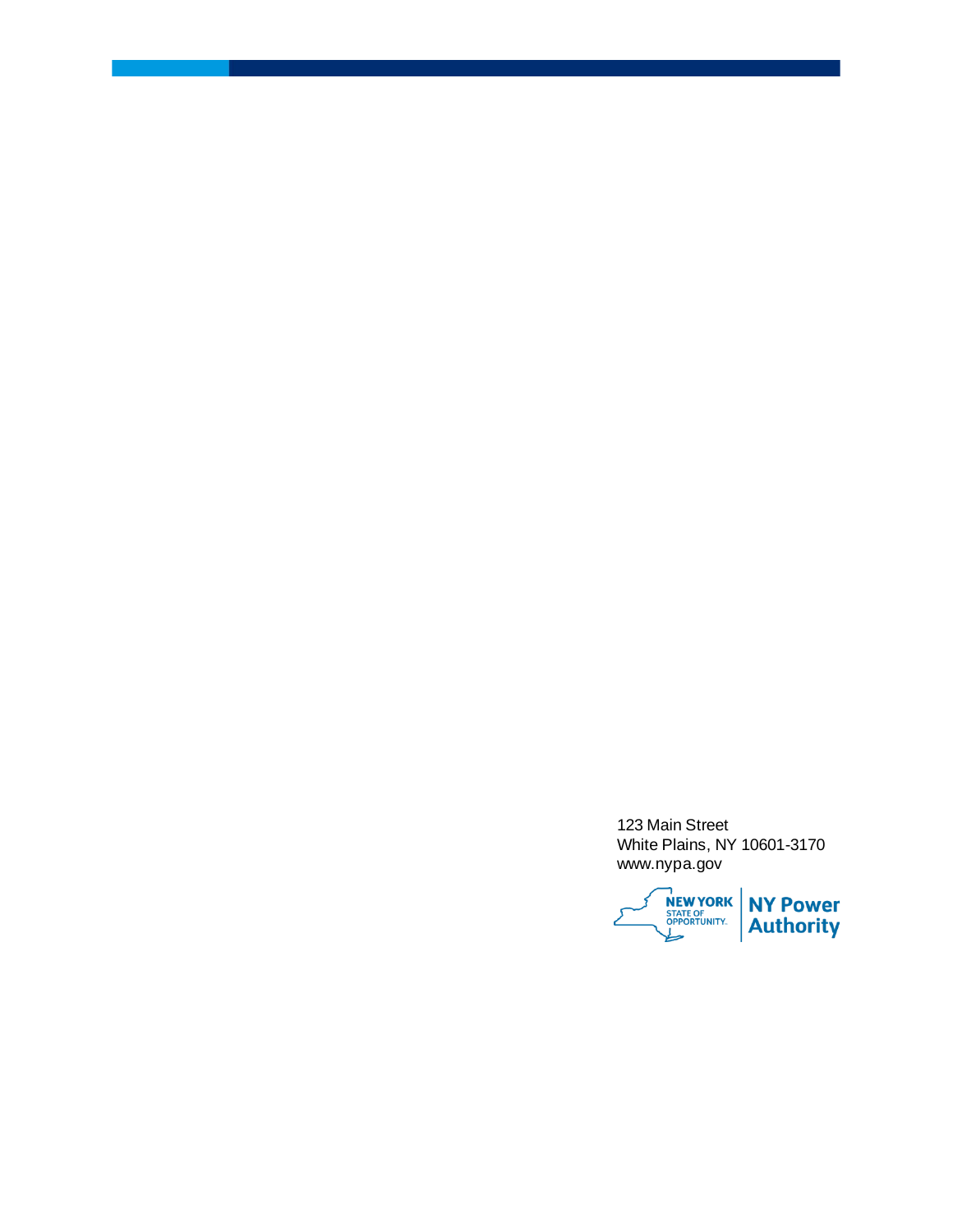123 Main Street
White Plains, NY 10601-3170
www.nypa.gov

NEW YORK
STATE OF
OPPORTUNITY.

NY Power
Authority